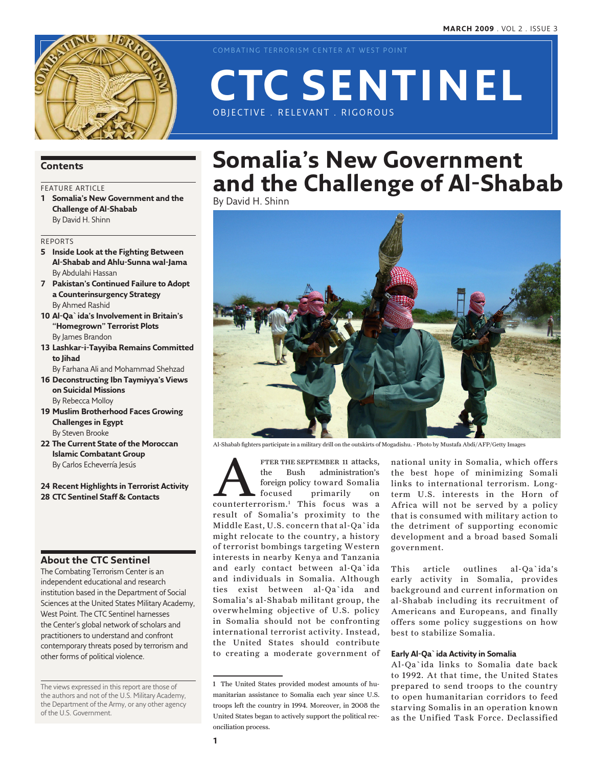COMBATING TERRORISM CENTER AT WEST POINT

# CTC SENTINEL

OBJECTIVE . RELEVANT . RIGOROUS

MARCH 2009 . VOL 2 . ISSUE 3

## Contents

FEATURE ARTICLE

**1 Somalia's New Government and the Challenge of Al-Shabab**
By David H. Shinn

REPORTS

**5 Inside Look at the Fighting Between Al-Shabab and Ahlu-Sunna wal-Jama**
By Abdulahi Hassan

**7 Pakistan's Continued Failure to Adopt a Counterinsurgency Strategy**
By Ahmed Rashid

**10 Al-Qa`ida's Involvement in Britain's "Homegrown" Terrorist Plots**
By James Brandon

**13 Lashkar-i-Tayyiba Remains Committed to Jihad**
By Farhana Ali and Mohammad Shehzad

**16 Deconstructing Ibn Taymiyya's Views on Suicidal Missions**
By Rebecca Molloy

**19 Muslim Brotherhood Faces Growing Challenges in Egypt**
By Steven Brooke

**22 The Current State of the Moroccan Islamic Combatant Group**
By Carlos Echeverría Jesús

**24 Recent Highlights in Terrorist Activity**

**28 CTC Sentinel Staff & Contacts**

## About the CTC Sentinel

The Combating Terrorism Center is an independent educational and research institution based in the Department of Social Sciences at the United States Military Academy, West Point. The CTC Sentinel harnesses the Center's global network of scholars and practitioners to understand and confront contemporary threats posed by terrorism and other forms of political violence.

The views expressed in this report are those of the authors and not of the U.S. Military Academy, the Department of the Army, or any other agency of the U.S. Government.

# Somalia's New Government and the Challenge of Al-Shabab

By David H. Shinn

Al-Shabab fighters participate in a military drill on the outskirts of Mogadishu. - Photo by Mustafa Abdi/AFP/Getty Images

After the September 11 attacks, the Bush administration's foreign policy toward Somalia focused primarily on counterterrorism.[1] This focus was a result of Somalia's proximity to the Middle East, U.S. concern that al-Qa`ida might relocate to the country, a history of terrorist bombings targeting Western interests in nearby Kenya and Tanzania and early contact between al-Qa`ida and individuals in Somalia. Although ties exist between al-Qa`ida and Somalia's al-Shabab militant group, the overwhelming objective of U.S. policy in Somalia should not be confronting international terrorist activity. Instead, the United States should contribute to creating a moderate government of national unity in Somalia, which offers the best hope of minimizing Somali links to international terrorism. Long-term U.S. interests in the Horn of Africa will not be served by a policy that is consumed with military action to the detriment of supporting economic development and a broad based Somali government.

This article outlines al-Qa`ida's early activity in Somalia, provides background and current information on al-Shabab including its recruitment of Americans and Europeans, and finally offers some policy suggestions on how best to stabilize Somalia.

### Early Al-Qa`ida Activity in Somalia

Al-Qa`ida links to Somalia date back to 1992. At that time, the United States prepared to send troops to the country to open humanitarian corridors to feed starving Somalis in an operation known as the Unified Task Force. Declassified

---

1 The United States provided modest amounts of humanitarian assistance to Somalia each year since U.S. troops left the country in 1994. Moreover, in 2008 the United States began to actively support the political reconciliation process.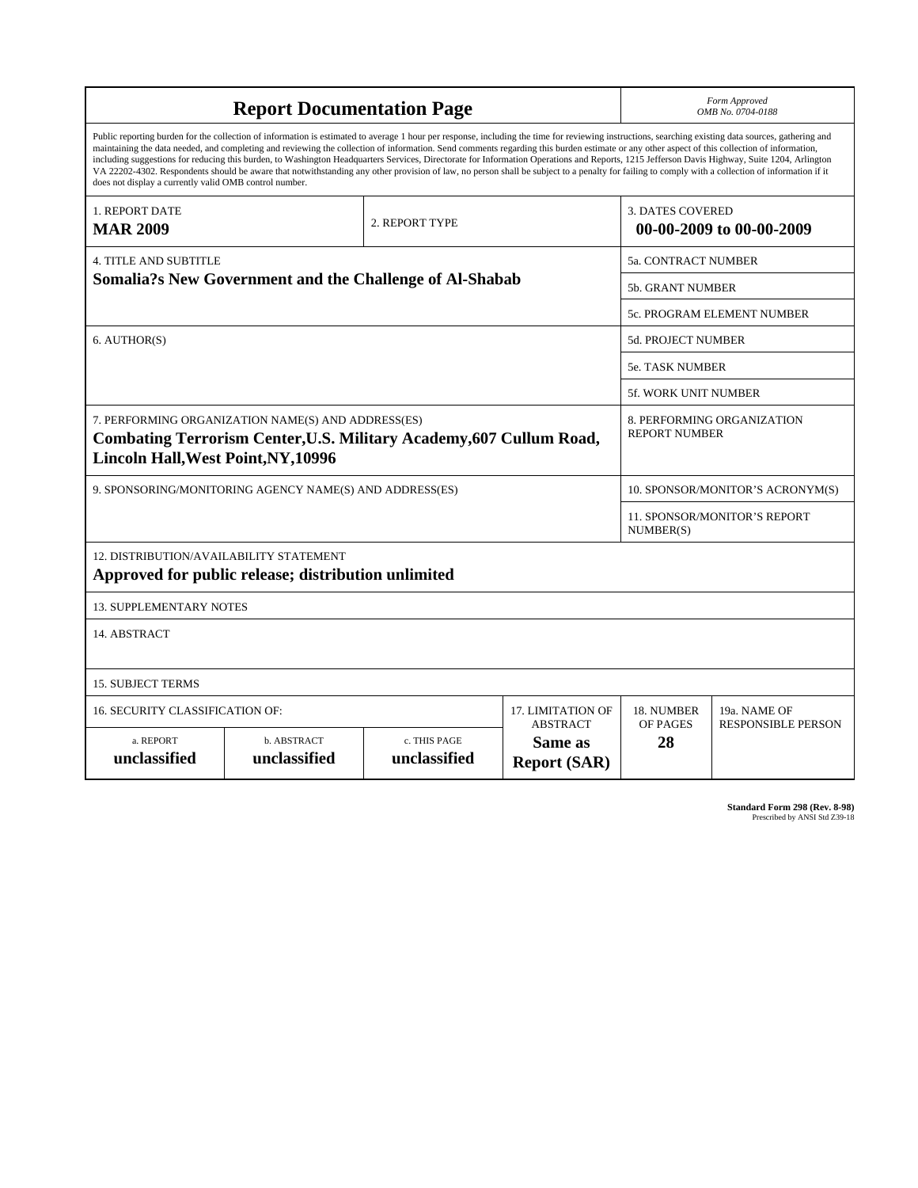# Report Documentation Page

*Form Approved*
*OMB No. 0704-0188*

Public reporting burden for the collection of information is estimated to average 1 hour per response, including the time for reviewing instructions, searching existing data sources, gathering and maintaining the data needed, and completing and reviewing the collection of information. Send comments regarding this burden estimate or any other aspect of this collection of information, including suggestions for reducing this burden, to Washington Headquarters Services, Directorate for Information Operations and Reports, 1215 Jefferson Davis Highway, Suite 1204, Arlington VA 22202-4302. Respondents should be aware that notwithstanding any other provision of law, no person shall be subject to a penalty for failing to comply with a collection of information if it does not display a currently valid OMB control number.

| 1. REPORT DATE | 2. REPORT TYPE | 3. DATES COVERED |
|---|---|---|
| **MAR 2009** | | **00-00-2009 to 00-00-2009** |

| 4. TITLE AND SUBTITLE | |
|---|---|
| **Somalia?s New Government and the Challenge of Al-Shabab** | 5a. CONTRACT NUMBER |
| | 5b. GRANT NUMBER |
| | 5c. PROGRAM ELEMENT NUMBER |
| 6. AUTHOR(S) | 5d. PROJECT NUMBER |
| | 5e. TASK NUMBER |
| | 5f. WORK UNIT NUMBER |
| 7. PERFORMING ORGANIZATION NAME(S) AND ADDRESS(ES) **Combating Terrorism Center,U.S. Military Academy,607 Cullum Road, Lincoln Hall,West Point,NY,10996** | 8. PERFORMING ORGANIZATION REPORT NUMBER |
| 9. SPONSORING/MONITORING AGENCY NAME(S) AND ADDRESS(ES) | 10. SPONSOR/MONITOR'S ACRONYM(S) |
| | 11. SPONSOR/MONITOR'S REPORT NUMBER(S) |

12. DISTRIBUTION/AVAILABILITY STATEMENT
**Approved for public release; distribution unlimited**

13. SUPPLEMENTARY NOTES

14. ABSTRACT

15. SUBJECT TERMS

| 16. SECURITY CLASSIFICATION OF: | | | 17. LIMITATION OF ABSTRACT | 18. NUMBER OF PAGES | 19a. NAME OF RESPONSIBLE PERSON |
|---|---|---|---|---|---|
| a. REPORT **unclassified** | b. ABSTRACT **unclassified** | c. THIS PAGE **unclassified** | **Same as Report (SAR)** | **28** | |

**Standard Form 298 (Rev. 8-98)**
Prescribed by ANSI Std Z39-18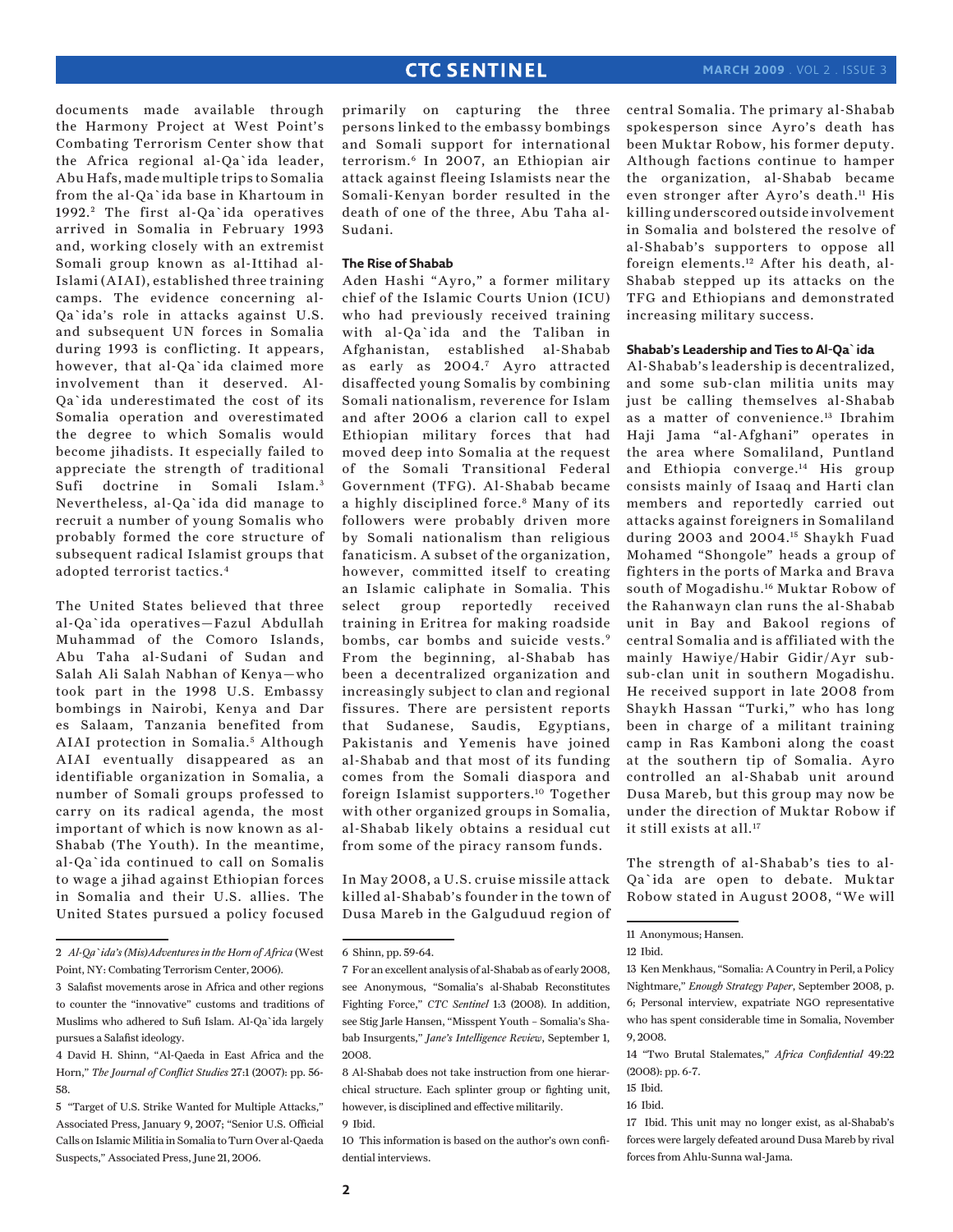documents made available through the Harmony Project at West Point's Combating Terrorism Center show that the Africa regional al-Qa`ida leader, Abu Hafs, made multiple trips to Somalia from the al-Qa`ida base in Khartoum in 1992.[2] The first al-Qa`ida operatives arrived in Somalia in February 1993 and, working closely with an extremist Somali group known as al-Ittihad al-Islami (AIAI), established three training camps. The evidence concerning al-Qa`ida's role in attacks against U.S. and subsequent UN forces in Somalia during 1993 is conflicting. It appears, however, that al-Qa`ida claimed more involvement than it deserved. Al-Qa`ida underestimated the cost of its Somalia operation and overestimated the degree to which Somalis would become jihadists. It especially failed to appreciate the strength of traditional Sufi doctrine in Somali Islam.[3] Nevertheless, al-Qa`ida did manage to recruit a number of young Somalis who probably formed the core structure of subsequent radical Islamist groups that adopted terrorist tactics.[4]

The United States believed that three al-Qa`ida operatives—Fazul Abdullah Muhammad of the Comoro Islands, Abu Taha al-Sudani of Sudan and Salah Ali Salah Nabhan of Kenya—who took part in the 1998 U.S. Embassy bombings in Nairobi, Kenya and Dar es Salaam, Tanzania benefited from AIAI protection in Somalia.[5] Although AIAI eventually disappeared as an identifiable organization in Somalia, a number of Somali groups professed to carry on its radical agenda, the most important of which is now known as al-Shabab (The Youth). In the meantime, al-Qa`ida continued to call on Somalis to wage a jihad against Ethiopian forces in Somalia and their U.S. allies. The United States pursued a policy focused primarily on capturing the three persons linked to the embassy bombings and Somali support for international terrorism.[6] In 2007, an Ethiopian air attack against fleeing Islamists near the Somali-Kenyan border resulted in the death of one of the three, Abu Taha al-Sudani.

## The Rise of Shabab

Aden Hashi "Ayro," a former military chief of the Islamic Courts Union (ICU) who had previously received training with al-Qa`ida and the Taliban in Afghanistan, established al-Shabab as early as 2004.[7] Ayro attracted disaffected young Somalis by combining Somali nationalism, reverence for Islam and after 2006 a clarion call to expel Ethiopian military forces that had moved deep into Somalia at the request of the Somali Transitional Federal Government (TFG). Al-Shabab became a highly disciplined force.[8] Many of its followers were probably driven more by Somali nationalism than religious fanaticism. A subset of the organization, however, committed itself to creating an Islamic caliphate in Somalia. This select group reportedly received training in Eritrea for making roadside bombs, car bombs and suicide vests.[9] From the beginning, al-Shabab has been a decentralized organization and increasingly subject to clan and regional fissures. There are persistent reports that Sudanese, Saudis, Egyptians, Pakistanis and Yemenis have joined al-Shabab and that most of its funding comes from the Somali diaspora and foreign Islamist supporters.[10] Together with other organized groups in Somalia, al-Shabab likely obtains a residual cut from some of the piracy ransom funds.

In May 2008, a U.S. cruise missile attack killed al-Shabab's founder in the town of Dusa Mareb in the Galguduud region of central Somalia. The primary al-Shabab spokesperson since Ayro's death has been Muktar Robow, his former deputy. Although factions continue to hamper the organization, al-Shabab became even stronger after Ayro's death.[11] His killing underscored outside involvement in Somalia and bolstered the resolve of al-Shabab's supporters to oppose all foreign elements.[12] After his death, al-Shabab stepped up its attacks on the TFG and Ethiopians and demonstrated increasing military success.

## Shabab's Leadership and Ties to Al-Qa`ida

Al-Shabab's leadership is decentralized, and some sub-clan militia units may just be calling themselves al-Shabab as a matter of convenience.[13] Ibrahim Haji Jama "al-Afghani" operates in the area where Somaliland, Puntland and Ethiopia converge.[14] His group consists mainly of Isaaq and Harti clan members and reportedly carried out attacks against foreigners in Somaliland during 2003 and 2004.[15] Shaykh Fuad Mohamed "Shongole" heads a group of fighters in the ports of Marka and Brava south of Mogadishu.[16] Muktar Robow of the Rahanwayn clan runs the al-Shabab unit in Bay and Bakool regions of central Somalia and is affiliated with the mainly Hawiye/Habir Gidir/Ayr sub-sub-clan unit in southern Mogadishu. He received support in late 2008 from Shaykh Hassan "Turki," who has long been in charge of a militant training camp in Ras Kamboni along the coast at the southern tip of Somalia. Ayro controlled an al-Shabab unit around Dusa Mareb, but this group may now be under the direction of Muktar Robow if it still exists at all.[17]

The strength of al-Shabab's ties to al-Qa`ida are open to debate. Muktar Robow stated in August 2008, "We will

---

2 *Al-Qa`ida's (Mis)Adventures in the Horn of Africa* (West Point, NY: Combating Terrorism Center, 2006).

3 Salafist movements arose in Africa and other regions to counter the "innovative" customs and traditions of Muslims who adhered to Sufi Islam. Al-Qa`ida largely pursues a Salafist ideology.

4 David H. Shinn, "Al-Qaeda in East Africa and the Horn," *The Journal of Conflict Studies* 27:1 (2007): pp. 56-58.

5 "Target of U.S. Strike Wanted for Multiple Attacks," Associated Press, January 9, 2007; "Senior U.S. Official Calls on Islamic Militia in Somalia to Turn Over al-Qaeda Suspects," Associated Press, June 21, 2006.

6 Shinn, pp. 59-64.

7 For an excellent analysis of al-Shabab as of early 2008, see Anonymous, "Somalia's al-Shabab Reconstitutes Fighting Force," *CTC Sentinel* 1:3 (2008). In addition, see Stig Jarle Hansen, "Misspent Youth – Somalia's Shabab Insurgents," *Jane's Intelligence Review*, September 1, 2008.

8 Al-Shabab does not take instruction from one hierarchical structure. Each splinter group or fighting unit, however, is disciplined and effective militarily.

9 Ibid.

10 This information is based on the author's own confidential interviews.

11 Anonymous; Hansen.

12 Ibid.

13 Ken Menkhaus, "Somalia: A Country in Peril, a Policy Nightmare," *Enough Strategy Paper*, September 2008, p. 6; Personal interview, expatriate NGO representative who has spent considerable time in Somalia, November 9, 2008.

14 "Two Brutal Stalemates," *Africa Confidential* 49:22 (2008): pp. 6-7.

15 Ibid.

16 Ibid.

17 Ibid. This unit may no longer exist, as al-Shabab's forces were largely defeated around Dusa Mareb by rival forces from Ahlu-Sunna wal-Jama.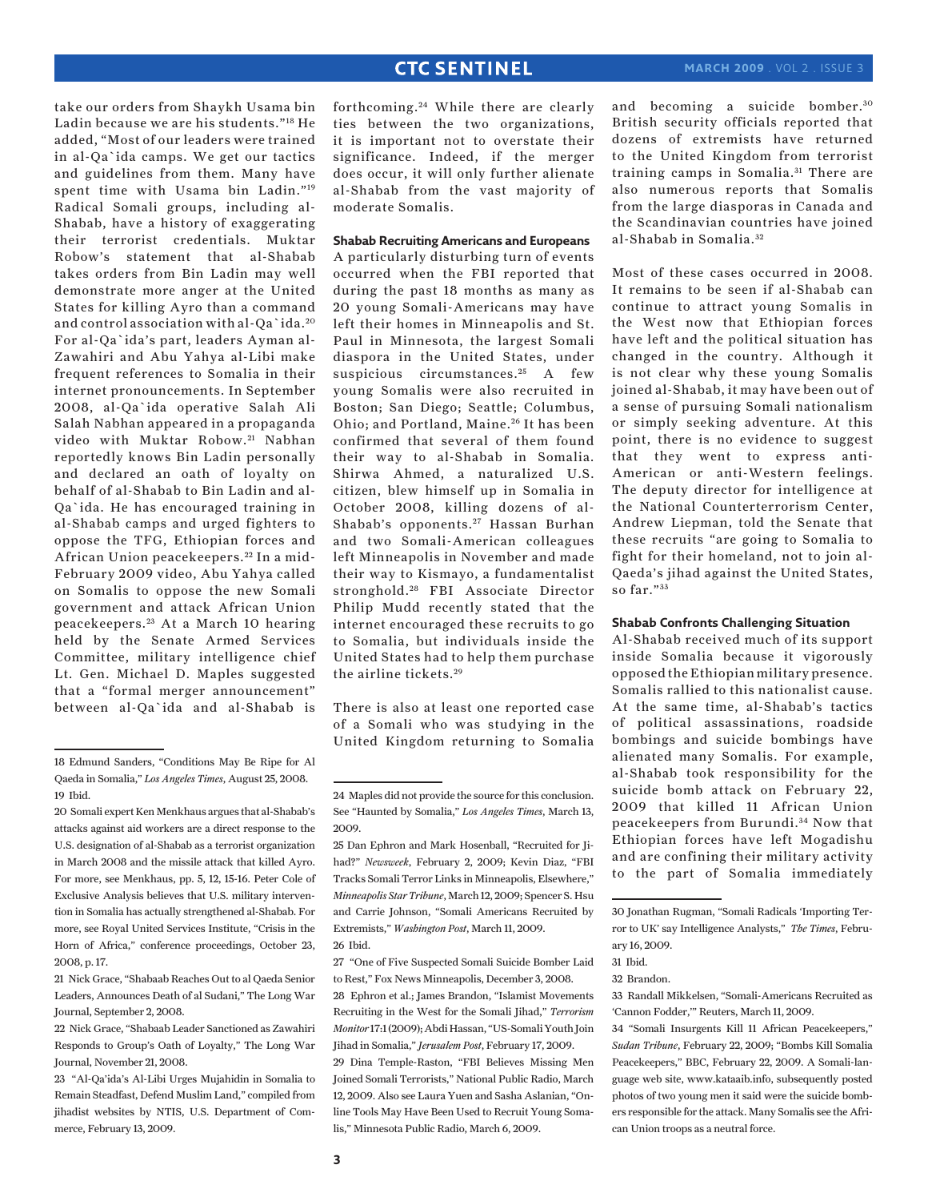take our orders from Shaykh Usama bin Ladin because we are his students."[18] He added, "Most of our leaders were trained in al-Qa`ida camps. We get our tactics and guidelines from them. Many have spent time with Usama bin Ladin."[19] Radical Somali groups, including al-Shabab, have a history of exaggerating their terrorist credentials. Muktar Robow's statement that al-Shabab takes orders from Bin Ladin may well demonstrate more anger at the United States for killing Ayro than a command and control association with al-Qa`ida.[20] For al-Qa`ida's part, leaders Ayman al-Zawahiri and Abu Yahya al-Libi make frequent references to Somalia in their internet pronouncements. In September 2008, al-Qa`ida operative Salah Ali Salah Nabhan appeared in a propaganda video with Muktar Robow.[21] Nabhan reportedly knows Bin Ladin personally and declared an oath of loyalty on behalf of al-Shabab to Bin Ladin and al-Qa`ida. He has encouraged training in al-Shabab camps and urged fighters to oppose the TFG, Ethiopian forces and African Union peacekeepers.[22] In a mid-February 2009 video, Abu Yahya called on Somalis to oppose the new Somali government and attack African Union peacekeepers.[23] At a March 10 hearing held by the Senate Armed Services Committee, military intelligence chief Lt. Gen. Michael D. Maples suggested that a "formal merger announcement" between al-Qa`ida and al-Shabab is forthcoming.[24] While there are clearly ties between the two organizations, it is important not to overstate their significance. Indeed, if the merger does occur, it will only further alienate al-Shabab from the vast majority of moderate Somalis.

#### Shabab Recruiting Americans and Europeans

A particularly disturbing turn of events occurred when the FBI reported that during the past 18 months as many as 20 young Somali-Americans may have left their homes in Minneapolis and St. Paul in Minnesota, the largest Somali diaspora in the United States, under suspicious circumstances.[25] A few young Somalis were also recruited in Boston; San Diego; Seattle; Columbus, Ohio; and Portland, Maine.[26] It has been confirmed that several of them found their way to al-Shabab in Somalia. Shirwa Ahmed, a naturalized U.S. citizen, blew himself up in Somalia in October 2008, killing dozens of al-Shabab's opponents.[27] Hassan Burhan and two Somali-American colleagues left Minneapolis in November and made their way to Kismayo, a fundamentalist stronghold.[28] FBI Associate Director Philip Mudd recently stated that the internet encouraged these recruits to go to Somalia, but individuals inside the United States had to help them purchase the airline tickets.[29]

There is also at least one reported case of a Somali who was studying in the United Kingdom returning to Somalia and becoming a suicide bomber.[30] British security officials reported that dozens of extremists have returned to the United Kingdom from terrorist training camps in Somalia.[31] There are also numerous reports that Somalis from the large diasporas in Canada and the Scandinavian countries have joined al-Shabab in Somalia.[32]

Most of these cases occurred in 2008. It remains to be seen if al-Shabab can continue to attract young Somalis in the West now that Ethiopian forces have left and the political situation has changed in the country. Although it is not clear why these young Somalis joined al-Shabab, it may have been out of a sense of pursuing Somali nationalism or simply seeking adventure. At this point, there is no evidence to suggest that they went to express anti-American or anti-Western feelings. The deputy director for intelligence at the National Counterterrorism Center, Andrew Liepman, told the Senate that these recruits "are going to Somalia to fight for their homeland, not to join al-Qaeda's jihad against the United States, so far."[33]

#### Shabab Confronts Challenging Situation

Al-Shabab received much of its support inside Somalia because it vigorously opposed the Ethiopian military presence. Somalis rallied to this nationalist cause. At the same time, al-Shabab's tactics of political assassinations, roadside bombings and suicide bombings have alienated many Somalis. For example, al-Shabab took responsibility for the suicide bomb attack on February 22, 2009 that killed 11 African Union peacekeepers from Burundi.[34] Now that Ethiopian forces have left Mogadishu and are confining their military activity to the part of Somalia immediately

---

18 Edmund Sanders, "Conditions May Be Ripe for Al Qaeda in Somalia," *Los Angeles Times*, August 25, 2008.

19 Ibid.

20 Somali expert Ken Menkhaus argues that al-Shabab's attacks against aid workers are a direct response to the U.S. designation of al-Shabab as a terrorist organization in March 2008 and the missile attack that killed Ayro. For more, see Menkhaus, pp. 5, 12, 15-16. Peter Cole of Exclusive Analysis believes that U.S. military intervention in Somalia has actually strengthened al-Shabab. For more, see Royal United Services Institute, "Crisis in the Horn of Africa," conference proceedings, October 23, 2008, p. 17.

21 Nick Grace, "Shabaab Reaches Out to al Qaeda Senior Leaders, Announces Death of al Sudani," The Long War Journal, September 2, 2008.

22 Nick Grace, "Shabaab Leader Sanctioned as Zawahiri Responds to Group's Oath of Loyalty," The Long War Journal, November 21, 2008.

23 "Al-Qa'ida's Al-Libi Urges Mujahidin in Somalia to Remain Steadfast, Defend Muslim Land," compiled from jihadist websites by NTIS, U.S. Department of Commerce, February 13, 2009.

24 Maples did not provide the source for this conclusion. See "Haunted by Somalia," *Los Angeles Times*, March 13, 2009.

25 Dan Ephron and Mark Hosenball, "Recruited for Jihad?" *Newsweek*, February 2, 2009; Kevin Diaz, "FBI Tracks Somali Terror Links in Minneapolis, Elsewhere," *Minneapolis Star Tribune*, March 12, 2009; Spencer S. Hsu and Carrie Johnson, "Somali Americans Recruited by Extremists," *Washington Post*, March 11, 2009.

26 Ibid.

27 "One of Five Suspected Somali Suicide Bomber Laid to Rest," Fox News Minneapolis, December 3, 2008.

28 Ephron et al.; James Brandon, "Islamist Movements Recruiting in the West for the Somali Jihad," *Terrorism Monitor* 17:1 (2009); Abdi Hassan, "US-Somali Youth Join Jihad in Somalia," *Jerusalem Post*, February 17, 2009.

29 Dina Temple-Raston, "FBI Believes Missing Men Joined Somali Terrorists," National Public Radio, March 12, 2009. Also see Laura Yuen and Sasha Aslanian, "Online Tools May Have Been Used to Recruit Young Somalis," Minnesota Public Radio, March 6, 2009.

30 Jonathan Rugman, "Somali Radicals 'Importing Terror to UK' say Intelligence Analysts," *The Times*, February 16, 2009.

31 Ibid.

32 Brandon.

33 Randall Mikkelsen, "Somali-Americans Recruited as 'Cannon Fodder,'" Reuters, March 11, 2009.

34 "Somali Insurgents Kill 11 African Peacekeepers," *Sudan Tribune*, February 22, 2009; "Bombs Kill Somalia Peacekeepers," BBC, February 22, 2009. A Somali-language web site, www.kataaib.info, subsequently posted photos of two young men it said were the suicide bombers responsible for the attack. Many Somalis see the African Union troops as a neutral force.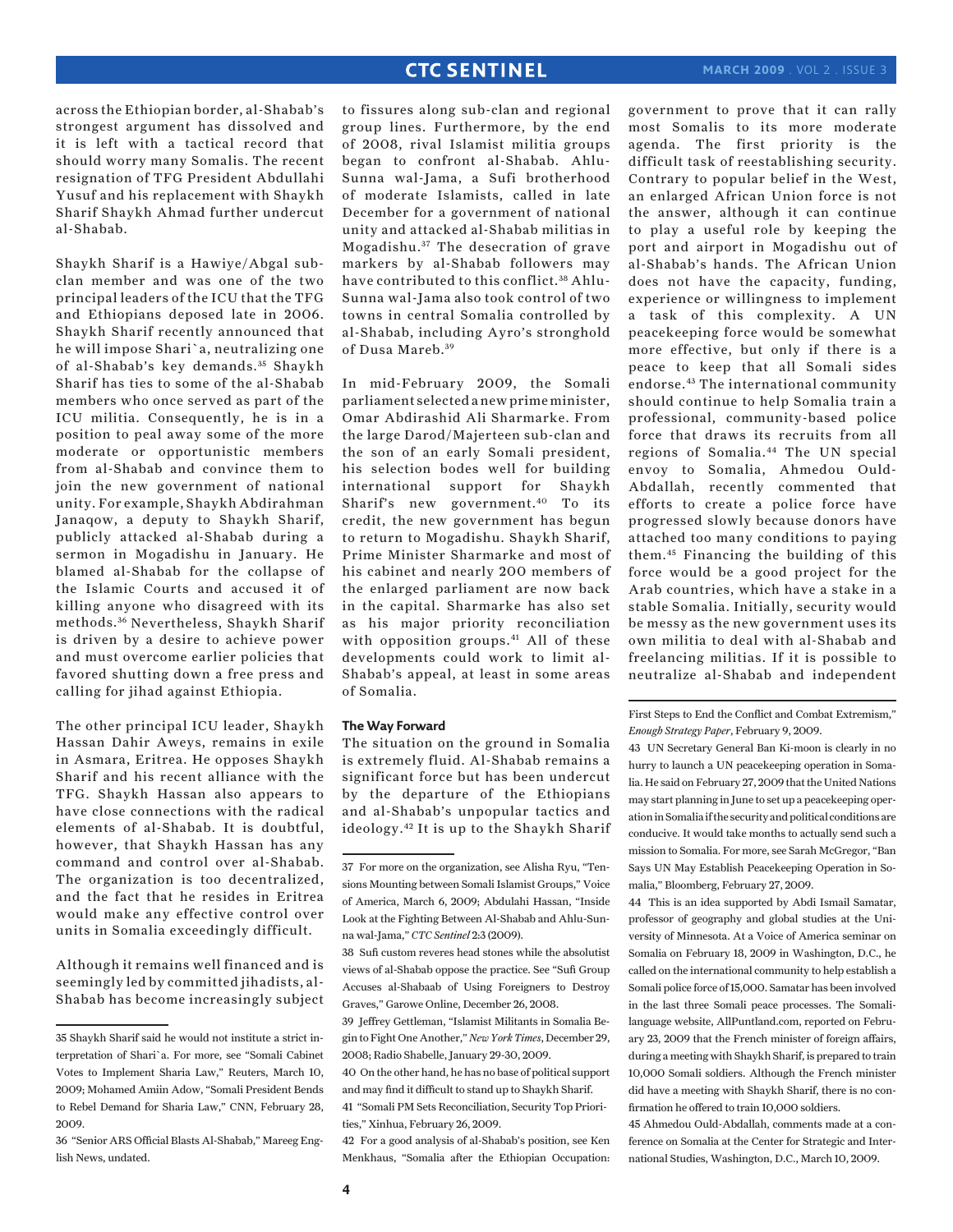across the Ethiopian border, al-Shabab's strongest argument has dissolved and it is left with a tactical record that should worry many Somalis. The recent resignation of TFG President Abdullahi Yusuf and his replacement with Shaykh Sharif Shaykh Ahmad further undercut al-Shabab.

Shaykh Sharif is a Hawiye/Abgal sub-clan member and was one of the two principal leaders of the ICU that the TFG and Ethiopians deposed late in 2006. Shaykh Sharif recently announced that he will impose Shari`a, neutralizing one of al-Shabab's key demands.[35] Shaykh Sharif has ties to some of the al-Shabab members who once served as part of the ICU militia. Consequently, he is in a position to peal away some of the more moderate or opportunistic members from al-Shabab and convince them to join the new government of national unity. For example, Shaykh Abdirahman Janaqow, a deputy to Shaykh Sharif, publicly attacked al-Shabab during a sermon in Mogadishu in January. He blamed al-Shabab for the collapse of the Islamic Courts and accused it of killing anyone who disagreed with its methods.[36] Nevertheless, Shaykh Sharif is driven by a desire to achieve power and must overcome earlier policies that favored shutting down a free press and calling for jihad against Ethiopia.

The other principal ICU leader, Shaykh Hassan Dahir Aweys, remains in exile in Asmara, Eritrea. He opposes Shaykh Sharif and his recent alliance with the TFG. Shaykh Hassan also appears to have close connections with the radical elements of al-Shabab. It is doubtful, however, that Shaykh Hassan has any command and control over al-Shabab. The organization is too decentralized, and the fact that he resides in Eritrea would make any effective control over units in Somalia exceedingly difficult.

Although it remains well financed and is seemingly led by committed jihadists, al-Shabab has become increasingly subject to fissures along sub-clan and regional group lines. Furthermore, by the end of 2008, rival Islamist militia groups began to confront al-Shabab. Ahlu-Sunna wal-Jama, a Sufi brotherhood of moderate Islamists, called in late December for a government of national unity and attacked al-Shabab militias in Mogadishu.[37] The desecration of grave markers by al-Shabab followers may have contributed to this conflict.[38] Ahlu-Sunna wal-Jama also took control of two towns in central Somalia controlled by al-Shabab, including Ayro's stronghold of Dusa Mareb.[39]

In mid-February 2009, the Somali parliament selected a new prime minister, Omar Abdirashid Ali Sharmarke. From the large Darod/Majerteen sub-clan and the son of an early Somali president, his selection bodes well for building international support for Shaykh Sharif's new government.[40] To its credit, the new government has begun to return to Mogadishu. Shaykh Sharif, Prime Minister Sharmarke and most of his cabinet and nearly 200 members of the enlarged parliament are now back in the capital. Sharmarke has also set as his major priority reconciliation with opposition groups.[41] All of these developments could work to limit al-Shabab's appeal, at least in some areas of Somalia.

### The Way Forward

The situation on the ground in Somalia is extremely fluid. Al-Shabab remains a significant force but has been undercut by the departure of the Ethiopians and al-Shabab's unpopular tactics and ideology.[42] It is up to the Shaykh Sharif government to prove that it can rally most Somalis to its more moderate agenda. The first priority is the difficult task of reestablishing security. Contrary to popular belief in the West, an enlarged African Union force is not the answer, although it can continue to play a useful role by keeping the port and airport in Mogadishu out of al-Shabab's hands. The African Union does not have the capacity, funding, experience or willingness to implement a task of this complexity. A UN peacekeeping force would be somewhat more effective, but only if there is a peace to keep that all Somali sides endorse.[43] The international community should continue to help Somalia train a professional, community-based police force that draws its recruits from all regions of Somalia.[44] The UN special envoy to Somalia, Ahmedou Ould-Abdallah, recently commented that efforts to create a police force have progressed slowly because donors have attached too many conditions to paying them.[45] Financing the building of this force would be a good project for the Arab countries, which have a stake in a stable Somalia. Initially, security would be messy as the new government uses its own militia to deal with al-Shabab and freelancing militias. If it is possible to neutralize al-Shabab and independent

---

35 Shaykh Sharif said he would not institute a strict interpretation of Shari`a. For more, see "Somali Cabinet Votes to Implement Sharia Law," Reuters, March 10, 2009; Mohamed Amiin Adow, "Somali President Bends to Rebel Demand for Sharia Law," CNN, February 28, 2009.

36 "Senior ARS Official Blasts Al-Shabab," Mareeg English News, undated.

37 For more on the organization, see Alisha Ryu, "Tensions Mounting between Somali Islamist Groups," Voice of America, March 6, 2009; Abdulahi Hassan, "Inside Look at the Fighting Between Al-Shabab and Ahlu-Sunna wal-Jama," *CTC Sentinel* 2:3 (2009).

38 Sufi custom reveres head stones while the absolutist views of al-Shabab oppose the practice. See "Sufi Group Accuses al-Shabaab of Using Foreigners to Destroy Graves," Garowe Online, December 26, 2008.

39 Jeffrey Gettleman, "Islamist Militants in Somalia Begin to Fight One Another," *New York Times*, December 29, 2008; Radio Shabelle, January 29-30, 2009.

40 On the other hand, he has no base of political support and may find it difficult to stand up to Shaykh Sharif.

41 "Somali PM Sets Reconciliation, Security Top Priorities," Xinhua, February 26, 2009.

42 For a good analysis of al-Shabab's position, see Ken Menkhaus, "Somalia after the Ethiopian Occupation: First Steps to End the Conflict and Combat Extremism," *Enough Strategy Paper*, February 9, 2009.

43 UN Secretary General Ban Ki-moon is clearly in no hurry to launch a UN peacekeeping operation in Somalia. He said on February 27, 2009 that the United Nations may start planning in June to set up a peacekeeping operation in Somalia if the security and political conditions are conducive. It would take months to actually send such a mission to Somalia. For more, see Sarah McGregor, "Ban Says UN May Establish Peacekeeping Operation in Somalia," Bloomberg, February 27, 2009.

44 This is an idea supported by Abdi Ismail Samatar, professor of geography and global studies at the University of Minnesota. At a Voice of America seminar on Somalia on February 18, 2009 in Washington, D.C., he called on the international community to help establish a Somali police force of 15,000. Samatar has been involved in the last three Somali peace processes. The Somali-language website, AllPuntland.com, reported on February 23, 2009 that the French minister of foreign affairs, during a meeting with Shaykh Sharif, is prepared to train 10,000 Somali soldiers. Although the French minister did have a meeting with Shaykh Sharif, there is no confirmation he offered to train 10,000 soldiers.

45 Ahmedou Ould-Abdallah, comments made at a conference on Somalia at the Center for Strategic and International Studies, Washington, D.C., March 10, 2009.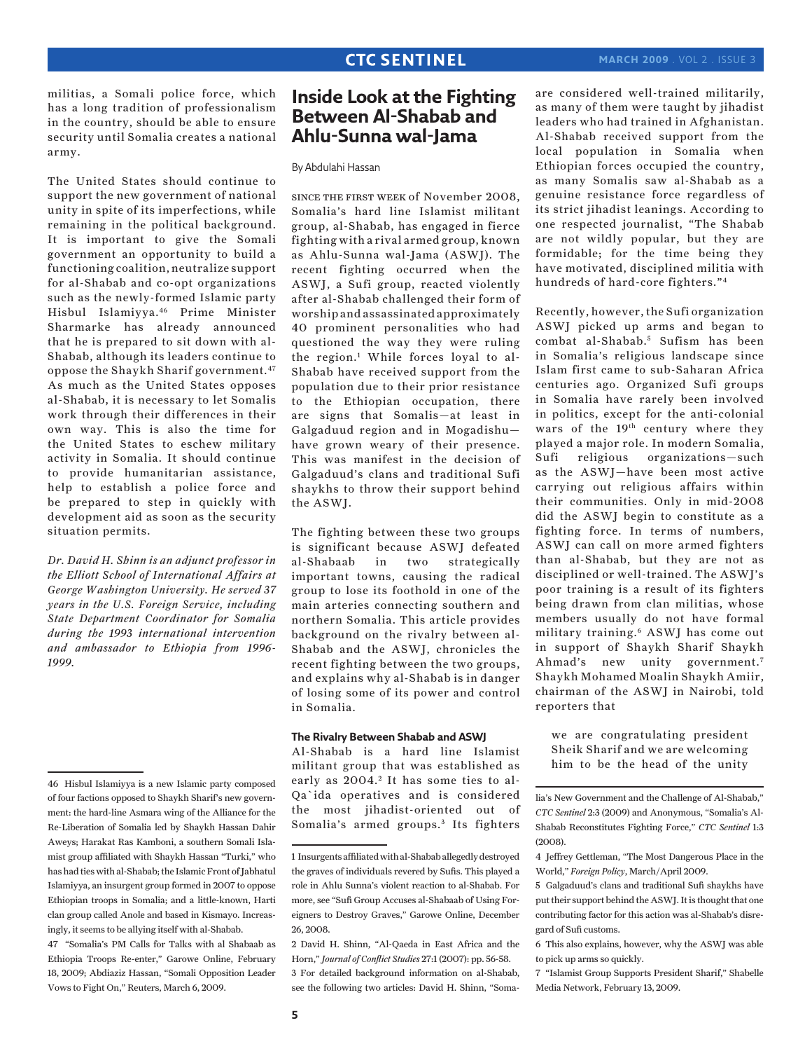militias, a Somali police force, which has a long tradition of professionalism in the country, should be able to ensure security until Somalia creates a national army.

The United States should continue to support the new government of national unity in spite of its imperfections, while remaining in the political background. It is important to give the Somali government an opportunity to build a functioning coalition, neutralize support for al-Shabab and co-opt organizations such as the newly-formed Islamic party Hisbul Islamiyya.[46] Prime Minister Sharmarke has already announced that he is prepared to sit down with al-Shabab, although its leaders continue to oppose the Shaykh Sharif government.[47] As much as the United States opposes al-Shabab, it is necessary to let Somalis work through their differences in their own way. This is also the time for the United States to eschew military activity in Somalia. It should continue to provide humanitarian assistance, help to establish a police force and be prepared to step in quickly with development aid as soon as the security situation permits.

*Dr. David H. Shinn is an adjunct professor in the Elliott School of International Affairs at George Washington University. He served 37 years in the U.S. Foreign Service, including State Department Coordinator for Somalia during the 1993 international intervention and ambassador to Ethiopia from 1996-1999.*

46 Hisbul Islamiyya is a new Islamic party composed of four factions opposed to Shaykh Sharif's new government: the hard-line Asmara wing of the Alliance for the Re-Liberation of Somalia led by Shaykh Hassan Dahir Aweys; Harakat Ras Kamboni, a southern Somali Islamist group affiliated with Shaykh Hassan "Turki," who has had ties with al-Shabab; the Islamic Front of Jabhatul Islamiyya, an insurgent group formed in 2007 to oppose Ethiopian troops in Somalia; and a little-known, Harti clan group called Anole and based in Kismayo. Increasingly, it seems to be allying itself with al-Shabab.

47 "Somalia's PM Calls for Talks with al Shabaab as Ethiopia Troops Re-enter," Garowe Online, February 18, 2009; Abdiaziz Hassan, "Somali Opposition Leader Vows to Fight On," Reuters, March 6, 2009.

# Inside Look at the Fighting Between Al-Shabab and Ahlu-Sunna wal-Jama

By Abdulahi Hassan

SINCE THE FIRST WEEK of November 2008, Somalia's hard line Islamist militant group, al-Shabab, has engaged in fierce fighting with a rival armed group, known as Ahlu-Sunna wal-Jama (ASWJ). The recent fighting occurred when the ASWJ, a Sufi group, reacted violently after al-Shabab challenged their form of worship and assassinated approximately 40 prominent personalities who had questioned the way they were ruling the region.[1] While forces loyal to al-Shabab have received support from the population due to their prior resistance to the Ethiopian occupation, there are signs that Somalis—at least in Galgaduud region and in Mogadishu—have grown weary of their presence. This was manifest in the decision of Galgaduud's clans and traditional Sufi shaykhs to throw their support behind the ASWJ.

The fighting between these two groups is significant because ASWJ defeated al-Shabaab in two strategically important towns, causing the radical group to lose its foothold in one of the main arteries connecting southern and northern Somalia. This article provides background on the rivalry between al-Shabab and the ASWJ, chronicles the recent fighting between the two groups, and explains why al-Shabab is in danger of losing some of its power and control in Somalia.

### The Rivalry Between Shabab and ASWJ

Al-Shabab is a hard line Islamist militant group that was established as early as 2004.[2] It has some ties to al-Qa`ida operatives and is considered the most jihadist-oriented out of Somalia's armed groups.[3] Its fighters are considered well-trained militarily, as many of them were taught by jihadist leaders who had trained in Afghanistan. Al-Shabab received support from the local population in Somalia when Ethiopian forces occupied the country, as many Somalis saw al-Shabab as a genuine resistance force regardless of its strict jihadist leanings. According to one respected journalist, "The Shabab are not wildly popular, but they are formidable; for the time being they have motivated, disciplined militia with hundreds of hard-core fighters."[4]

Recently, however, the Sufi organization ASWJ picked up arms and began to combat al-Shabab.[5] Sufism has been in Somalia's religious landscape since Islam first came to sub-Saharan Africa centuries ago. Organized Sufi groups in Somalia have rarely been involved in politics, except for the anti-colonial wars of the 19th century where they played a major role. In modern Somalia, Sufi religious organizations—such as the ASWJ—have been most active carrying out religious affairs within their communities. Only in mid-2008 did the ASWJ begin to constitute as a fighting force. In terms of numbers, ASWJ can call on more armed fighters than al-Shabab, but they are not as disciplined or well-trained. The ASWJ's poor training is a result of its fighters being drawn from clan militias, whose members usually do not have formal military training.[6] ASWJ has come out in support of Shaykh Sharif Shaykh Ahmad's new unity government.[7] Shaykh Mohamed Moalin Shaykh Amiir, chairman of the ASWJ in Nairobi, told reporters that

> we are congratulating president Sheik Sharif and we are welcoming him to be the head of the unity

1 Insurgents affiliated with al-Shabab allegedly destroyed the graves of individuals revered by Sufis. This played a role in Ahlu Sunna's violent reaction to al-Shabab. For more, see "Sufi Group Accuses al-Shabaab of Using Foreigners to Destroy Graves," Garowe Online, December 26, 2008.

2 David H. Shinn, "Al-Qaeda in East Africa and the Horn," *Journal of Conflict Studies* 27:1 (2007): pp. 56-58.

3 For detailed background information on al-Shabab, see the following two articles: David H. Shinn, "Somalia's New Government and the Challenge of Al-Shabab," *CTC Sentinel* 2:3 (2009) and Anonymous, "Somalia's Al-Shabab Reconstitutes Fighting Force," *CTC Sentinel* 1:3 (2008).

4 Jeffrey Gettleman, "The Most Dangerous Place in the World," *Foreign Policy*, March/April 2009.

5 Galgaduud's clans and traditional Sufi shaykhs have put their support behind the ASWJ. It is thought that one contributing factor for this action was al-Shabab's disregard of Sufi customs.

6 This also explains, however, why the ASWJ was able to pick up arms so quickly.

7 "Islamist Group Supports President Sharif," Shabelle Media Network, February 13, 2009.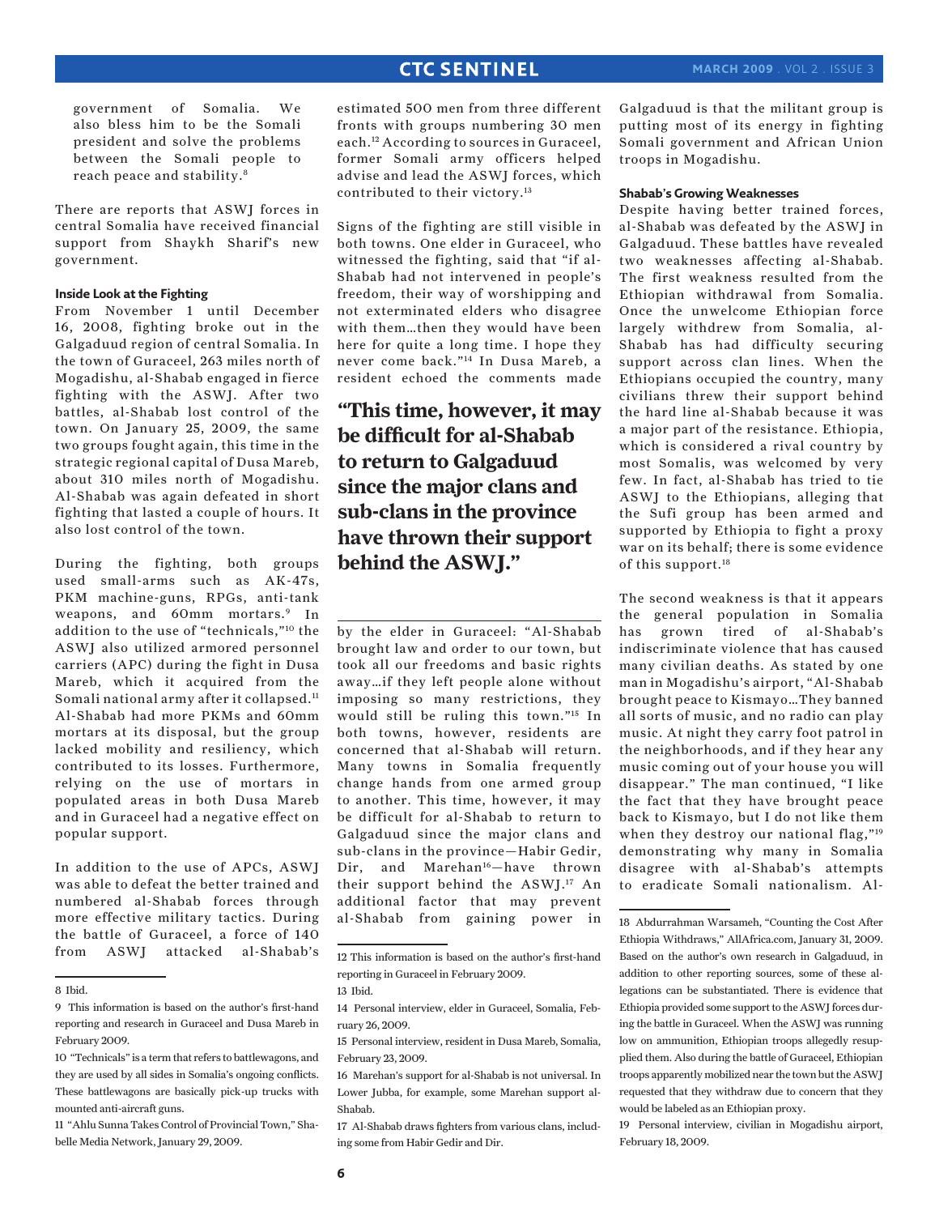government of Somalia. We also bless him to be the Somali president and solve the problems between the Somali people to reach peace and stability.[8]

There are reports that ASWJ forces in central Somalia have received financial support from Shaykh Sharif's new government.

### Inside Look at the Fighting

From November 1 until December 16, 2008, fighting broke out in the Galgaduud region of central Somalia. In the town of Guraceel, 263 miles north of Mogadishu, al-Shabab engaged in fierce fighting with the ASWJ. After two battles, al-Shabab lost control of the town. On January 25, 2009, the same two groups fought again, this time in the strategic regional capital of Dusa Mareb, about 310 miles north of Mogadishu. Al-Shabab was again defeated in short fighting that lasted a couple of hours. It also lost control of the town.

During the fighting, both groups used small-arms such as AK-47s, PKM machine-guns, RPGs, anti-tank weapons, and 60mm mortars.[9] In addition to the use of "technicals,"[10] the ASWJ also utilized armored personnel carriers (APC) during the fight in Dusa Mareb, which it acquired from the Somali national army after it collapsed.[11] Al-Shabab had more PKMs and 60mm mortars at its disposal, but the group lacked mobility and resiliency, which contributed to its losses. Furthermore, relying on the use of mortars in populated areas in both Dusa Mareb and in Guraceel had a negative effect on popular support.

In addition to the use of APCs, ASWJ was able to defeat the better trained and numbered al-Shabab forces through more effective military tactics. During the battle of Guraceel, a force of 140 from ASWJ attacked al-Shabab's estimated 500 men from three different fronts with groups numbering 30 men each.[12] According to sources in Guraceel, former Somali army officers helped advise and lead the ASWJ forces, which contributed to their victory.[13]

Signs of the fighting are still visible in both towns. One elder in Guraceel, who witnessed the fighting, said that "if al-Shabab had not intervened in people's freedom, their way of worshipping and not exterminated elders who disagree with them…then they would have been here for quite a long time. I hope they never come back."[14] In Dusa Mareb, a resident echoed the comments made by the elder in Guraceel: "Al-Shabab brought law and order to our town, but took all our freedoms and basic rights away…if they left people alone without imposing so many restrictions, they would still be ruling this town."[15] In both towns, however, residents are concerned that al-Shabab will return. Many towns in Somalia frequently change hands from one armed group to another. This time, however, it may be difficult for al-Shabab to return to Galgaduud since the major clans and sub-clans in the province—Habir Gedir, Dir, and Marehan[16]—have thrown their support behind the ASWJ.[17] An additional factor that may prevent al-Shabab from gaining power in Galgaduud is that the militant group is putting most of its energy in fighting Somali government and African Union troops in Mogadishu.

**"This time, however, it may be difficult for al-Shabab to return to Galgaduud since the major clans and sub-clans in the province have thrown their support behind the ASWJ."**

### Shabab's Growing Weaknesses

Despite having better trained forces, al-Shabab was defeated by the ASWJ in Galgaduud. These battles have revealed two weaknesses affecting al-Shabab. The first weakness resulted from the Ethiopian withdrawal from Somalia. Once the unwelcome Ethiopian force largely withdrew from Somalia, al-Shabab has had difficulty securing support across clan lines. When the Ethiopians occupied the country, many civilians threw their support behind the hard line al-Shabab because it was a major part of the resistance. Ethiopia, which is considered a rival country by most Somalis, was welcomed by very few. In fact, al-Shabab has tried to tie ASWJ to the Ethiopians, alleging that the Sufi group has been armed and supported by Ethiopia to fight a proxy war on its behalf; there is some evidence of this support.[18]

The second weakness is that it appears the general population in Somalia has grown tired of al-Shabab's indiscriminate violence that has caused many civilian deaths. As stated by one man in Mogadishu's airport, "Al-Shabab brought peace to Kismayo…They banned all sorts of music, and no radio can play music. At night they carry foot patrol in the neighborhoods, and if they hear any music coming out of your house you will disappear." The man continued, "I like the fact that they have brought peace back to Kismayo, but I do not like them when they destroy our national flag,"[19] demonstrating why many in Somalia disagree with al-Shabab's attempts to eradicate Somali nationalism. Al-

---

8 Ibid.

9 This information is based on the author's first-hand reporting and research in Guraceel and Dusa Mareb in February 2009.

10 "Technicals" is a term that refers to battlewagons, and they are used by all sides in Somalia's ongoing conflicts. These battlewagons are basically pick-up trucks with mounted anti-aircraft guns.

11 "Ahlu Sunna Takes Control of Provincial Town," Shabelle Media Network, January 29, 2009.

12 This information is based on the author's first-hand reporting in Guraceel in February 2009.

13 Ibid.

14 Personal interview, elder in Guraceel, Somalia, February 26, 2009.

15 Personal interview, resident in Dusa Mareb, Somalia, February 23, 2009.

16 Marehan's support for al-Shabab is not universal. In Lower Jubba, for example, some Marehan support al-Shabab.

17 Al-Shabab draws fighters from various clans, including some from Habir Gedir and Dir.

18 Abdurrahman Warsameh, "Counting the Cost After Ethiopia Withdraws," AllAfrica.com, January 31, 2009. Based on the author's own research in Galgaduud, in addition to other reporting sources, some of these allegations can be substantiated. There is evidence that Ethiopia provided some support to the ASWJ forces during the battle in Guraceel. When the ASWJ was running low on ammunition, Ethiopian troops allegedly resupplied them. Also during the battle of Guraceel, Ethiopian troops apparently mobilized near the town but the ASWJ requested that they withdraw due to concern that they would be labeled as an Ethiopian proxy.

19 Personal interview, civilian in Mogadishu airport, February 18, 2009.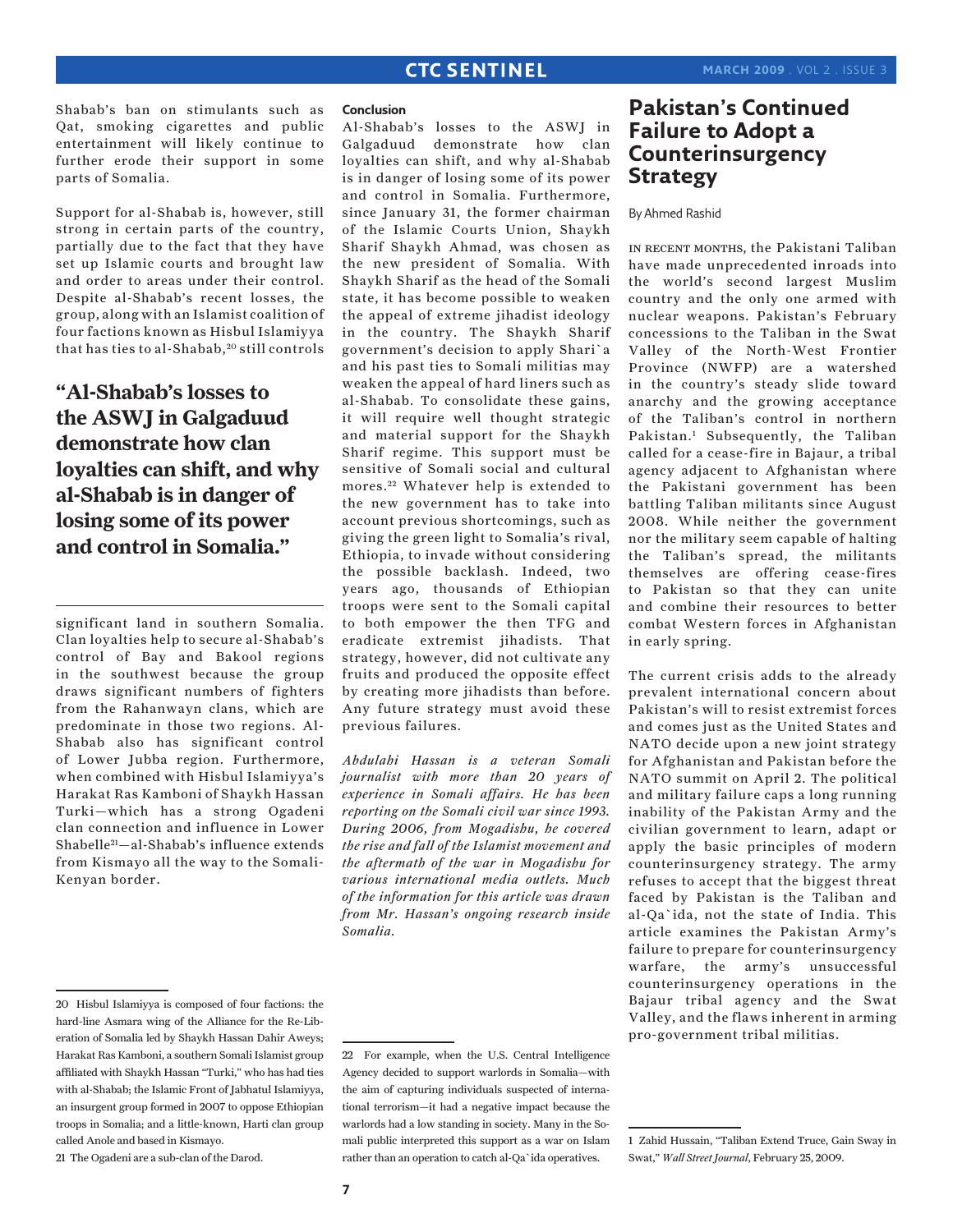Shabab's ban on stimulants such as Qat, smoking cigarettes and public entertainment will likely continue to further erode their support in some parts of Somalia.

Support for al-Shabab is, however, still strong in certain parts of the country, partially due to the fact that they have set up Islamic courts and brought law and order to areas under their control. Despite al-Shabab's recent losses, the group, along with an Islamist coalition of four factions known as Hisbul Islamiyya that has ties to al-Shabab,[20] still controls significant land in southern Somalia. Clan loyalties help to secure al-Shabab's control of Bay and Bakool regions in the southwest because the group draws significant numbers of fighters from the Rahanwayn clans, which are predominate in those two regions. Al-Shabab also has significant control of Lower Jubba region. Furthermore, when combined with Hisbul Islamiyya's Harakat Ras Kamboni of Shaykh Hassan Turki—which has a strong Ogadeni clan connection and influence in Lower Shabelle[21]—al-Shabab's influence extends from Kismayo all the way to the Somali-Kenyan border.

**"Al-Shabab's losses to the ASWJ in Galgaduud demonstrate how clan loyalties can shift, and why al-Shabab is in danger of losing some of its power and control in Somalia."**

**Conclusion**

Al-Shabab's losses to the ASWJ in Galgaduud demonstrate how clan loyalties can shift, and why al-Shabab is in danger of losing some of its power and control in Somalia. Furthermore, since January 31, the former chairman of the Islamic Courts Union, Shaykh Sharif Shaykh Ahmad, was chosen as the new president of Somalia. With Shaykh Sharif as the head of the Somali state, it has become possible to weaken the appeal of extreme jihadist ideology in the country. The Shaykh Sharif government's decision to apply Shari`a and his past ties to Somali militias may weaken the appeal of hard liners such as al-Shabab. To consolidate these gains, it will require well thought strategic and material support for the Shaykh Sharif regime. This support must be sensitive of Somali social and cultural mores.[22] Whatever help is extended to the new government has to take into account previous shortcomings, such as giving the green light to Somalia's rival, Ethiopia, to invade without considering the possible backlash. Indeed, two years ago, thousands of Ethiopian troops were sent to the Somali capital to both empower the then TFG and eradicate extremist jihadists. That strategy, however, did not cultivate any fruits and produced the opposite effect by creating more jihadists than before. Any future strategy must avoid these previous failures.

*Abdulahi Hassan is a veteran Somali journalist with more than 20 years of experience in Somali affairs. He has been reporting on the Somali civil war since 1993. During 2006, from Mogadishu, he covered the rise and fall of the Islamist movement and the aftermath of the war in Mogadishu for various international media outlets. Much of the information for this article was drawn from Mr. Hassan's ongoing research inside Somalia.*

20 Hisbul Islamiyya is composed of four factions: the hard-line Asmara wing of the Alliance for the Re-Liberation of Somalia led by Shaykh Hassan Dahir Aweys; Harakat Ras Kamboni, a southern Somali Islamist group affiliated with Shaykh Hassan "Turki," who has had ties with al-Shabab; the Islamic Front of Jabhatul Islamiyya, an insurgent group formed in 2007 to oppose Ethiopian troops in Somalia; and a little-known, Harti clan group called Anole and based in Kismayo.

21 The Ogadeni are a sub-clan of the Darod.

22 For example, when the U.S. Central Intelligence Agency decided to support warlords in Somalia—with the aim of capturing individuals suspected of international terrorism—it had a negative impact because the warlords had a low standing in society. Many in the Somali public interpreted this support as a war on Islam rather than an operation to catch al-Qa`ida operatives.

# Pakistan's Continued Failure to Adopt a Counterinsurgency Strategy

By Ahmed Rashid

In recent months, the Pakistani Taliban have made unprecedented inroads into the world's second largest Muslim country and the only one armed with nuclear weapons. Pakistan's February concessions to the Taliban in the Swat Valley of the North-West Frontier Province (NWFP) are a watershed in the country's steady slide toward anarchy and the growing acceptance of the Taliban's control in northern Pakistan.[1] Subsequently, the Taliban called for a cease-fire in Bajaur, a tribal agency adjacent to Afghanistan where the Pakistani government has been battling Taliban militants since August 2008. While neither the government nor the military seem capable of halting the Taliban's spread, the militants themselves are offering cease-fires to Pakistan so that they can unite and combine their resources to better combat Western forces in Afghanistan in early spring.

The current crisis adds to the already prevalent international concern about Pakistan's will to resist extremist forces and comes just as the United States and NATO decide upon a new joint strategy for Afghanistan and Pakistan before the NATO summit on April 2. The political and military failure caps a long running inability of the Pakistan Army and the civilian government to learn, adapt or apply the basic principles of modern counterinsurgency strategy. The army refuses to accept that the biggest threat faced by Pakistan is the Taliban and al-Qa`ida, not the state of India. This article examines the Pakistan Army's failure to prepare for counterinsurgency warfare, the army's unsuccessful counterinsurgency operations in the Bajaur tribal agency and the Swat Valley, and the flaws inherent in arming pro-government tribal militias.

1 Zahid Hussain, "Taliban Extend Truce, Gain Sway in Swat," *Wall Street Journal*, February 25, 2009.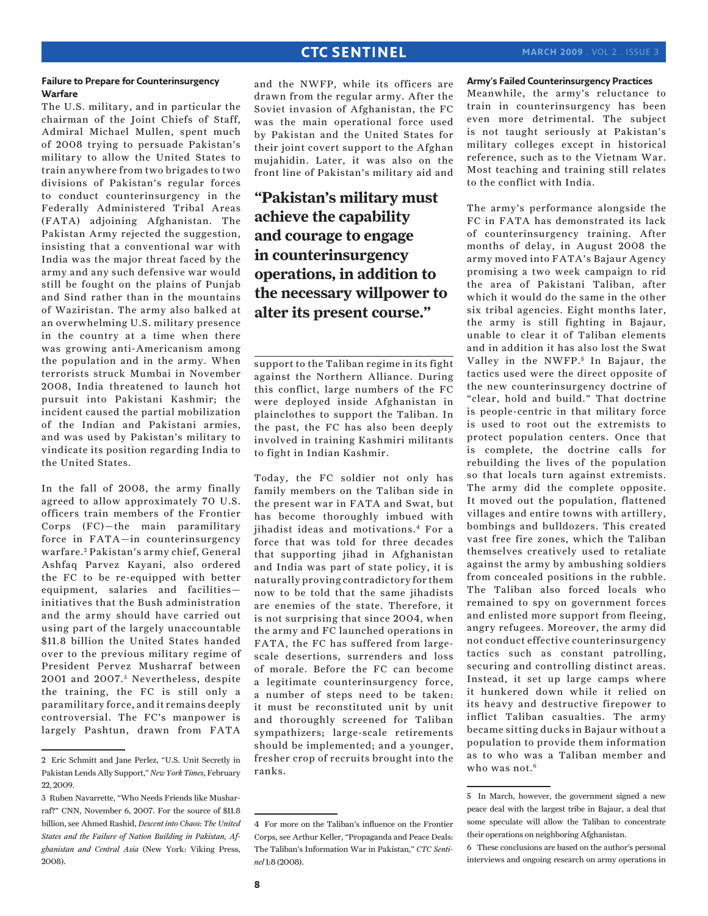### Failure to Prepare for Counterinsurgency Warfare

The U.S. military, and in particular the chairman of the Joint Chiefs of Staff, Admiral Michael Mullen, spent much of 2008 trying to persuade Pakistan's military to allow the United States to train anywhere from two brigades to two divisions of Pakistan's regular forces to conduct counterinsurgency in the Federally Administered Tribal Areas (FATA) adjoining Afghanistan. The Pakistan Army rejected the suggestion, insisting that a conventional war with India was the major threat faced by the army and any such defensive war would still be fought on the plains of Punjab and Sind rather than in the mountains of Waziristan. The army also balked at an overwhelming U.S. military presence in the country at a time when there was growing anti-Americanism among the population and in the army. When terrorists struck Mumbai in November 2008, India threatened to launch hot pursuit into Pakistani Kashmir; the incident caused the partial mobilization of the Indian and Pakistani armies, and was used by Pakistan's military to vindicate its position regarding India to the United States.

In the fall of 2008, the army finally agreed to allow approximately 70 U.S. officers train members of the Frontier Corps (FC)—the main paramilitary force in FATA—in counterinsurgency warfare.[2] Pakistan's army chief, General Ashfaq Parvez Kayani, also ordered the FC to be re-equipped with better equipment, salaries and facilities—initiatives that the Bush administration and the army should have carried out using part of the largely unaccountable $11.8 billion the United States handed over to the previous military regime of President Pervez Musharraf between 2001 and 2007.[3] Nevertheless, despite the training, the FC is still only a paramilitary force, and it remains deeply controversial. The FC's manpower is largely Pashtun, drawn from FATA and the NWFP, while its officers are drawn from the regular army. After the Soviet invasion of Afghanistan, the FC was the main operational force used by Pakistan and the United States for their joint covert support to the Afghan mujahidin. Later, it was also on the front line of Pakistan's military aid and support to the Taliban regime in its fight against the Northern Alliance. During this conflict, large numbers of the FC were deployed inside Afghanistan in plainclothes to support the Taliban. In the past, the FC has also been deeply involved in training Kashmiri militants to fight in Indian Kashmir.

**"Pakistan's military must achieve the capability and courage to engage in counterinsurgency operations, in addition to the necessary willpower to alter its present course."**

Today, the FC soldier not only has family members on the Taliban side in the present war in FATA and Swat, but has become thoroughly imbued with jihadist ideas and motivations.[4] For a force that was told for three decades that supporting jihad in Afghanistan and India was part of state policy, it is naturally proving contradictory for them now to be told that the same jihadists are enemies of the state. Therefore, it is not surprising that since 2004, when the army and FC launched operations in FATA, the FC has suffered from large-scale desertions, surrenders and loss of morale. Before the FC can become a legitimate counterinsurgency force, a number of steps need to be taken: it must be reconstituted unit by unit and thoroughly screened for Taliban sympathizers; large-scale retirements should be implemented; and a younger, fresher crop of recruits brought into the ranks.

### Army's Failed Counterinsurgency Practices

Meanwhile, the army's reluctance to train in counterinsurgency has been even more detrimental. The subject is not taught seriously at Pakistan's military colleges except in historical reference, such as to the Vietnam War. Most teaching and training still relates to the conflict with India.

The army's performance alongside the FC in FATA has demonstrated its lack of counterinsurgency training. After months of delay, in August 2008 the army moved into FATA's Bajaur Agency promising a two week campaign to rid the area of Pakistani Taliban, after which it would do the same in the other six tribal agencies. Eight months later, the army is still fighting in Bajaur, unable to clear it of Taliban elements and in addition it has also lost the Swat Valley in the NWFP.[5] In Bajaur, the tactics used were the direct opposite of the new counterinsurgency doctrine of "clear, hold and build." That doctrine is people-centric in that military force is used to root out the extremists to protect population centers. Once that is complete, the doctrine calls for rebuilding the lives of the population so that locals turn against extremists. The army did the complete opposite. It moved out the population, flattened villages and entire towns with artillery, bombings and bulldozers. This created vast free fire zones, which the Taliban themselves creatively used to retaliate against the army by ambushing soldiers from concealed positions in the rubble. The Taliban also forced locals who remained to spy on government forces and enlisted more support from fleeing, angry refugees. Moreover, the army did not conduct effective counterinsurgency tactics such as constant patrolling, securing and controlling distinct areas. Instead, it set up large camps where it hunkered down while it relied on its heavy and destructive firepower to inflict Taliban casualties. The army became sitting ducks in Bajaur without a population to provide them information as to who was a Taliban member and who was not.[6]

---

2 Eric Schmitt and Jane Perlez, "U.S. Unit Secretly in Pakistan Lends Ally Support," *New York Times*, February 22, 2009.

3 Ruben Navarrette, "Who Needs Friends like Musharraf?" CNN, November 6, 2007. For the source of $11.8 billion, see Ahmed Rashid, *Descent into Chaos: The United States and the Failure of Nation Building in Pakistan, Afghanistan and Central Asia* (New York: Viking Press, 2008).

4 For more on the Taliban's influence on the Frontier Corps, see Arthur Keller, "Propaganda and Peace Deals: The Taliban's Information War in Pakistan," *CTC Sentinel* 1:8 (2008).

5 In March, however, the government signed a new peace deal with the largest tribe in Bajaur, a deal that some speculate will allow the Taliban to concentrate their operations on neighboring Afghanistan.

6 These conclusions are based on the author's personal interviews and ongoing research on army operations in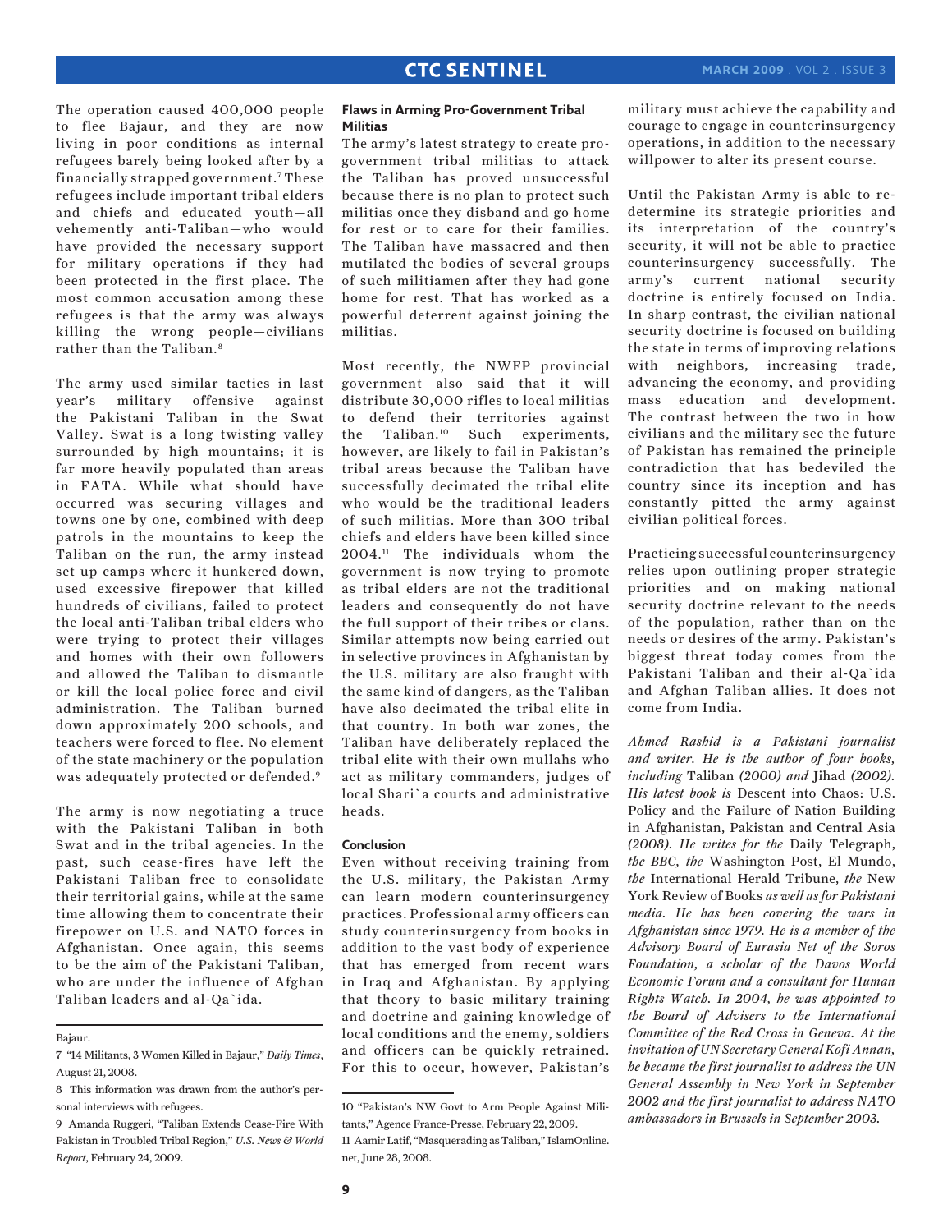The operation caused 400,000 people to flee Bajaur, and they are now living in poor conditions as internal refugees barely being looked after by a financially strapped government.[7] These refugees include important tribal elders and chiefs and educated youth—all vehemently anti-Taliban—who would have provided the necessary support for military operations if they had been protected in the first place. The most common accusation among these refugees is that the army was always killing the wrong people—civilians rather than the Taliban.[8]

The army used similar tactics in last year's military offensive against the Pakistani Taliban in the Swat Valley. Swat is a long twisting valley surrounded by high mountains; it is far more heavily populated than areas in FATA. While what should have occurred was securing villages and towns one by one, combined with deep patrols in the mountains to keep the Taliban on the run, the army instead set up camps where it hunkered down, used excessive firepower that killed hundreds of civilians, failed to protect the local anti-Taliban tribal elders who were trying to protect their villages and homes with their own followers and allowed the Taliban to dismantle or kill the local police force and civil administration. The Taliban burned down approximately 200 schools, and teachers were forced to flee. No element of the state machinery or the population was adequately protected or defended.[9]

The army is now negotiating a truce with the Pakistani Taliban in both Swat and in the tribal agencies. In the past, such cease-fires have left the Pakistani Taliban free to consolidate their territorial gains, while at the same time allowing them to concentrate their firepower on U.S. and NATO forces in Afghanistan. Once again, this seems to be the aim of the Pakistani Taliban, who are under the influence of Afghan Taliban leaders and al-Qa`ida.

### Flaws in Arming Pro-Government Tribal Militias

The army's latest strategy to create pro-government tribal militias to attack the Taliban has proved unsuccessful because there is no plan to protect such militias once they disband and go home for rest or to care for their families. The Taliban have massacred and then mutilated the bodies of several groups of such militiamen after they had gone home for rest. That has worked as a powerful deterrent against joining the militias.

Most recently, the NWFP provincial government also said that it will distribute 30,000 rifles to local militias to defend their territories against the Taliban.[10] Such experiments, however, are likely to fail in Pakistan's tribal areas because the Taliban have successfully decimated the tribal elite who would be the traditional leaders of such militias. More than 300 tribal chiefs and elders have been killed since 2004.[11] The individuals whom the government is now trying to promote as tribal elders are not the traditional leaders and consequently do not have the full support of their tribes or clans. Similar attempts now being carried out in selective provinces in Afghanistan by the U.S. military are also fraught with the same kind of dangers, as the Taliban have also decimated the tribal elite in that country. In both war zones, the Taliban have deliberately replaced the tribal elite with their own mullahs who act as military commanders, judges of local Shari`a courts and administrative heads.

### Conclusion

Even without receiving training from the U.S. military, the Pakistan Army can learn modern counterinsurgency practices. Professional army officers can study counterinsurgency from books in addition to the vast body of experience that has emerged from recent wars in Iraq and Afghanistan. By applying that theory to basic military training and doctrine and gaining knowledge of local conditions and the enemy, soldiers and officers can be quickly retrained. For this to occur, however, Pakistan's military must achieve the capability and courage to engage in counterinsurgency operations, in addition to the necessary willpower to alter its present course.

Until the Pakistan Army is able to re-determine its strategic priorities and its interpretation of the country's security, it will not be able to practice counterinsurgency successfully. The army's current national security doctrine is entirely focused on India. In sharp contrast, the civilian national security doctrine is focused on building the state in terms of improving relations with neighbors, increasing trade, advancing the economy, and providing mass education and development. The contrast between the two in how civilians and the military see the future of Pakistan has remained the principle contradiction that has bedeviled the country since its inception and has constantly pitted the army against civilian political forces.

Practicing successful counterinsurgency relies upon outlining proper strategic priorities and on making national security doctrine relevant to the needs of the population, rather than on the needs or desires of the army. Pakistan's biggest threat today comes from the Pakistani Taliban and their al-Qa`ida and Afghan Taliban allies. It does not come from India.

*Ahmed Rashid is a Pakistani journalist and writer. He is the author of four books, including* Taliban *(2000) and* Jihad *(2002). His latest book is* Descent into Chaos: U.S. Policy and the Failure of Nation Building in Afghanistan, Pakistan and Central Asia *(2008). He writes for the* Daily Telegraph, *the* BBC, *the* Washington Post, El Mundo, *the* International Herald Tribune, *the* New York Review of Books *as well as for Pakistani media. He has been covering the wars in Afghanistan since 1979. He is a member of the Advisory Board of Eurasia Net of the Soros Foundation, a scholar of the Davos World Economic Forum and a consultant for Human Rights Watch. In 2004, he was appointed to the Board of Advisers to the International Committee of the Red Cross in Geneva. At the invitation of UN Secretary General Kofi Annan, he became the first journalist to address the UN General Assembly in New York in September 2002 and the first journalist to address NATO ambassadors in Brussels in September 2003.*

---

Bajaur.

7 "14 Militants, 3 Women Killed in Bajaur," *Daily Times*, August 21, 2008.

8 This information was drawn from the author's personal interviews with refugees.

9 Amanda Ruggeri, "Taliban Extends Cease-Fire With Pakistan in Troubled Tribal Region," *U.S. News & World Report*, February 24, 2009.

10 "Pakistan's NW Govt to Arm People Against Militants," Agence France-Presse, February 22, 2009.

11 Aamir Latif, "Masquerading as Taliban," IslamOnline.net, June 28, 2008.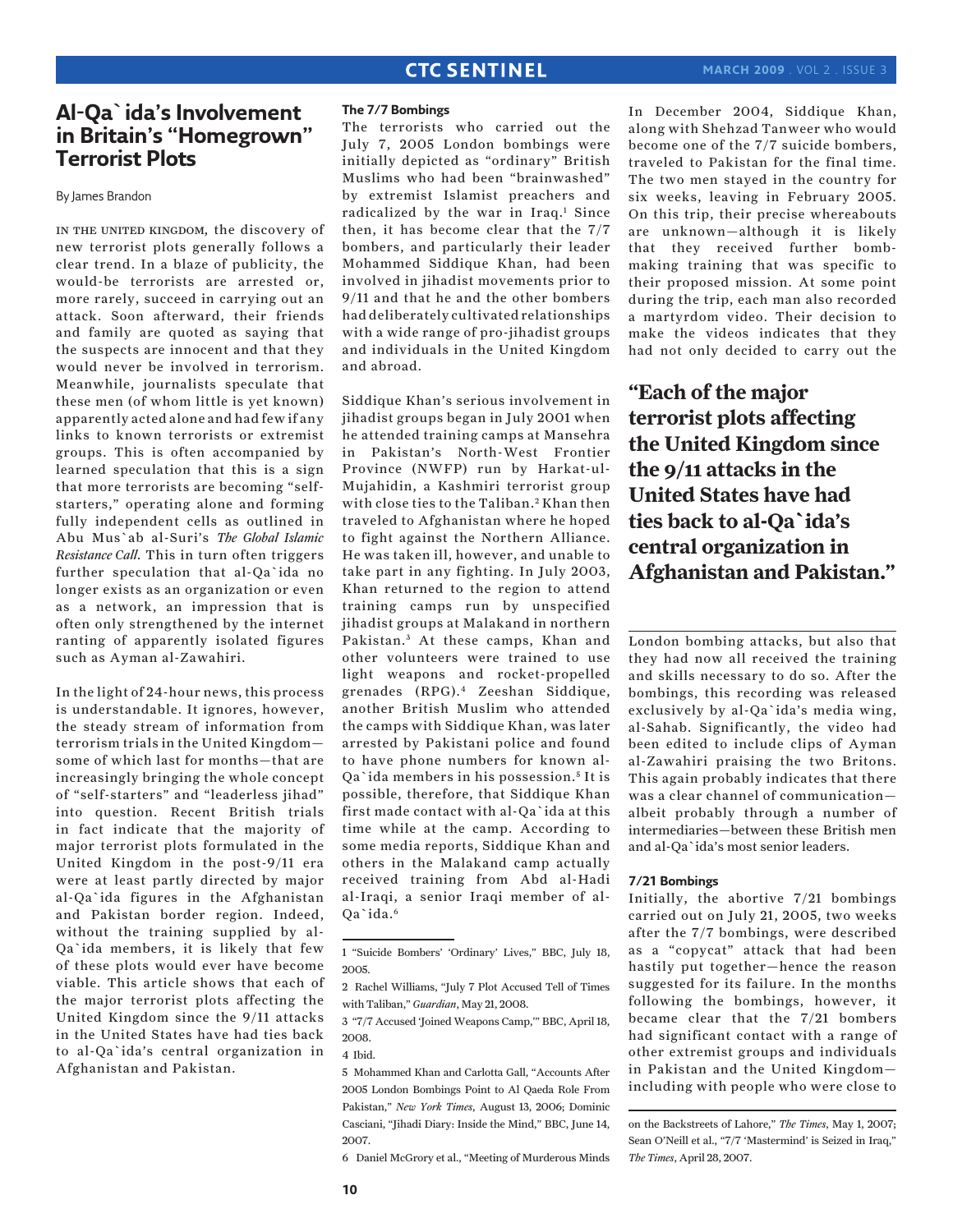# Al-Qa`ida's Involvement in Britain's "Homegrown" Terrorist Plots

By James Brandon

In the United Kingdom, the discovery of new terrorist plots generally follows a clear trend. In a blaze of publicity, the would-be terrorists are arrested or, more rarely, succeed in carrying out an attack. Soon afterward, their friends and family are quoted as saying that the suspects are innocent and that they would never be involved in terrorism. Meanwhile, journalists speculate that these men (of whom little is yet known) apparently acted alone and had few if any links to known terrorists or extremist groups. This is often accompanied by learned speculation that this is a sign that more terrorists are becoming "self-starters," operating alone and forming fully independent cells as outlined in Abu Mus`ab al-Suri's *The Global Islamic Resistance Call*. This in turn often triggers further speculation that al-Qa`ida no longer exists as an organization or even as a network, an impression that is often only strengthened by the internet ranting of apparently isolated figures such as Ayman al-Zawahiri.

In the light of 24-hour news, this process is understandable. It ignores, however, the steady stream of information from terrorism trials in the United Kingdom—some of which last for months—that are increasingly bringing the whole concept of "self-starters" and "leaderless jihad" into question. Recent British trials in fact indicate that the majority of major terrorist plots formulated in the United Kingdom in the post-9/11 era were at least partly directed by major al-Qa`ida figures in the Afghanistan and Pakistan border region. Indeed, without the training supplied by al-Qa`ida members, it is likely that few of these plots would ever have become viable. This article shows that each of the major terrorist plots affecting the United Kingdom since the 9/11 attacks in the United States have had ties back to al-Qa`ida's central organization in Afghanistan and Pakistan.

### The 7/7 Bombings

The terrorists who carried out the July 7, 2005 London bombings were initially depicted as "ordinary" British Muslims who had been "brainwashed" by extremist Islamist preachers and radicalized by the war in Iraq.[1] Since then, it has become clear that the 7/7 bombers, and particularly their leader Mohammed Siddique Khan, had been involved in jihadist movements prior to 9/11 and that he and the other bombers had deliberately cultivated relationships with a wide range of pro-jihadist groups and individuals in the United Kingdom and abroad.

Siddique Khan's serious involvement in jihadist groups began in July 2001 when he attended training camps at Mansehra in Pakistan's North-West Frontier Province (NWFP) run by Harkat-ul-Mujahidin, a Kashmiri terrorist group with close ties to the Taliban.[2] Khan then traveled to Afghanistan where he hoped to fight against the Northern Alliance. He was taken ill, however, and unable to take part in any fighting. In July 2003, Khan returned to the region to attend training camps run by unspecified jihadist groups at Malakand in northern Pakistan.[3] At these camps, Khan and other volunteers were trained to use light weapons and rocket-propelled grenades (RPG).[4] Zeeshan Siddique, another British Muslim who attended the camps with Siddique Khan, was later arrested by Pakistani police and found to have phone numbers for known al-Qa`ida members in his possession.[5] It is possible, therefore, that Siddique Khan first made contact with al-Qa`ida at this time while at the camp. According to some media reports, Siddique Khan and others in the Malakand camp actually received training from Abd al-Hadi al-Iraqi, a senior Iraqi member of al-Qa`ida.[6]

In December 2004, Siddique Khan, along with Shehzad Tanweer who would become one of the 7/7 suicide bombers, traveled to Pakistan for the final time. The two men stayed in the country for six weeks, leaving in February 2005. On this trip, their precise whereabouts are unknown—although it is likely that they received further bomb-making training that was specific to their proposed mission. At some point during the trip, each man also recorded a martyrdom video. Their decision to make the videos indicates that they had not only decided to carry out the London bombing attacks, but also that they had now all received the training and skills necessary to do so. After the bombings, this recording was released exclusively by al-Qa`ida's media wing, al-Sahab. Significantly, the video had been edited to include clips of Ayman al-Zawahiri praising the two Britons. This again probably indicates that there was a clear channel of communication—albeit probably through a number of intermediaries—between these British men and al-Qa`ida's most senior leaders.

**"Each of the major terrorist plots affecting the United Kingdom since the 9/11 attacks in the United States have had ties back to al-Qa`ida's central organization in Afghanistan and Pakistan."**

### 7/21 Bombings

Initially, the abortive 7/21 bombings carried out on July 21, 2005, two weeks after the 7/7 bombings, were described as a "copycat" attack that had been hastily put together—hence the reason suggested for its failure. In the months following the bombings, however, it became clear that the 7/21 bombers had significant contact with a range of other extremist groups and individuals in Pakistan and the United Kingdom—including with people who were close to

1 "Suicide Bombers' 'Ordinary' Lives," BBC, July 18, 2005.

2 Rachel Williams, "July 7 Plot Accused Tell of Times with Taliban," *Guardian*, May 21, 2008.

3 "7/7 Accused 'Joined Weapons Camp,'" BBC, April 18, 2008.

4 Ibid.

5 Mohammed Khan and Carlotta Gall, "Accounts After 2005 London Bombings Point to Al Qaeda Role From Pakistan," *New York Times*, August 13, 2006; Dominic Casciani, "Jihadi Diary: Inside the Mind," BBC, June 14, 2007.

6 Daniel McGrory et al., "Meeting of Murderous Minds on the Backstreets of Lahore," *The Times*, May 1, 2007; Sean O'Neill et al., "7/7 'Mastermind' is Seized in Iraq," *The Times*, April 28, 2007.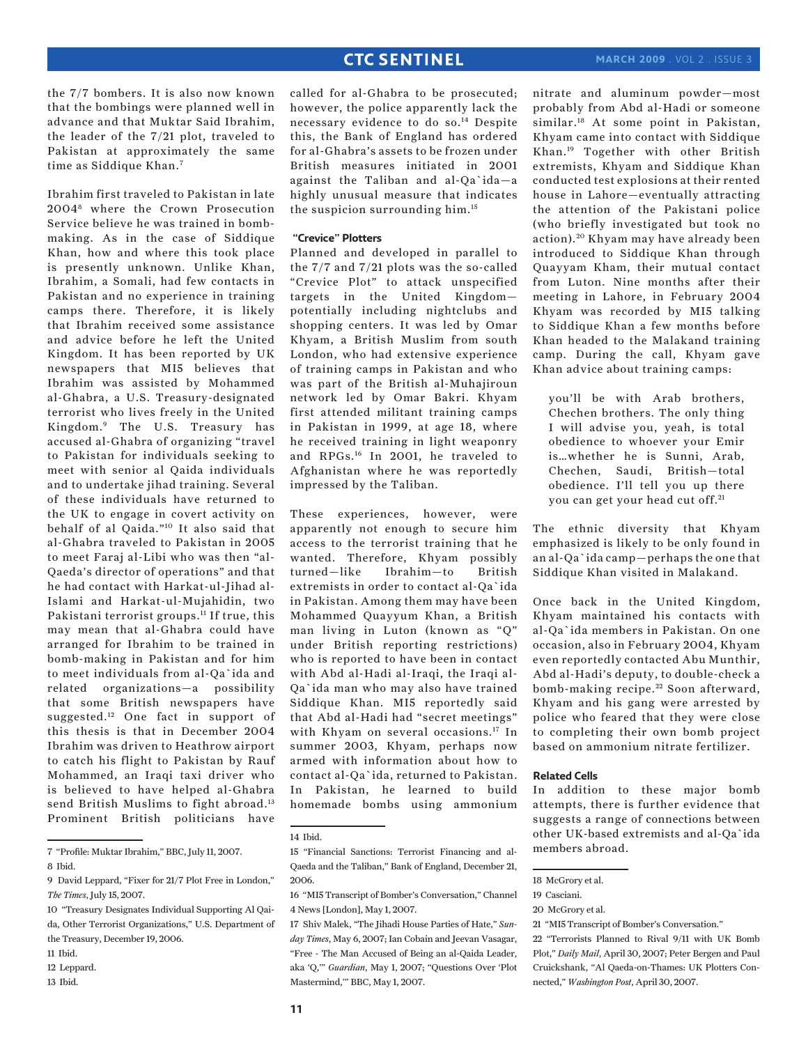the 7/7 bombers. It is also now known that the bombings were planned well in advance and that Muktar Said Ibrahim, the leader of the 7/21 plot, traveled to Pakistan at approximately the same time as Siddique Khan.[7]

Ibrahim first traveled to Pakistan in late 2004[8] where the Crown Prosecution Service believe he was trained in bomb-making. As in the case of Siddique Khan, how and where this took place is presently unknown. Unlike Khan, Ibrahim, a Somali, had few contacts in Pakistan and no experience in training camps there. Therefore, it is likely that Ibrahim received some assistance and advice before he left the United Kingdom. It has been reported by UK newspapers that MI5 believes that Ibrahim was assisted by Mohammed al-Ghabra, a U.S. Treasury-designated terrorist who lives freely in the United Kingdom.[9] The U.S. Treasury has accused al-Ghabra of organizing "travel to Pakistan for individuals seeking to meet with senior al Qaida individuals and to undertake jihad training. Several of these individuals have returned to the UK to engage in covert activity on behalf of al Qaida."[10] It also said that al-Ghabra traveled to Pakistan in 2005 to meet Faraj al-Libi who was then "al-Qaeda's director of operations" and that he had contact with Harkat-ul-Jihad al-Islami and Harkat-ul-Mujahidin, two Pakistani terrorist groups.[11] If true, this may mean that al-Ghabra could have arranged for Ibrahim to be trained in bomb-making in Pakistan and for him to meet individuals from al-Qa`ida and related organizations—a possibility that some British newspapers have suggested.[12] One fact in support of this thesis is that in December 2004 Ibrahim was driven to Heathrow airport to catch his flight to Pakistan by Rauf Mohammed, an Iraqi taxi driver who is believed to have helped al-Ghabra send British Muslims to fight abroad.[13] Prominent British politicians have called for al-Ghabra to be prosecuted; however, the police apparently lack the necessary evidence to do so.[14] Despite this, the Bank of England has ordered for al-Ghabra's assets to be frozen under British measures initiated in 2001 against the Taliban and al-Qa`ida—a highly unusual measure that indicates the suspicion surrounding him.[15]

### "Crevice" Plotters

Planned and developed in parallel to the 7/7 and 7/21 plots was the so-called "Crevice Plot" to attack unspecified targets in the United Kingdom—potentially including nightclubs and shopping centers. It was led by Omar Khyam, a British Muslim from south London, who had extensive experience of training camps in Pakistan and who was part of the British al-Muhajiroun network led by Omar Bakri. Khyam first attended militant training camps in Pakistan in 1999, at age 18, where he received training in light weaponry and RPGs.[16] In 2001, he traveled to Afghanistan where he was reportedly impressed by the Taliban.

These experiences, however, were apparently not enough to secure him access to the terrorist training that he wanted. Therefore, Khyam possibly turned—like Ibrahim—to British extremists in order to contact al-Qa`ida in Pakistan. Among them may have been Mohammed Quayyum Khan, a British man living in Luton (known as "Q" under British reporting restrictions) who is reported to have been in contact with Abd al-Hadi al-Iraqi, the Iraqi al-Qa`ida man who may also have trained Siddique Khan. MI5 reportedly said that Abd al-Hadi had "secret meetings" with Khyam on several occasions.[17] In summer 2003, Khyam, perhaps now armed with information about how to contact al-Qa`ida, returned to Pakistan. In Pakistan, he learned to build homemade bombs using ammonium nitrate and aluminum powder—most probably from Abd al-Hadi or someone similar.[18] At some point in Pakistan, Khyam came into contact with Siddique Khan.[19] Together with other British extremists, Khyam and Siddique Khan conducted test explosions at their rented house in Lahore—eventually attracting the attention of the Pakistani police (who briefly investigated but took no action).[20] Khyam may have already been introduced to Siddique Khan through Quayyam Kham, their mutual contact from Luton. Nine months after their meeting in Lahore, in February 2004 Khyam was recorded by MI5 talking to Siddique Khan a few months before Khan headed to the Malakand training camp. During the call, Khyam gave Khan advice about training camps:

> you'll be with Arab brothers, Chechen brothers. The only thing I will advise you, yeah, is total obedience to whoever your Emir is...whether he is Sunni, Arab, Chechen, Saudi, British—total obedience. I'll tell you up there you can get your head cut off.[21]

The ethnic diversity that Khyam emphasized is likely to be only found in an al-Qa`ida camp—perhaps the one that Siddique Khan visited in Malakand.

Once back in the United Kingdom, Khyam maintained his contacts with al-Qa`ida members in Pakistan. On one occasion, also in February 2004, Khyam even reportedly contacted Abu Munthir, Abd al-Hadi's deputy, to double-check a bomb-making recipe.[22] Soon afterward, Khyam and his gang were arrested by police who feared that they were close to completing their own bomb project based on ammonium nitrate fertilizer.

### Related Cells

In addition to these major bomb attempts, there is further evidence that suggests a range of connections between other UK-based extremists and al-Qa`ida members abroad.

---

7 "Profile: Muktar Ibrahim," BBC, July 11, 2007.
8 Ibid.
9 David Leppard, "Fixer for 21/7 Plot Free in London," *The Times*, July 15, 2007.
10 "Treasury Designates Individual Supporting Al Qaida, Other Terrorist Organizations," U.S. Department of the Treasury, December 19, 2006.
11 Ibid.
12 Leppard.
13 Ibid.
14 Ibid.
15 "Financial Sanctions: Terrorist Financing and al-Qaeda and the Taliban," Bank of England, December 21, 2006.
16 "MI5 Transcript of Bomber's Conversation," Channel 4 News [London], May 1, 2007.
17 Shiv Malek, "The Jihadi House Parties of Hate," *Sunday Times*, May 6, 2007; Ian Cobain and Jeevan Vasagar, "Free - The Man Accused of Being an al-Qaida Leader, aka 'Q,'" *Guardian*, May 1, 2007; "Questions Over 'Plot Mastermind,'" BBC, May 1, 2007.
18 McGrory et al.
19 Casciani.
20 McGrory et al.
21 "MI5 Transcript of Bomber's Conversation."
22 "Terrorists Planned to Rival 9/11 with UK Bomb Plot," *Daily Mail*, April 30, 2007; Peter Bergen and Paul Cruickshank, "Al Qaeda-on-Thames: UK Plotters Connected," *Washington Post*, April 30, 2007.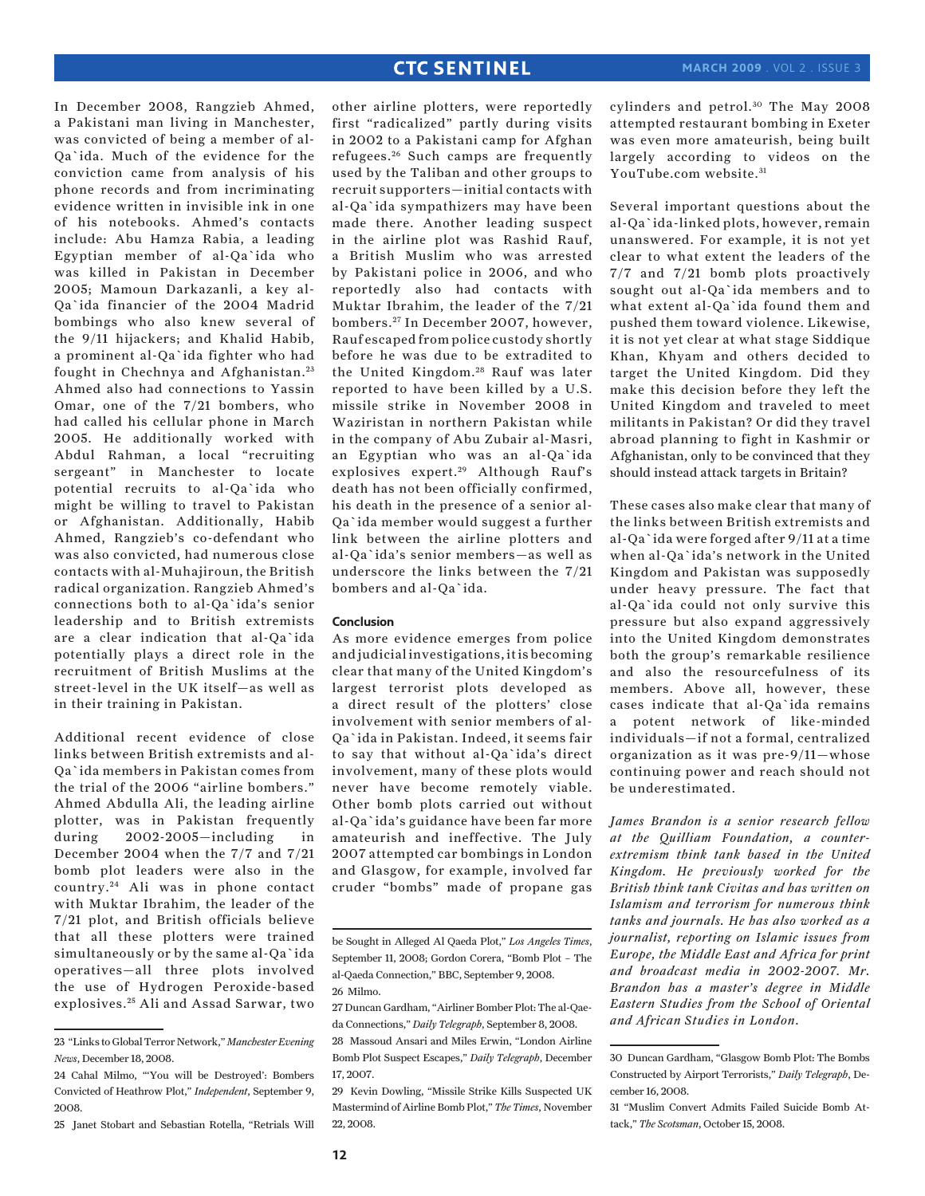In December 2008, Rangzieb Ahmed, a Pakistani man living in Manchester, was convicted of being a member of al-Qa`ida. Much of the evidence for the conviction came from analysis of his phone records and from incriminating evidence written in invisible ink in one of his notebooks. Ahmed's contacts include: Abu Hamza Rabia, a leading Egyptian member of al-Qa`ida who was killed in Pakistan in December 2005; Mamoun Darkazanli, a key al-Qa`ida financier of the 2004 Madrid bombings who also knew several of the 9/11 hijackers; and Khalid Habib, a prominent al-Qa`ida fighter who had fought in Chechnya and Afghanistan.[23] Ahmed also had connections to Yassin Omar, one of the 7/21 bombers, who had called his cellular phone in March 2005. He additionally worked with Abdul Rahman, a local "recruiting sergeant" in Manchester to locate potential recruits to al-Qa`ida who might be willing to travel to Pakistan or Afghanistan. Additionally, Habib Ahmed, Rangzieb's co-defendant who was also convicted, had numerous close contacts with al-Muhajiroun, the British radical organization. Rangzieb Ahmed's connections both to al-Qa`ida's senior leadership and to British extremists are a clear indication that al-Qa`ida potentially plays a direct role in the recruitment of British Muslims at the street-level in the UK itself—as well as in their training in Pakistan.

Additional recent evidence of close links between British extremists and al-Qa`ida members in Pakistan comes from the trial of the 2006 "airline bombers." Ahmed Abdulla Ali, the leading airline plotter, was in Pakistan frequently during 2002-2005—including in December 2004 when the 7/7 and 7/21 bomb plot leaders were also in the country.[24] Ali was in phone contact with Muktar Ibrahim, the leader of the 7/21 plot, and British officials believe that all these plotters were trained simultaneously or by the same al-Qa`ida operatives—all three plots involved the use of Hydrogen Peroxide-based explosives.[25] Ali and Assad Sarwar, two other airline plotters, were reportedly first "radicalized" partly during visits in 2002 to a Pakistani camp for Afghan refugees.[26] Such camps are frequently used by the Taliban and other groups to recruit supporters—initial contacts with al-Qa`ida sympathizers may have been made there. Another leading suspect in the airline plot was Rashid Rauf, a British Muslim who was arrested by Pakistani police in 2006, and who reportedly also had contacts with Muktar Ibrahim, the leader of the 7/21 bombers.[27] In December 2007, however, Rauf escaped from police custody shortly before he was due to be extradited to the United Kingdom.[28] Rauf was later reported to have been killed by a U.S. missile strike in November 2008 in Waziristan in northern Pakistan while in the company of Abu Zubair al-Masri, an Egyptian who was an al-Qa`ida explosives expert.[29] Although Rauf's death has not been officially confirmed, his death in the presence of a senior al-Qa`ida member would suggest a further link between the airline plotters and al-Qa`ida's senior members—as well as underscore the links between the 7/21 bombers and al-Qa`ida.

## Conclusion

As more evidence emerges from police and judicial investigations, it is becoming clear that many of the United Kingdom's largest terrorist plots developed as a direct result of the plotters' close involvement with senior members of al-Qa`ida in Pakistan. Indeed, it seems fair to say that without al-Qa`ida's direct involvement, many of these plots would never have become remotely viable. Other bomb plots carried out without al-Qa`ida's guidance have been far more amateurish and ineffective. The July 2007 attempted car bombings in London and Glasgow, for example, involved far cruder "bombs" made of propane gas cylinders and petrol.[30] The May 2008 attempted restaurant bombing in Exeter was even more amateurish, being built largely according to videos on the YouTube.com website.[31]

Several important questions about the al-Qa`ida-linked plots, however, remain unanswered. For example, it is not yet clear to what extent the leaders of the 7/7 and 7/21 bomb plots proactively sought out al-Qa`ida members and to what extent al-Qa`ida found them and pushed them toward violence. Likewise, it is not yet clear at what stage Siddique Khan, Khyam and others decided to target the United Kingdom. Did they make this decision before they left the United Kingdom and traveled to meet militants in Pakistan? Or did they travel abroad planning to fight in Kashmir or Afghanistan, only to be convinced that they should instead attack targets in Britain?

These cases also make clear that many of the links between British extremists and al-Qa`ida were forged after 9/11 at a time when al-Qa`ida's network in the United Kingdom and Pakistan was supposedly under heavy pressure. The fact that al-Qa`ida could not only survive this pressure but also expand aggressively into the United Kingdom demonstrates both the group's remarkable resilience and also the resourcefulness of its members. Above all, however, these cases indicate that al-Qa`ida remains a potent network of like-minded individuals—if not a formal, centralized organization as it was pre-9/11—whose continuing power and reach should not be underestimated.

*James Brandon is a senior research fellow at the Quilliam Foundation, a counter-extremism think tank based in the United Kingdom. He previously worked for the British think tank Civitas and has written on Islamism and terrorism for numerous think tanks and journals. He has also worked as a journalist, reporting on Islamic issues from Europe, the Middle East and Africa for print and broadcast media in 2002-2007. Mr. Brandon has a master's degree in Middle Eastern Studies from the School of Oriental and African Studies in London.*

---

23 "Links to Global Terror Network," *Manchester Evening News*, December 18, 2008.

24 Cahal Milmo, "'You will be Destroyed': Bombers Convicted of Heathrow Plot," *Independent*, September 9, 2008.

25 Janet Stobart and Sebastian Rotella, "Retrials Will be Sought in Alleged Al Qaeda Plot," *Los Angeles Times*, September 11, 2008; Gordon Corera, "Bomb Plot – The al-Qaeda Connection," BBC, September 9, 2008.

26 Milmo.

27 Duncan Gardham, "Airliner Bomber Plot: The al-Qaeda Connections," *Daily Telegraph*, September 8, 2008.

28 Massoud Ansari and Miles Erwin, "London Airline Bomb Plot Suspect Escapes," *Daily Telegraph*, December 17, 2007.

29 Kevin Dowling, "Missile Strike Kills Suspected UK Mastermind of Airline Bomb Plot," *The Times*, November 22, 2008.

30 Duncan Gardham, "Glasgow Bomb Plot: The Bombs Constructed by Airport Terrorists," *Daily Telegraph*, December 16, 2008.

31 "Muslim Convert Admits Failed Suicide Bomb Attack," *The Scotsman*, October 15, 2008.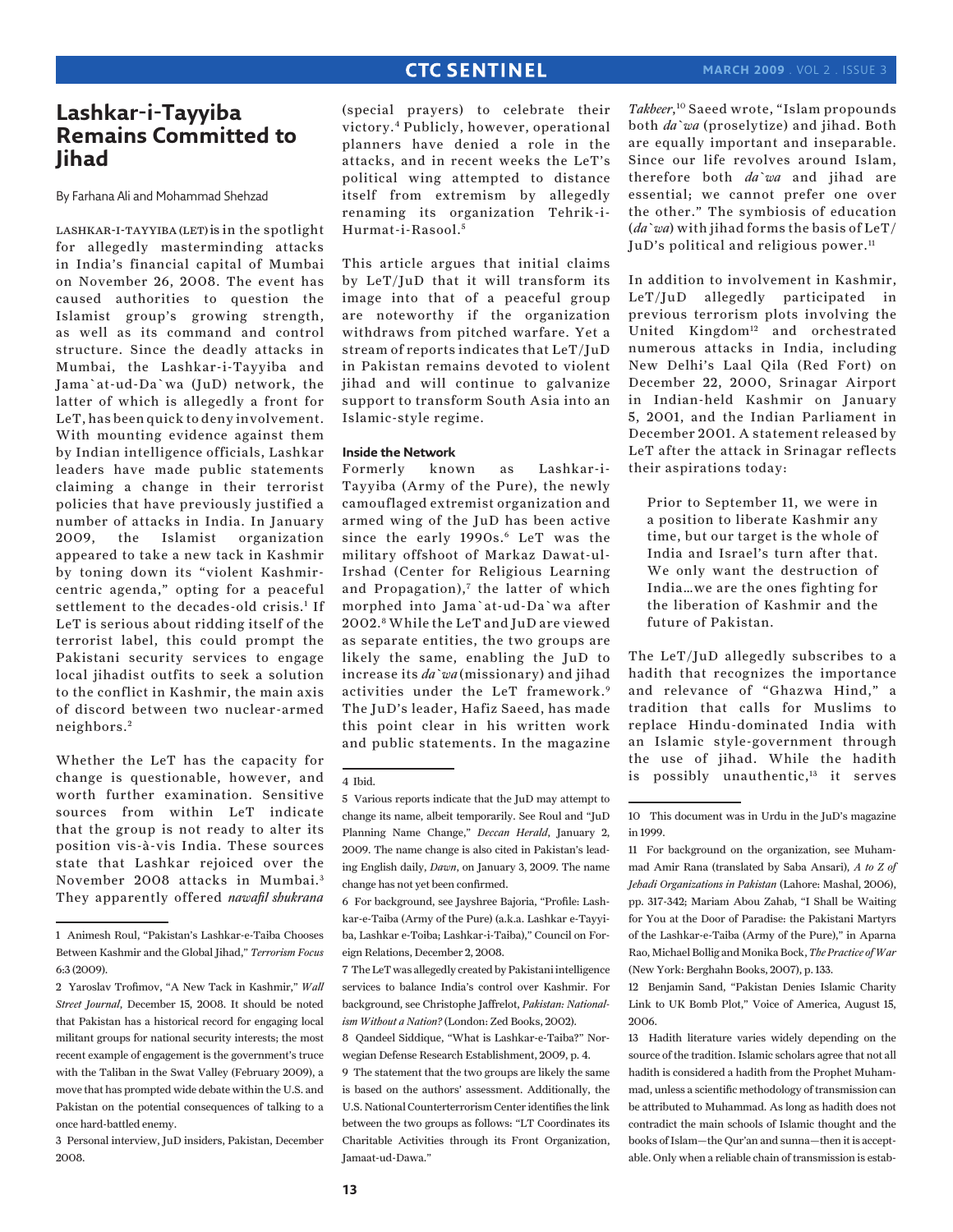# Lashkar-i-Tayyiba Remains Committed to Jihad

By Farhana Ali and Mohammad Shehzad

LASHKAR-I-TAYYIBA (LET) is in the spotlight for allegedly masterminding attacks in India's financial capital of Mumbai on November 26, 2008. The event has caused authorities to question the Islamist group's growing strength, as well as its command and control structure. Since the deadly attacks in Mumbai, the Lashkar-i-Tayyiba and Jama`at-ud-Da`wa (JuD) network, the latter of which is allegedly a front for LeT, has been quick to deny involvement. With mounting evidence against them by Indian intelligence officials, Lashkar leaders have made public statements claiming a change in their terrorist policies that have previously justified a number of attacks in India. In January 2009, the Islamist organization appeared to take a new tack in Kashmir by toning down its "violent Kashmir-centric agenda," opting for a peaceful settlement to the decades-old crisis.[1] If LeT is serious about ridding itself of the terrorist label, this could prompt the Pakistani security services to engage local jihadist outfits to seek a solution to the conflict in Kashmir, the main axis of discord between two nuclear-armed neighbors.[2]

Whether the LeT has the capacity for change is questionable, however, and worth further examination. Sensitive sources from within LeT indicate that the group is not ready to alter its position vis-à-vis India. These sources state that Lashkar rejoiced over the November 2008 attacks in Mumbai.[3] They apparently offered *nawafil shukrana* (special prayers) to celebrate their victory.[4] Publicly, however, operational planners have denied a role in the attacks, and in recent weeks the LeT's political wing attempted to distance itself from extremism by allegedly renaming its organization Tehrik-i-Hurmat-i-Rasool.[5]

This article argues that initial claims by LeT/JuD that it will transform its image into that of a peaceful group are noteworthy if the organization withdraws from pitched warfare. Yet a stream of reports indicates that LeT/JuD in Pakistan remains devoted to violent jihad and will continue to galvanize support to transform South Asia into an Islamic-style regime.

## Inside the Network

Formerly known as Lashkar-i-Tayyiba (Army of the Pure), the newly camouflaged extremist organization and armed wing of the JuD has been active since the early 1990s.[6] LeT was the military offshoot of Markaz Dawat-ul-Irshad (Center for Religious Learning and Propagation),[7] the latter of which morphed into Jama`at-ud-Da`wa after 2002.[8] While the LeT and JuD are viewed as separate entities, the two groups are likely the same, enabling the JuD to increase its *da`wa* (missionary) and jihad activities under the LeT framework.[9] The JuD's leader, Hafiz Saeed, has made this point clear in his written work and public statements. In the magazine *Takbeer*,[10] Saeed wrote, "Islam propounds both *da`wa* (proselytize) and jihad. Both are equally important and inseparable. Since our life revolves around Islam, therefore both *da`wa* and jihad are essential; we cannot prefer one over the other." The symbiosis of education (*da`wa*) with jihad forms the basis of LeT/JuD's political and religious power.[11]

In addition to involvement in Kashmir, LeT/JuD allegedly participated in previous terrorism plots involving the United Kingdom[12] and orchestrated numerous attacks in India, including New Delhi's Laal Qila (Red Fort) on December 22, 2000, Srinagar Airport in Indian-held Kashmir on January 5, 2001, and the Indian Parliament in December 2001. A statement released by LeT after the attack in Srinagar reflects their aspirations today:

> Prior to September 11, we were in a position to liberate Kashmir any time, but our target is the whole of India and Israel's turn after that. We only want the destruction of India…we are the ones fighting for the liberation of Kashmir and the future of Pakistan.

The LeT/JuD allegedly subscribes to a hadith that recognizes the importance and relevance of "Ghazwa Hind," a tradition that calls for Muslims to replace Hindu-dominated India with an Islamic style-government through the use of jihad. While the hadith is possibly unauthentic,[13] it serves

---

1 Animesh Roul, "Pakistan's Lashkar-e-Taiba Chooses Between Kashmir and the Global Jihad," *Terrorism Focus* 6:3 (2009).

2 Yaroslav Trofimov, "A New Tack in Kashmir," *Wall Street Journal*, December 15, 2008. It should be noted that Pakistan has a historical record for engaging local militant groups for national security interests; the most recent example of engagement is the government's truce with the Taliban in the Swat Valley (February 2009), a move that has prompted wide debate within the U.S. and Pakistan on the potential consequences of talking to a once hard-battled enemy.

3 Personal interview, JuD insiders, Pakistan, December 2008.

4 Ibid.

5 Various reports indicate that the JuD may attempt to change its name, albeit temporarily. See Roul and "JuD Planning Name Change," *Deccan Herald*, January 2, 2009. The name change is also cited in Pakistan's leading English daily, *Dawn*, on January 3, 2009. The name change has not yet been confirmed.

6 For background, see Jayshree Bajoria, "Profile: Lashkar-e-Taiba (Army of the Pure) (a.k.a. Lashkar e-Tayyiba, Lashkar e-Toiba; Lashkar-i-Taiba)," Council on Foreign Relations, December 2, 2008.

7 The LeT was allegedly created by Pakistani intelligence services to balance India's control over Kashmir. For background, see Christophe Jaffrelot, *Pakistan: Nationalism Without a Nation?* (London: Zed Books, 2002).

8 Qandeel Siddique, "What is Lashkar-e-Taiba?" Norwegian Defense Research Establishment, 2009, p. 4.

9 The statement that the two groups are likely the same is based on the authors' assessment. Additionally, the U.S. National Counterterrorism Center identifies the link between the two groups as follows: "LT Coordinates its Charitable Activities through its Front Organization, Jamaat-ud-Dawa."

10 This document was in Urdu in the JuD's magazine in 1999.

11 For background on the organization, see Muhammad Amir Rana (translated by Saba Ansari), *A to Z of Jehadi Organizations in Pakistan* (Lahore: Mashal, 2006), pp. 317-342; Mariam Abou Zahab, "I Shall be Waiting for You at the Door of Paradise: the Pakistani Martyrs of the Lashkar-e-Taiba (Army of the Pure)," in Aparna Rao, Michael Bollig and Monika Bock, *The Practice of War* (New York: Berghahn Books, 2007), p. 133.

12 Benjamin Sand, "Pakistan Denies Islamic Charity Link to UK Bomb Plot," Voice of America, August 15, 2006.

13 Hadith literature varies widely depending on the source of the tradition. Islamic scholars agree that not all hadith is considered a hadith from the Prophet Muhammad, unless a scientific methodology of transmission can be attributed to Muhammad. As long as hadith does not contradict the main schools of Islamic thought and the books of Islam—the Qur'an and sunna—then it is acceptable. Only when a reliable chain of transmission is estab-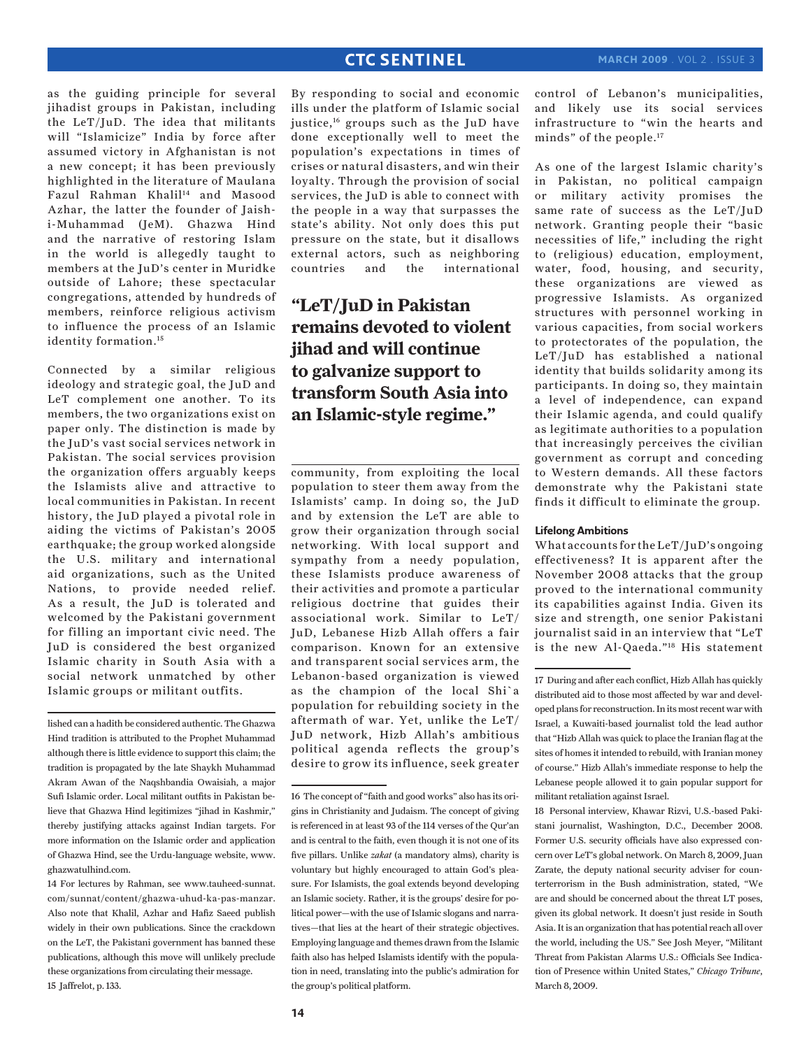as the guiding principle for several jihadist groups in Pakistan, including the LeT/JuD. The idea that militants will "Islamicize" India by force after assumed victory in Afghanistan is not a new concept; it has been previously highlighted in the literature of Maulana Fazul Rahman Khalil[14] and Masood Azhar, the latter the founder of Jaish-i-Muhammad (JeM). Ghazwa Hind and the narrative of restoring Islam in the world is allegedly taught to members at the JuD's center in Muridke outside of Lahore; these spectacular congregations, attended by hundreds of members, reinforce religious activism to influence the process of an Islamic identity formation.[15]

Connected by a similar religious ideology and strategic goal, the JuD and LeT complement one another. To its members, the two organizations exist on paper only. The distinction is made by the JuD's vast social services network in Pakistan. The social services provision the organization offers arguably keeps the Islamists alive and attractive to local communities in Pakistan. In recent history, the JuD played a pivotal role in aiding the victims of Pakistan's 2005 earthquake; the group worked alongside the U.S. military and international aid organizations, such as the United Nations, to provide needed relief. As a result, the JuD is tolerated and welcomed by the Pakistani government for filling an important civic need. The JuD is considered the best organized Islamic charity in South Asia with a social network unmatched by other Islamic groups or militant outfits.

By responding to social and economic ills under the platform of Islamic social justice,[16] groups such as the JuD have done exceptionally well to meet the population's expectations in times of crises or natural disasters, and win their loyalty. Through the provision of social services, the JuD is able to connect with the people in a way that surpasses the state's ability. Not only does this put pressure on the state, but it disallows external actors, such as neighboring countries and the international community, from exploiting the local population to steer them away from the Islamists' camp. In doing so, the JuD and by extension the LeT are able to grow their organization through social networking. With local support and sympathy from a needy population, these Islamists produce awareness of their activities and promote a particular religious doctrine that guides their associational work. Similar to LeT/JuD, Lebanese Hizb Allah offers a fair comparison. Known for an extensive and transparent social services arm, the Lebanon-based organization is viewed as the champion of the local Shi`a population for rebuilding society in the aftermath of war. Yet, unlike the LeT/JuD network, Hizb Allah's ambitious political agenda reflects the group's desire to grow its influence, seek greater control of Lebanon's municipalities, and likely use its social services infrastructure to "win the hearts and minds" of the people.[17]

**"LeT/JuD in Pakistan remains devoted to violent jihad and will continue to galvanize support to transform South Asia into an Islamic-style regime."**

As one of the largest Islamic charity's in Pakistan, no political campaign or military activity promises the same rate of success as the LeT/JuD network. Granting people their "basic necessities of life," including the right to (religious) education, employment, water, food, housing, and security, these organizations are viewed as progressive Islamists. As organized structures with personnel working in various capacities, from social workers to protectorates of the population, the LeT/JuD has established a national identity that builds solidarity among its participants. In doing so, they maintain a level of independence, can expand their Islamic agenda, and could qualify as legitimate authorities to a population that increasingly perceives the civilian government as corrupt and conceding to Western demands. All these factors demonstrate why the Pakistani state finds it difficult to eliminate the group.

### Lifelong Ambitions

What accounts for the LeT/JuD's ongoing effectiveness? It is apparent after the November 2008 attacks that the group proved to the international community its capabilities against India. Given its size and strength, one senior Pakistani journalist said in an interview that "LeT is the new Al-Qaeda."[18] His statement

---

lished can a hadith be considered authentic. The Ghazwa Hind tradition is attributed to the Prophet Muhammad although there is little evidence to support this claim; the tradition is propagated by the late Shaykh Muhammad Akram Awan of the Naqshbandia Owaisiah, a major Sufi Islamic order. Local militant outfits in Pakistan believe that Ghazwa Hind legitimizes "jihad in Kashmir," thereby justifying attacks against Indian targets. For more information on the Islamic order and application of Ghazwa Hind, see the Urdu-language website, www.ghazwatulhind.com.

14 For lectures by Rahman, see www.tauheed-sunnat.com/sunnat/content/ghazwa-uhud-ka-pas-manzar. Also note that Khalil, Azhar and Hafiz Saeed publish widely in their own publications. Since the crackdown on the LeT, the Pakistani government has banned these publications, although this move will unlikely preclude these organizations from circulating their message.

15 Jaffrelot, p. 133.

16 The concept of "faith and good works" also has its origins in Christianity and Judaism. The concept of giving is referenced in at least 93 of the 114 verses of the Qur'an and is central to the faith, even though it is not one of its five pillars. Unlike *zakat* (a mandatory alms), charity is voluntary but highly encouraged to attain God's pleasure. For Islamists, the goal extends beyond developing an Islamic society. Rather, it is the groups' desire for political power—with the use of Islamic slogans and narratives—that lies at the heart of their strategic objectives. Employing language and themes drawn from the Islamic faith also has helped Islamists identify with the population in need, translating into the public's admiration for the group's political platform.

17 During and after each conflict, Hizb Allah has quickly distributed aid to those most affected by war and developed plans for reconstruction. In its most recent war with Israel, a Kuwaiti-based journalist told the lead author that "Hizb Allah was quick to place the Iranian flag at the sites of homes it intended to rebuild, with Iranian money of course." Hizb Allah's immediate response to help the Lebanese people allowed it to gain popular support for militant retaliation against Israel.

18 Personal interview, Khawar Rizvi, U.S.-based Pakistani journalist, Washington, D.C., December 2008. Former U.S. security officials have also expressed concern over LeT's global network. On March 8, 2009, Juan Zarate, the deputy national security adviser for counterterrorism in the Bush administration, stated, "We are and should be concerned about the threat LT poses, given its global network. It doesn't just reside in South Asia. It is an organization that has potential reach all over the world, including the US." See Josh Meyer, "Militant Threat from Pakistan Alarms U.S.: Officials See Indication of Presence within United States," *Chicago Tribune*, March 8, 2009.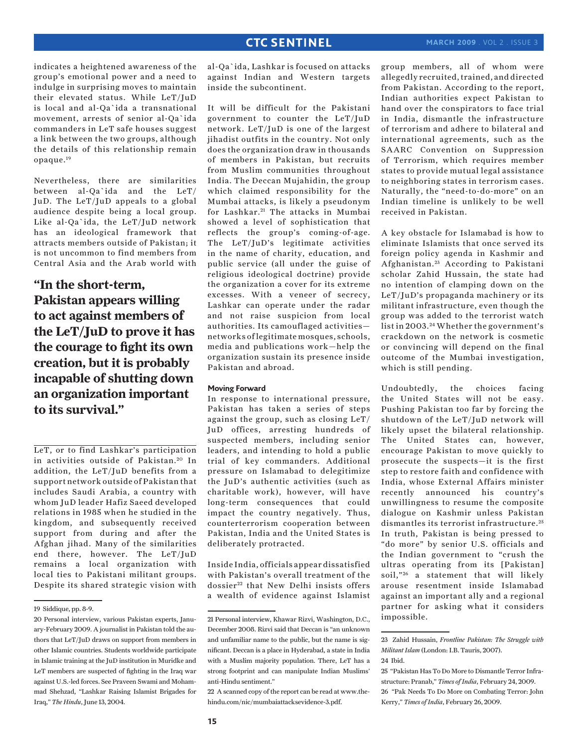indicates a heightened awareness of the group's emotional power and a need to indulge in surprising moves to maintain their elevated status. While LeT/JuD is local and al-Qa`ida a transnational movement, arrests of senior al-Qa`ida commanders in LeT safe houses suggest a link between the two groups, although the details of this relationship remain opaque.[19]

Nevertheless, there are similarities between al-Qa`ida and the LeT/JuD. The LeT/JuD appeals to a global audience despite being a local group. Like al-Qa`ida, the LeT/JuD network has an ideological framework that attracts members outside of Pakistan; it is not uncommon to find members from Central Asia and the Arab world with LeT, or to find Lashkar's participation in activities outside of Pakistan.[20] In addition, the LeT/JuD benefits from a support network outside of Pakistan that includes Saudi Arabia, a country with whom JuD leader Hafiz Saeed developed relations in 1985 when he studied in the kingdom, and subsequently received support from during and after the Afghan jihad. Many of the similarities end there, however. The LeT/JuD remains a local organization with local ties to Pakistani militant groups. Despite its shared strategic vision with al-Qa`ida, Lashkar is focused on attacks against Indian and Western targets inside the subcontinent.

**"In the short-term, Pakistan appears willing to act against members of the LeT/JuD to prove it has the courage to fight its own creation, but it is probably incapable of shutting down an organization important to its survival."**

It will be difficult for the Pakistani government to counter the LeT/JuD network. LeT/JuD is one of the largest jihadist outfits in the country. Not only does the organization draw in thousands of members in Pakistan, but recruits from Muslim communities throughout India. The Deccan Mujahidin, the group which claimed responsibility for the Mumbai attacks, is likely a pseudonym for Lashkar.[21] The attacks in Mumbai showed a level of sophistication that reflects the group's coming-of-age. The LeT/JuD's legitimate activities in the name of charity, education, and public service (all under the guise of religious ideological doctrine) provide the organization a cover for its extreme excesses. With a veneer of secrecy, Lashkar can operate under the radar and not raise suspicion from local authorities. Its camouflaged activities—networks of legitimate mosques, schools, media and publications work—help the organization sustain its presence inside Pakistan and abroad.

#### Moving Forward

In response to international pressure, Pakistan has taken a series of steps against the group, such as closing LeT/JuD offices, arresting hundreds of suspected members, including senior leaders, and intending to hold a public trial of key commanders. Additional pressure on Islamabad to delegitimize the JuD's authentic activities (such as charitable work), however, will have long-term consequences that could impact the country negatively. Thus, counterterrorism cooperation between Pakistan, India and the United States is deliberately protracted.

Inside India, officials appear dissatisfied with Pakistan's overall treatment of the dossier[22] that New Delhi insists offers a wealth of evidence against Islamist group members, all of whom were allegedly recruited, trained, and directed from Pakistan. According to the report, Indian authorities expect Pakistan to hand over the conspirators to face trial in India, dismantle the infrastructure of terrorism and adhere to bilateral and international agreements, such as the SAARC Convention on Suppression of Terrorism, which requires member states to provide mutual legal assistance to neighboring states in terrorism cases. Naturally, the "need-to-do-more" on an Indian timeline is unlikely to be well received in Pakistan.

A key obstacle for Islamabad is how to eliminate Islamists that once served its foreign policy agenda in Kashmir and Afghanistan.[23] According to Pakistani scholar Zahid Hussain, the state had no intention of clamping down on the LeT/JuD's propaganda machinery or its militant infrastructure, even though the group was added to the terrorist watch list in 2003.[24] Whether the government's crackdown on the network is cosmetic or convincing will depend on the final outcome of the Mumbai investigation, which is still pending.

Undoubtedly, the choices facing the United States will not be easy. Pushing Pakistan too far by forcing the shutdown of the LeT/JuD network will likely upset the bilateral relationship. The United States can, however, encourage Pakistan to move quickly to prosecute the suspects—it is the first step to restore faith and confidence with India, whose External Affairs minister recently announced his country's unwillingness to resume the composite dialogue on Kashmir unless Pakistan dismantles its terrorist infrastructure.[25] In truth, Pakistan is being pressed to "do more" by senior U.S. officials and the Indian government to "crush the ultras operating from its [Pakistan] soil,"[26] a statement that will likely arouse resentment inside Islamabad against an important ally and a regional partner for asking what it considers impossible.

---

19 Siddique, pp. 8-9.

20 Personal interview, various Pakistan experts, January-February 2009. A journalist in Pakistan told the authors that LeT/JuD draws on support from members in other Islamic countries. Students worldwide participate in Islamic training at the JuD institution in Muridke and LeT members are suspected of fighting in the Iraq war against U.S.-led forces. See Praveen Swami and Mohammad Shehzad, "Lashkar Raising Islamist Brigades for Iraq," *The Hindu*, June 13, 2004.

21 Personal interview, Khawar Rizvi, Washington, D.C., December 2008. Rizvi said that Deccan is "an unknown and unfamiliar name to the public, but the name is significant. Deccan is a place in Hyderabad, a state in India with a Muslim majority population. There, LeT has a strong footprint and can manipulate Indian Muslims' anti-Hindu sentiment."

22 A scanned copy of the report can be read at www.thehindu.com/nic/mumbaiattacksevidence-3.pdf.

23 Zahid Hussain, *Frontline Pakistan: The Struggle with Militant Islam* (London: I.B. Tauris, 2007).

24 Ibid.

25 "Pakistan Has To Do More to Dismantle Terror Infrastructure: Pranab," *Times of India*, February 24, 2009.

26 "Pak Needs To Do More on Combating Terror: John Kerry," *Times of India*, February 26, 2009.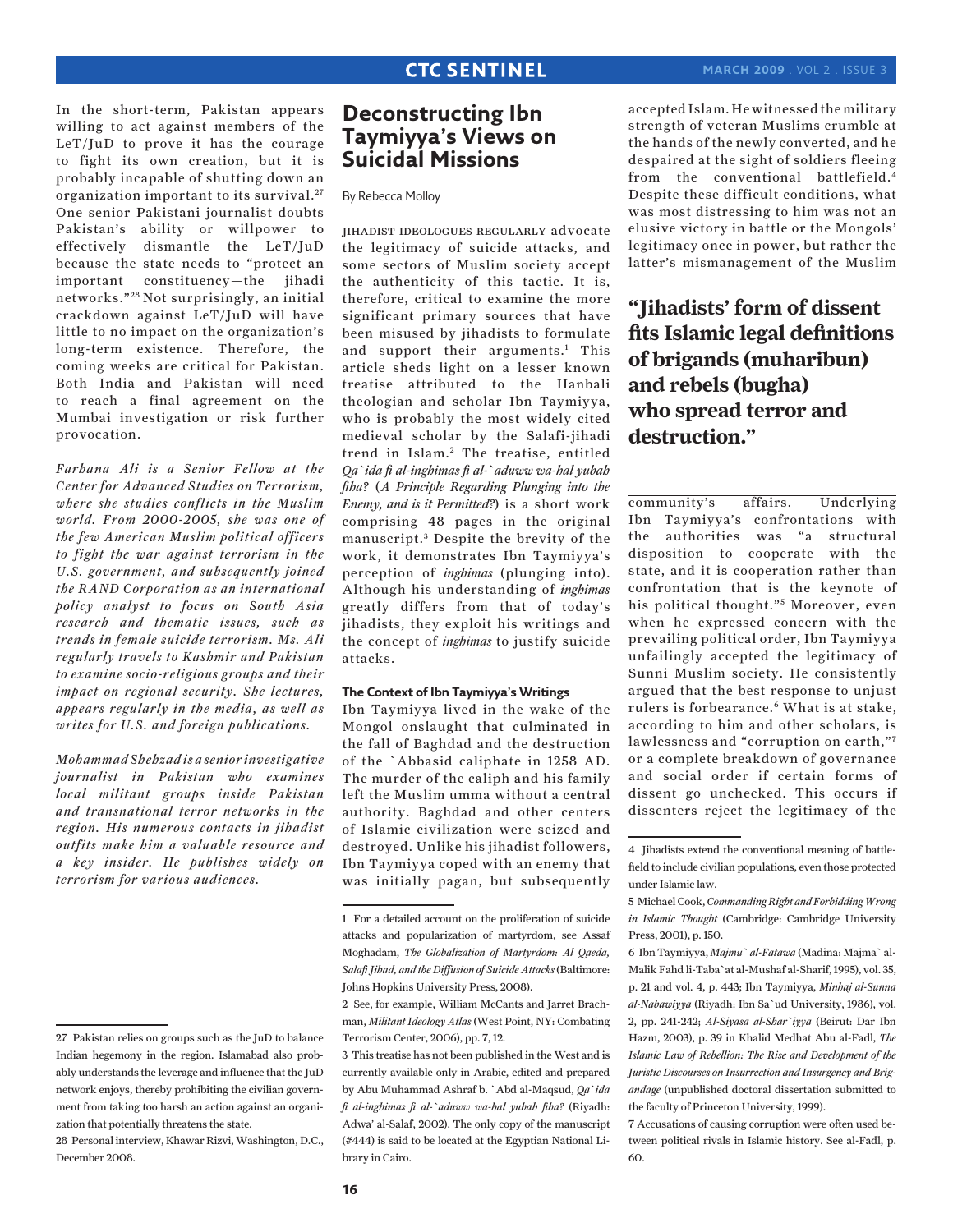In the short-term, Pakistan appears willing to act against members of the LeT/JuD to prove it has the courage to fight its own creation, but it is probably incapable of shutting down an organization important to its survival.[27] One senior Pakistani journalist doubts Pakistan's ability or willpower to effectively dismantle the LeT/JuD because the state needs to "protect an important constituency—the jihadi networks."[28] Not surprisingly, an initial crackdown against LeT/JuD will have little to no impact on the organization's long-term existence. Therefore, the coming weeks are critical for Pakistan. Both India and Pakistan will need to reach a final agreement on the Mumbai investigation or risk further provocation.

*Farhana Ali is a Senior Fellow at the Center for Advanced Studies on Terrorism, where she studies conflicts in the Muslim world. From 2000-2005, she was one of the few American Muslim political officers to fight the war against terrorism in the U.S. government, and subsequently joined the RAND Corporation as an international policy analyst to focus on South Asia research and thematic issues, such as trends in female suicide terrorism. Ms. Ali regularly travels to Kashmir and Pakistan to examine socio-religious groups and their impact on regional security. She lectures, appears regularly in the media, as well as writes for U.S. and foreign publications.*

*Mohammad Shehzad is a senior investigative journalist in Pakistan who examines local militant groups inside Pakistan and transnational terror networks in the region. His numerous contacts in jihadist outfits make him a valuable resource and a key insider. He publishes widely on terrorism for various audiences.*

27 Pakistan relies on groups such as the JuD to balance Indian hegemony in the region. Islamabad also probably understands the leverage and influence that the JuD network enjoys, thereby prohibiting the civilian government from taking too harsh an action against an organization that potentially threatens the state.

28 Personal interview, Khawar Rizvi, Washington, D.C., December 2008.

# Deconstructing Ibn Taymiyya's Views on Suicidal Missions

By Rebecca Molloy

JIHADIST IDEOLOGUES REGULARLY advocate the legitimacy of suicide attacks, and some sectors of Muslim society accept the authenticity of this tactic. It is, therefore, critical to examine the more significant primary sources that have been misused by jihadists to formulate and support their arguments.[1] This article sheds light on a lesser known treatise attributed to the Hanbali theologian and scholar Ibn Taymiyya, who is probably the most widely cited medieval scholar by the Salafi-jihadi trend in Islam.[2] The treatise, entitled *Qa`ida fi al-inghimas fi al-`aduww wa-hal yubah fiha?* (*A Principle Regarding Plunging into the Enemy, and is it Permitted?*) is a short work comprising 48 pages in the original manuscript.[3] Despite the brevity of the work, it demonstrates Ibn Taymiyya's perception of *inghimas* (plunging into). Although his understanding of *inghimas* greatly differs from that of today's jihadists, they exploit his writings and the concept of *inghimas* to justify suicide attacks.

### The Context of Ibn Taymiyya's Writings

Ibn Taymiyya lived in the wake of the Mongol onslaught that culminated in the fall of Baghdad and the destruction of the `Abbasid caliphate in 1258 AD. The murder of the caliph and his family left the Muslim umma without a central authority. Baghdad and other centers of Islamic civilization were seized and destroyed. Unlike his jihadist followers, Ibn Taymiyya coped with an enemy that was initially pagan, but subsequently accepted Islam. He witnessed the military strength of veteran Muslims crumble at the hands of the newly converted, and he despaired at the sight of soldiers fleeing from the conventional battlefield.[4] Despite these difficult conditions, what was most distressing to him was not an elusive victory in battle or the Mongols' legitimacy once in power, but rather the latter's mismanagement of the Muslim community's affairs. Underlying Ibn Taymiyya's confrontations with the authorities was "a structural disposition to cooperate with the state, and it is cooperation rather than confrontation that is the keynote of his political thought."[5] Moreover, even when he expressed concern with the prevailing political order, Ibn Taymiyya unfailingly accepted the legitimacy of Sunni Muslim society. He consistently argued that the best response to unjust rulers is forbearance.[6] What is at stake, according to him and other scholars, is lawlessness and "corruption on earth,"[7] or a complete breakdown of governance and social order if certain forms of dissent go unchecked. This occurs if dissenters reject the legitimacy of the

**"Jihadists' form of dissent fits Islamic legal definitions of brigands (muharibun) and rebels (bugha) who spread terror and destruction."**

1 For a detailed account on the proliferation of suicide attacks and popularization of martyrdom, see Assaf Moghadam, *The Globalization of Martyrdom: Al Qaeda, Salafi Jihad, and the Diffusion of Suicide Attacks* (Baltimore: Johns Hopkins University Press, 2008).

2 See, for example, William McCants and Jarret Brachman, *Militant Ideology Atlas* (West Point, NY: Combating Terrorism Center, 2006), pp. 7, 12.

3 This treatise has not been published in the West and is currently available only in Arabic, edited and prepared by Abu Muhammad Ashraf b. `Abd al-Maqsud, *Qa`ida fi al-inghimas fi al-`aduww wa-hal yubah fiha?* (Riyadh: Adwa' al-Salaf, 2002). The only copy of the manuscript (#444) is said to be located at the Egyptian National Library in Cairo.

4 Jihadists extend the conventional meaning of battlefield to include civilian populations, even those protected under Islamic law.

5 Michael Cook, *Commanding Right and Forbidding Wrong in Islamic Thought* (Cambridge: Cambridge University Press, 2001), p. 150.

6 Ibn Taymiyya, *Majmu` al-Fatawa* (Madina: Majma` al-Malik Fahd li-Taba`at al-Mushaf al-Sharif, 1995), vol. 35, p. 21 and vol. 4, p. 443; Ibn Taymiyya, *Minhaj al-Sunna al-Nabawiyya* (Riyadh: Ibn Sa`ud University, 1986), vol. 2, pp. 241-242; *Al-Siyasa al-Shar`iyya* (Beirut: Dar Ibn Hazm, 2003), p. 39 in Khalid Medhat Abu al-Fadl, *The Islamic Law of Rebellion: The Rise and Development of the Juristic Discourses on Insurrection and Insurgency and Brigandage* (unpublished doctoral dissertation submitted to the faculty of Princeton University, 1999).

7 Accusations of causing corruption were often used between political rivals in Islamic history. See al-Fadl, p. 60.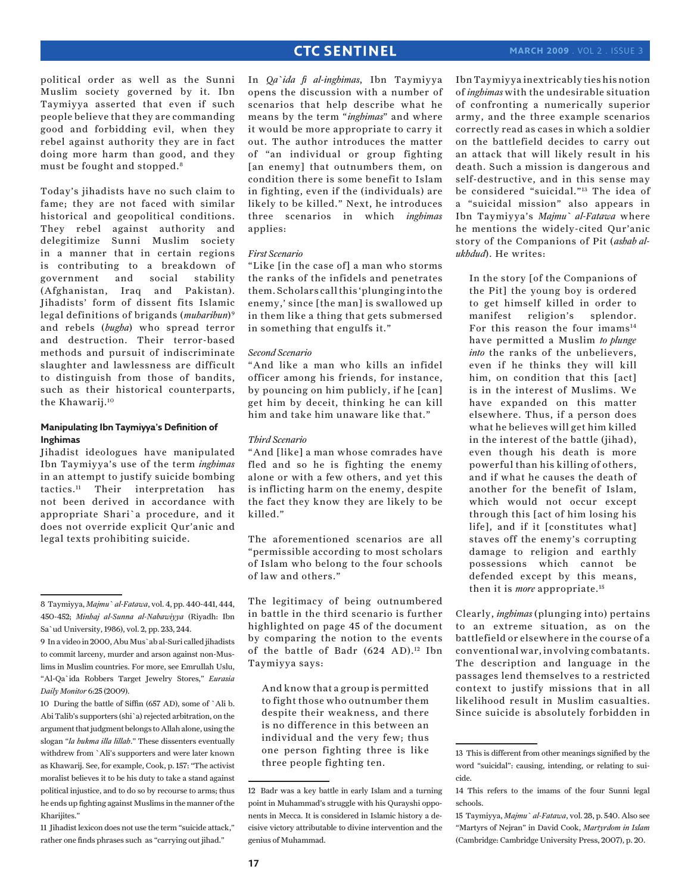political order as well as the Sunni Muslim society governed by it. Ibn Taymiyya asserted that even if such people believe that they are commanding good and forbidding evil, when they rebel against authority they are in fact doing more harm than good, and they must be fought and stopped.[8]

Today's jihadists have no such claim to fame; they are not faced with similar historical and geopolitical conditions. They rebel against authority and delegitimize Sunni Muslim society in a manner that in certain regions is contributing to a breakdown of government and social stability (Afghanistan, Iraq and Pakistan). Jihadists' form of dissent fits Islamic legal definitions of brigands (*muharibun*)[9] and rebels (*bugha*) who spread terror and destruction. Their terror-based methods and pursuit of indiscriminate slaughter and lawlessness are difficult to distinguish from those of bandits, such as their historical counterparts, the Khawarij.[10]

#### Manipulating Ibn Taymiyya's Definition of Inghimas

Jihadist ideologues have manipulated Ibn Taymiyya's use of the term *inghimas* in an attempt to justify suicide bombing tactics.[11] Their interpretation has not been derived in accordance with appropriate Shari`a procedure, and it does not override explicit Qur'anic and legal texts prohibiting suicide.

In *Qa`ida fi al-inghimas*, Ibn Taymiyya opens the discussion with a number of scenarios that help describe what he means by the term "*inghimas*" and where it would be more appropriate to carry it out. The author introduces the matter of "an individual or group fighting [an enemy] that outnumbers them, on condition there is some benefit to Islam in fighting, even if the (individuals) are likely to be killed." Next, he introduces three scenarios in which *inghimas* applies:

*First Scenario*
"Like [in the case of] a man who storms the ranks of the infidels and penetrates them. Scholars call this 'plunging into the enemy,' since [the man] is swallowed up in them like a thing that gets submersed in something that engulfs it."

*Second Scenario*
"And like a man who kills an infidel officer among his friends, for instance, by pouncing on him publicly, if he [can] get him by deceit, thinking he can kill him and take him unaware like that."

*Third Scenario*
"And [like] a man whose comrades have fled and so he is fighting the enemy alone or with a few others, and yet this is inflicting harm on the enemy, despite the fact they know they are likely to be killed."

The aforementioned scenarios are all "permissible according to most scholars of Islam who belong to the four schools of law and others."

The legitimacy of being outnumbered in battle in the third scenario is further highlighted on page 45 of the document by comparing the notion to the events of the battle of Badr (624 AD).[12] Ibn Taymiyya says:

> And know that a group is permitted to fight those who outnumber them despite their weakness, and there is no difference in this between an individual and the very few; thus one person fighting three is like three people fighting ten.

Ibn Taymiyya inextricably ties his notion of *inghimas* with the undesirable situation of confronting a numerically superior army, and the three example scenarios correctly read as cases in which a soldier on the battlefield decides to carry out an attack that will likely result in his death. Such a mission is dangerous and self-destructive, and in this sense may be considered "suicidal."[13] The idea of a "suicidal mission" also appears in Ibn Taymiyya's *Majmu` al-Fatawa* where he mentions the widely-cited Qur'anic story of the Companions of Pit (*ashab al-ukhdud*). He writes:

> In the story [of the Companions of the Pit] the young boy is ordered to get himself killed in order to manifest religion's splendor. For this reason the four imams[14] have permitted a Muslim *to plunge into* the ranks of the unbelievers, even if he thinks they will kill him, on condition that this [act] is in the interest of Muslims. We have expanded on this matter elsewhere. Thus, if a person does what he believes will get him killed in the interest of the battle (jihad), even though his death is more powerful than his killing of others, and if what he causes the death of another for the benefit of Islam, which would not occur except through this [act of him losing his life], and if it [constitutes what] staves off the enemy's corrupting damage to religion and earthly possessions which cannot be defended except by this means, then it is *more* appropriate.[15]

Clearly, *inghimas* (plunging into) pertains to an extreme situation, as on the battlefield or elsewhere in the course of a conventional war, involving combatants. The description and language in the passages lend themselves to a restricted context to justify missions that in all likelihood result in Muslim casualties. Since suicide is absolutely forbidden in

---

8 Taymiyya, *Majmu` al-Fatawa*, vol. 4, pp. 440-441, 444, 450-452; *Minhaj al-Sunna al-Nabawiyya* (Riyadh: Ibn Sa`ud University, 1986), vol. 2, pp. 233, 244.

9 In a video in 2000, Abu Mus`ab al-Suri called jihadists to commit larceny, murder and arson against non-Muslims in Muslim countries. For more, see Emrullah Uslu, "Al-Qa`ida Robbers Target Jewelry Stores," *Eurasia Daily Monitor* 6:25 (2009).

10 During the battle of Siffin (657 AD), some of `Ali b. Abi Talib's supporters (shi`a) rejected arbitration, on the argument that judgment belongs to Allah alone, using the slogan "*la hukma illa lillah*." These dissenters eventually withdrew from `Ali's supporters and were later known as Khawarij. See, for example, Cook, p. 157: "The activist moralist believes it to be his duty to take a stand against political injustice, and to do so by recourse to arms; thus he ends up fighting against Muslims in the manner of the Kharijites."

11 Jihadist lexicon does not use the term "suicide attack," rather one finds phrases such as "carrying out jihad."

12 Badr was a key battle in early Islam and a turning point in Muhammad's struggle with his Qurayshi opponents in Mecca. It is considered in Islamic history a decisive victory attributable to divine intervention and the genius of Muhammad.

13 This is different from other meanings signified by the word "suicidal": causing, intending, or relating to suicide.

14 This refers to the imams of the four Sunni legal schools.

15 Taymiyya, *Majmu` al-Fatawa*, vol. 28, p. 540. Also see "Martyrs of Nejran" in David Cook, *Martyrdom in Islam* (Cambridge: Cambridge University Press, 2007), p. 20.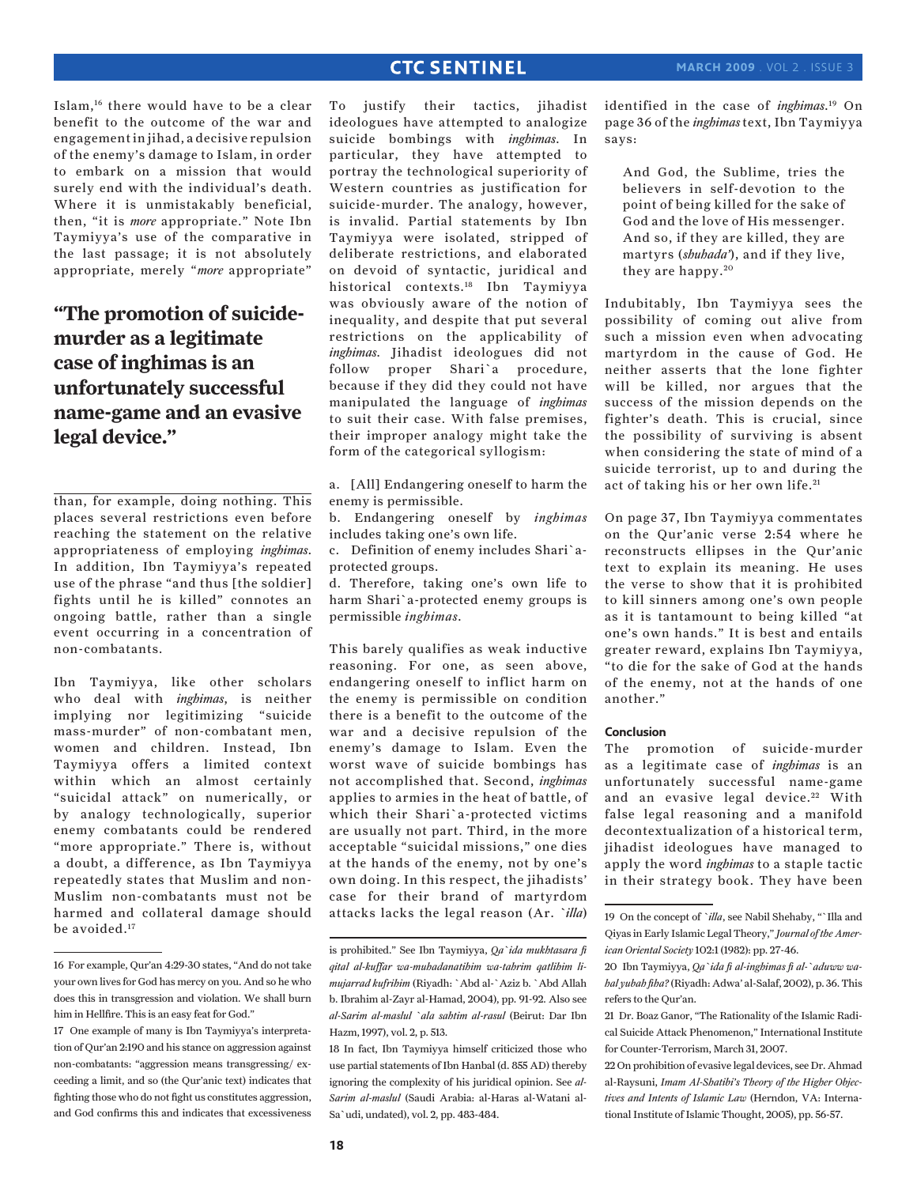Islam,[16] there would have to be a clear benefit to the outcome of the war and engagement in jihad, a decisive repulsion of the enemy's damage to Islam, in order to embark on a mission that would surely end with the individual's death. Where it is unmistakably beneficial, then, "it is *more* appropriate." Note Ibn Taymiyya's use of the comparative in the last passage; it is not absolutely appropriate, merely "*more* appropriate" than, for example, doing nothing. This places several restrictions even before reaching the statement on the relative appropriateness of employing *inghimas*. In addition, Ibn Taymiyya's repeated use of the phrase "and thus [the soldier] fights until he is killed" connotes an ongoing battle, rather than a single event occurring in a concentration of non-combatants.

**"The promotion of suicide-murder as a legitimate case of inghimas is an unfortunately successful name-game and an evasive legal device."**

Ibn Taymiyya, like other scholars who deal with *inghimas*, is neither implying nor legitimizing "suicide mass-murder" of non-combatant men, women and children. Instead, Ibn Taymiyya offers a limited context within which an almost certainly "suicidal attack" on numerically, or by analogy technologically, superior enemy combatants could be rendered "more appropriate." There is, without a doubt, a difference, as Ibn Taymiyya repeatedly states that Muslim and non-Muslim non-combatants must not be harmed and collateral damage should be avoided.[17]

To justify their tactics, jihadist ideologues have attempted to analogize suicide bombings with *inghimas*. In particular, they have attempted to portray the technological superiority of Western countries as justification for suicide-murder. The analogy, however, is invalid. Partial statements by Ibn Taymiyya were isolated, stripped of deliberate restrictions, and elaborated on devoid of syntactic, juridical and historical contexts.[18] Ibn Taymiyya was obviously aware of the notion of inequality, and despite that put several restrictions on the applicability of *inghimas*. Jihadist ideologues did not follow proper Shari`a procedure, because if they did they could not have manipulated the language of *inghimas* to suit their case. With false premises, their improper analogy might take the form of the categorical syllogism:

a. [All] Endangering oneself to harm the enemy is permissible.
b. Endangering oneself by *inghimas* includes taking one's own life.
c. Definition of enemy includes Shari`a-protected groups.
d. Therefore, taking one's own life to harm Shari`a-protected enemy groups is permissible *inghimas*.

This barely qualifies as weak inductive reasoning. For one, as seen above, endangering oneself to inflict harm on the enemy is permissible on condition there is a benefit to the outcome of the war and a decisive repulsion of the enemy's damage to Islam. Even the worst wave of suicide bombings has not accomplished that. Second, *inghimas* applies to armies in the heat of battle, of which their Shari`a-protected victims are usually not part. Third, in the more acceptable "suicidal missions," one dies at the hands of the enemy, not by one's own doing. In this respect, the jihadists' case for their brand of martyrdom attacks lacks the legal reason (Ar. *`illa*) identified in the case of *inghimas*.[19] On page 36 of the *inghimas* text, Ibn Taymiyya says:

> And God, the Sublime, tries the believers in self-devotion to the point of being killed for the sake of God and the love of His messenger. And so, if they are killed, they are martyrs (*shuhada'*), and if they live, they are happy.[20]

Indubitably, Ibn Taymiyya sees the possibility of coming out alive from such a mission even when advocating martyrdom in the cause of God. He neither asserts that the lone fighter will be killed, nor argues that the success of the mission depends on the fighter's death. This is crucial, since the possibility of surviving is absent when considering the state of mind of a suicide terrorist, up to and during the act of taking his or her own life.[21]

On page 37, Ibn Taymiyya commentates on the Qur'anic verse 2:54 where he reconstructs ellipses in the Qur'anic text to explain its meaning. He uses the verse to show that it is prohibited to kill sinners among one's own people as it is tantamount to being killed "at one's own hands." It is best and entails greater reward, explains Ibn Taymiyya, "to die for the sake of God at the hands of the enemy, not at the hands of one another."

### Conclusion

The promotion of suicide-murder as a legitimate case of *inghimas* is an unfortunately successful name-game and an evasive legal device.[22] With false legal reasoning and a manifold decontextualization of a historical term, jihadist ideologues have managed to apply the word *inghimas* to a staple tactic in their strategy book. They have been

---

16 For example, Qur'an 4:29-30 states, "And do not take your own lives for God has mercy on you. And so he who does this in transgression and violation. We shall burn him in Hellfire. This is an easy feat for God."

17 One example of many is Ibn Taymiyya's interpretation of Qur'an 2:190 and his stance on aggression against non-combatants: "aggression means transgressing/exceeding a limit, and so (the Qur'anic text) indicates that fighting those who do not fight us constitutes aggression, and God confirms this and indicates that excessiveness is prohibited." See Ibn Taymiyya, *Qa`ida mukhtasara fi qital al-kuffar wa-muhadanatihim wa-tahrim qatlihim li-mujarrad kufrihim* (Riyadh: `Abd al-`Aziz b. `Abd Allah b. Ibrahim al-Zayr al-Hamad, 2004), pp. 91-92. Also see *al-Sarim al-maslul `ala sabtim al-rasul* (Beirut: Dar Ibn Hazm, 1997), vol. 2, p. 513.

18 In fact, Ibn Taymiyya himself criticized those who use partial statements of Ibn Hanbal (d. 855 AD) thereby ignoring the complexity of his juridical opinion. See *al-Sarim al-maslul* (Saudi Arabia: al-Haras al-Watani al-Sa`udi, undated), vol. 2, pp. 483-484.

19 On the concept of *`illa*, see Nabil Shehaby, "`Illa and Qiyas in Early Islamic Legal Theory," *Journal of the American Oriental Society* 102:1 (1982): pp. 27-46.

20 Ibn Taymiyya, *Qa`ida fi al-inghimas fi al-`aduww wa-hal yubah fiha?* (Riyadh: Adwa' al-Salaf, 2002), p. 36. This refers to the Qur'an.

21 Dr. Boaz Ganor, "The Rationality of the Islamic Radical Suicide Attack Phenomenon," International Institute for Counter-Terrorism, March 31, 2007.

22 On prohibition of evasive legal devices, see Dr. Ahmad al-Raysuni, *Imam Al-Shatibi's Theory of the Higher Objectives and Intents of Islamic Law* (Herndon, VA: International Institute of Islamic Thought, 2005), pp. 56-57.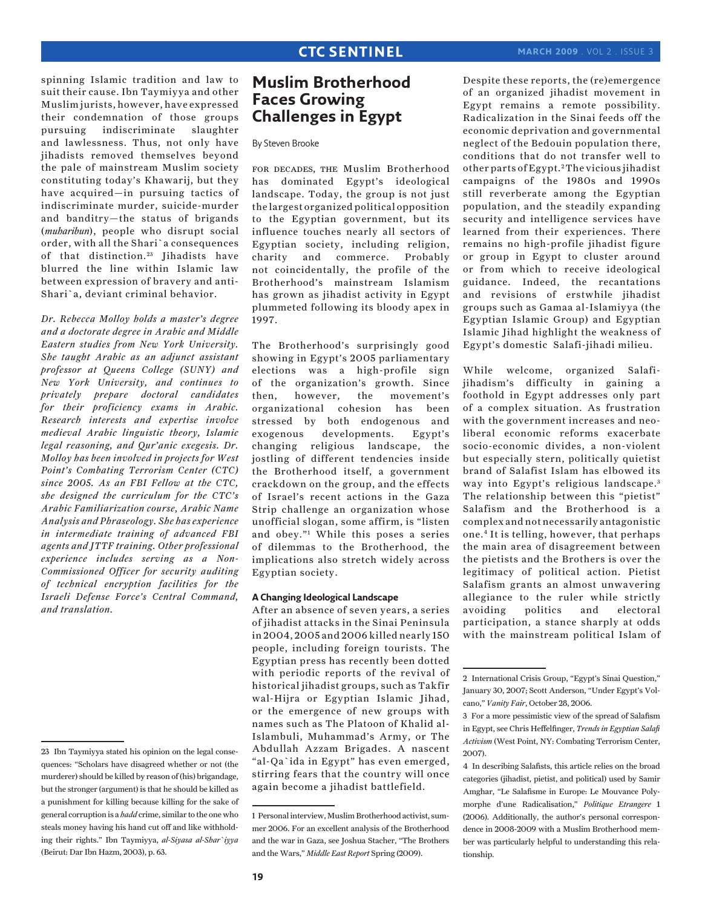spinning Islamic tradition and law to suit their cause. Ibn Taymiyya and other Muslim jurists, however, have expressed their condemnation of those groups pursuing indiscriminate slaughter and lawlessness. Thus, not only have jihadists removed themselves beyond the pale of mainstream Muslim society constituting today's Khawarij, but they have acquired—in pursuing tactics of indiscriminate murder, suicide-murder and banditry—the status of brigands (*muharibun*), people who disrupt social order, with all the Shari`a consequences of that distinction.[23] Jihadists have blurred the line within Islamic law between expression of bravery and anti-Shari`a, deviant criminal behavior.

*Dr. Rebecca Molloy holds a master's degree and a doctorate degree in Arabic and Middle Eastern studies from New York University. She taught Arabic as an adjunct assistant professor at Queens College (SUNY) and New York University, and continues to privately prepare doctoral candidates for their proficiency exams in Arabic. Research interests and expertise involve medieval Arabic linguistic theory, Islamic legal reasoning, and Qur'anic exegesis. Dr. Molloy has been involved in projects for West Point's Combating Terrorism Center (CTC) since 2005. As an FBI Fellow at the CTC, she designed the curriculum for the CTC's Arabic Familiarization course, Arabic Name Analysis and Phraseology. She has experience in intermediate training of advanced FBI agents and JTTF training. Other professional experience includes serving as a Non-Commissioned Officer for security auditing of technical encryption facilities for the Israeli Defense Force's Central Command, and translation.*

[23] Ibn Taymiyya stated his opinion on the legal consequences: "Scholars have disagreed whether or not (the murderer) should be killed by reason of (his) brigandage, but the stronger (argument) is that he should be killed as a punishment for killing because killing for the sake of general corruption is a *hadd* crime, similar to the one who steals money having his hand cut off and like withholding their rights." Ibn Taymiyya, *al-Siyasa al-Shar`iyya* (Beirut: Dar Ibn Hazm, 2003), p. 63.

# Muslim Brotherhood Faces Growing Challenges in Egypt

By Steven Brooke

For decades, the Muslim Brotherhood has dominated Egypt's ideological landscape. Today, the group is not just the largest organized political opposition to the Egyptian government, but its influence touches nearly all sectors of Egyptian society, including religion, charity and commerce. Probably not coincidentally, the profile of the Brotherhood's mainstream Islamism has grown as jihadist activity in Egypt plummeted following its bloody apex in 1997.

The Brotherhood's surprisingly good showing in Egypt's 2005 parliamentary elections was a high-profile sign of the organization's growth. Since then, however, the movement's organizational cohesion has been stressed by both endogenous and exogenous developments. Egypt's changing religious landscape, the jostling of different tendencies inside the Brotherhood itself, a government crackdown on the group, and the effects of Israel's recent actions in the Gaza Strip challenge an organization whose unofficial slogan, some affirm, is "listen and obey."[1] While this poses a series of dilemmas to the Brotherhood, the implications also stretch widely across Egyptian society.

## A Changing Ideological Landscape

After an absence of seven years, a series of jihadist attacks in the Sinai Peninsula in 2004, 2005 and 2006 killed nearly 150 people, including foreign tourists. The Egyptian press has recently been dotted with periodic reports of the revival of historical jihadist groups, such as Takfir wal-Hijra or Egyptian Islamic Jihad, or the emergence of new groups with names such as The Platoon of Khalid al-Islambuli, Muhammad's Army, or The Abdullah Azzam Brigades. A nascent "al-Qa`ida in Egypt" has even emerged, stirring fears that the country will once again become a jihadist battlefield.

Despite these reports, the (re)emergence of an organized jihadist movement in Egypt remains a remote possibility. Radicalization in the Sinai feeds off the economic deprivation and governmental neglect of the Bedouin population there, conditions that do not transfer well to other parts of Egypt.[2] The vicious jihadist campaigns of the 1980s and 1990s still reverberate among the Egyptian population, and the steadily expanding security and intelligence services have learned from their experiences. There remains no high-profile jihadist figure or group in Egypt to cluster around or from which to receive ideological guidance. Indeed, the recantations and revisions of erstwhile jihadist groups such as Gamaa al-Islamiyya (the Egyptian Islamic Group) and Egyptian Islamic Jihad highlight the weakness of Egypt's domestic Salafi-jihadi milieu.

While welcome, organized Salafi-jihadism's difficulty in gaining a foothold in Egypt addresses only part of a complex situation. As frustration with the government increases and neo-liberal economic reforms exacerbate socio-economic divides, a non-violent but especially stern, politically quietist brand of Salafist Islam has elbowed its way into Egypt's religious landscape.[3] The relationship between this "pietist" Salafism and the Brotherhood is a complex and not necessarily antagonistic one.[4] It is telling, however, that perhaps the main area of disagreement between the pietists and the Brothers is over the legitimacy of political action. Pietist Salafism grants an almost unwavering allegiance to the ruler while strictly avoiding politics and electoral participation, a stance sharply at odds with the mainstream political Islam of

[1] Personal interview, Muslim Brotherhood activist, summer 2006. For an excellent analysis of the Brotherhood and the war in Gaza, see Joshua Stacher, "The Brothers and the Wars," *Middle East Report* Spring (2009).

[2] International Crisis Group, "Egypt's Sinai Question," January 30, 2007; Scott Anderson, "Under Egypt's Volcano," *Vanity Fair*, October 28, 2006.

[3] For a more pessimistic view of the spread of Salafism in Egypt, see Chris Heffelfinger, *Trends in Egyptian Salafi Activism* (West Point, NY: Combating Terrorism Center, 2007).

[4] In describing Salafists, this article relies on the broad categories (jihadist, pietist, and political) used by Samir Amghar, "Le Salafisme in Europe: Le Mouvance Polymorphe d'une Radicalisation," *Politique Etrangere* 1 (2006). Additionally, the author's personal correspondence in 2008-2009 with a Muslim Brotherhood member was particularly helpful to understanding this relationship.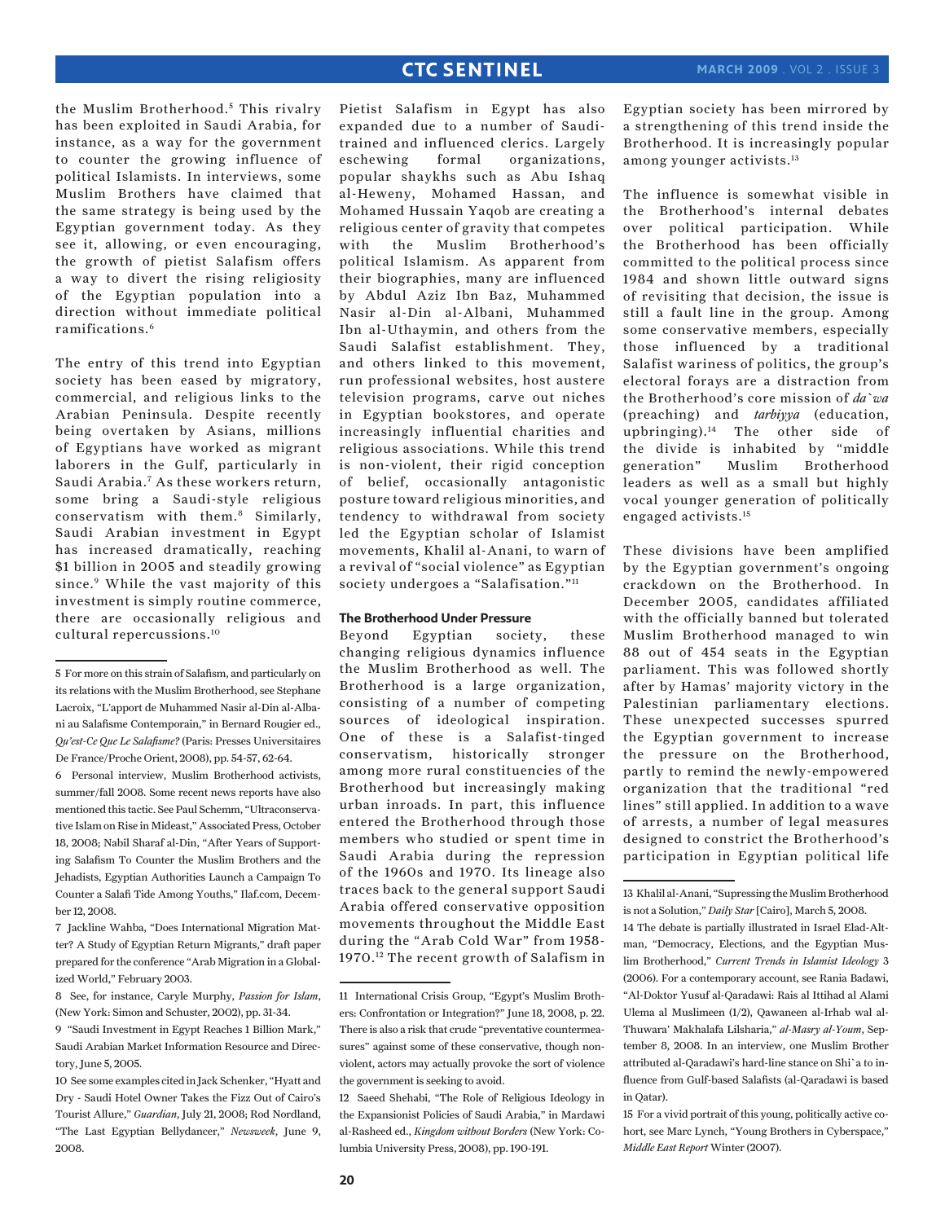the Muslim Brotherhood.[5] This rivalry has been exploited in Saudi Arabia, for instance, as a way for the government to counter the growing influence of political Islamists. In interviews, some Muslim Brothers have claimed that the same strategy is being used by the Egyptian government today. As they see it, allowing, or even encouraging, the growth of pietist Salafism offers a way to divert the rising religiosity of the Egyptian population into a direction without immediate political ramifications.[6]

The entry of this trend into Egyptian society has been eased by migratory, commercial, and religious links to the Arabian Peninsula. Despite recently being overtaken by Asians, millions of Egyptians have worked as migrant laborers in the Gulf, particularly in Saudi Arabia.[7] As these workers return, some bring a Saudi-style religious conservatism with them.[8] Similarly, Saudi Arabian investment in Egypt has increased dramatically, reaching $1 billion in 2005 and steadily growing since.[9] While the vast majority of this investment is simply routine commerce, there are occasionally religious and cultural repercussions.[10]

Pietist Salafism in Egypt has also expanded due to a number of Saudi-trained and influenced clerics. Largely eschewing formal organizations, popular shaykhs such as Abu Ishaq al-Heweny, Mohamed Hassan, and Mohamed Hussain Yaqob are creating a religious center of gravity that competes with the Muslim Brotherhood's political Islamism. As apparent from their biographies, many are influenced by Abdul Aziz Ibn Baz, Muhammed Nasir al-Din al-Albani, Muhammed Ibn al-Uthaymin, and others from the Saudi Salafist establishment. They, and others linked to this movement, run professional websites, host austere television programs, carve out niches in Egyptian bookstores, and operate increasingly influential charities and religious associations. While this trend is non-violent, their rigid conception of belief, occasionally antagonistic posture toward religious minorities, and tendency to withdrawal from society led the Egyptian scholar of Islamist movements, Khalil al-Anani, to warn of a revival of "social violence" as Egyptian society undergoes a "Salafisation."[11]

### The Brotherhood Under Pressure

Beyond Egyptian society, these changing religious dynamics influence the Muslim Brotherhood as well. The Brotherhood is a large organization, consisting of a number of competing sources of ideological inspiration. One of these is a Salafist-tinged conservatism, historically stronger among more rural constituencies of the Brotherhood but increasingly making urban inroads. In part, this influence entered the Brotherhood through those members who studied or spent time in Saudi Arabia during the repression of the 1960s and 1970. Its lineage also traces back to the general support Saudi Arabia offered conservative opposition movements throughout the Middle East during the "Arab Cold War" from 1958-1970.[12] The recent growth of Salafism in Egyptian society has been mirrored by a strengthening of this trend inside the Brotherhood. It is increasingly popular among younger activists.[13]

The influence is somewhat visible in the Brotherhood's internal debates over political participation. While the Brotherhood has been officially committed to the political process since 1984 and shown little outward signs of revisiting that decision, the issue is still a fault line in the group. Among some conservative members, especially those influenced by a traditional Salafist wariness of politics, the group's electoral forays are a distraction from the Brotherhood's core mission of *da`wa* (preaching) and *tarbiyya* (education, upbringing).[14] The other side of the divide is inhabited by "middle generation" Muslim Brotherhood leaders as well as a small but highly vocal younger generation of politically engaged activists.[15]

These divisions have been amplified by the Egyptian government's ongoing crackdown on the Brotherhood. In December 2005, candidates affiliated with the officially banned but tolerated Muslim Brotherhood managed to win 88 out of 454 seats in the Egyptian parliament. This was followed shortly after by Hamas' majority victory in the Palestinian parliamentary elections. These unexpected successes spurred the Egyptian government to increase the pressure on the Brotherhood, partly to remind the newly-empowered organization that the traditional "red lines" still applied. In addition to a wave of arrests, a number of legal measures designed to constrict the Brotherhood's participation in Egyptian political life

---

5 For more on this strain of Salafism, and particularly on its relations with the Muslim Brotherhood, see Stephane Lacroix, "L'apport de Muhammed Nasir al-Din al-Albani au Salafisme Contemporain," in Bernard Rougier ed., *Qu'est-Ce Que Le Salafisme?* (Paris: Presses Universitaires De France/Proche Orient, 2008), pp. 54-57, 62-64.

6 Personal interview, Muslim Brotherhood activists, summer/fall 2008. Some recent news reports have also mentioned this tactic. See Paul Schemm, "Ultraconservative Islam on Rise in Mideast," Associated Press, October 18, 2008; Nabil Sharaf al-Din, "After Years of Supporting Salafism To Counter the Muslim Brothers and the Jehadists, Egyptian Authorities Launch a Campaign To Counter a Salafi Tide Among Youths," Ilaf.com, December 12, 2008.

7 Jackline Wahba, "Does International Migration Matter? A Study of Egyptian Return Migrants," draft paper prepared for the conference "Arab Migration in a Globalized World," February 2003.

8 See, for instance, Caryle Murphy, *Passion for Islam*, (New York: Simon and Schuster, 2002), pp. 31-34.

9 "Saudi Investment in Egypt Reaches 1 Billion Mark," Saudi Arabian Market Information Resource and Directory, June 5, 2005.

10 See some examples cited in Jack Schenker, "Hyatt and Dry - Saudi Hotel Owner Takes the Fizz Out of Cairo's Tourist Allure," *Guardian*, July 21, 2008; Rod Nordland, "The Last Egyptian Bellydancer," *Newsweek*, June 9, 2008.

11 International Crisis Group, "Egypt's Muslim Brothers: Confrontation or Integration?" June 18, 2008, p. 22. There is also a risk that crude "preventative countermeasures" against some of these conservative, though non-violent, actors may actually provoke the sort of violence the government is seeking to avoid.

12 Saeed Shehabi, "The Role of Religious Ideology in the Expansionist Policies of Saudi Arabia," in Mardawi al-Rasheed ed., *Kingdom without Borders* (New York: Columbia University Press, 2008), pp. 190-191.

13 Khalil al-Anani, "Supressing the Muslim Brotherhood is not a Solution," *Daily Star* [Cairo], March 5, 2008.

14 The debate is partially illustrated in Israel Elad-Altman, "Democracy, Elections, and the Egyptian Muslim Brotherhood," *Current Trends in Islamist Ideology* 3 (2006). For a contemporary account, see Rania Badawi, "Al-Doktor Yusuf al-Qaradawi: Rais al Ittihad al Alami Ulema al Muslimeen (1/2), Qawaneen al-Irhab wal al-Thuwara' Makhalafa Lilsharia," *al-Masry al-Youm*, September 8, 2008. In an interview, one Muslim Brother attributed al-Qaradawi's hard-line stance on Shi`a to influence from Gulf-based Salafists (al-Qaradawi is based in Qatar).

15 For a vivid portrait of this young, politically active cohort, see Marc Lynch, "Young Brothers in Cyberspace," *Middle East Report* Winter (2007).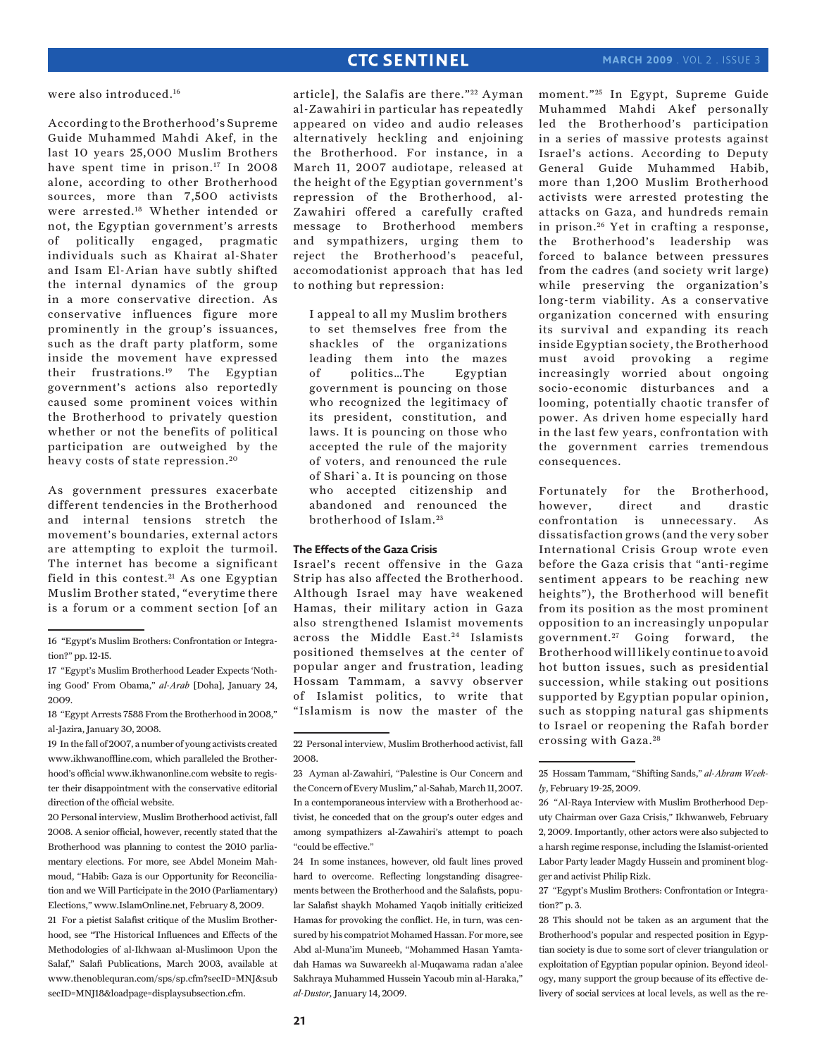were also introduced.[16]

According to the Brotherhood's Supreme Guide Muhammed Mahdi Akef, in the last 10 years 25,000 Muslim Brothers have spent time in prison.[17] In 2008 alone, according to other Brotherhood sources, more than 7,500 activists were arrested.[18] Whether intended or not, the Egyptian government's arrests of politically engaged, pragmatic individuals such as Khairat al-Shater and Isam El-Arian have subtly shifted the internal dynamics of the group in a more conservative direction. As conservative influences figure more prominently in the group's issuances, such as the draft party platform, some inside the movement have expressed their frustrations.[19] The Egyptian government's actions also reportedly caused some prominent voices within the Brotherhood to privately question whether or not the benefits of political participation are outweighed by the heavy costs of state repression.[20]

As government pressures exacerbate different tendencies in the Brotherhood and internal tensions stretch the movement's boundaries, external actors are attempting to exploit the turmoil. The internet has become a significant field in this contest.[21] As one Egyptian Muslim Brother stated, "everytime there is a forum or a comment section [of an article], the Salafis are there."[22] Ayman al-Zawahiri in particular has repeatedly appeared on video and audio releases alternatively heckling and enjoining the Brotherhood. For instance, in a March 11, 2007 audiotape, released at the height of the Egyptian government's repression of the Brotherhood, al-Zawahiri offered a carefully crafted message to Brotherhood members and sympathizers, urging them to reject the Brotherhood's peaceful, accomodationist approach that has led to nothing but repression:

> I appeal to all my Muslim brothers to set themselves free from the shackles of the organizations leading them into the mazes of politics…The Egyptian government is pouncing on those who recognized the legitimacy of its president, constitution, and laws. It is pouncing on those who accepted the rule of the majority of voters, and renounced the rule of Shari`a. It is pouncing on those who accepted citizenship and abandoned and renounced the brotherhood of Islam.[23]

### The Effects of the Gaza Crisis

Israel's recent offensive in the Gaza Strip has also affected the Brotherhood. Although Israel may have weakened Hamas, their military action in Gaza also strengthened Islamist movements across the Middle East.[24] Islamists positioned themselves at the center of popular anger and frustration, leading Hossam Tammam, a savvy observer of Islamist politics, to write that "Islamism is now the master of the moment."[25] In Egypt, Supreme Guide Muhammed Mahdi Akef personally led the Brotherhood's participation in a series of massive protests against Israel's actions. According to Deputy General Guide Muhammed Habib, more than 1,200 Muslim Brotherhood activists were arrested protesting the attacks on Gaza, and hundreds remain in prison.[26] Yet in crafting a response, the Brotherhood's leadership was forced to balance between pressures from the cadres (and society writ large) while preserving the organization's long-term viability. As a conservative organization concerned with ensuring its survival and expanding its reach inside Egyptian society, the Brotherhood must avoid provoking a regime increasingly worried about ongoing socio-economic disturbances and a looming, potentially chaotic transfer of power. As driven home especially hard in the last few years, confrontation with the government carries tremendous consequences.

Fortunately for the Brotherhood, however, direct and drastic confrontation is unnecessary. As dissatisfaction grows (and the very sober International Crisis Group wrote even before the Gaza crisis that "anti-regime sentiment appears to be reaching new heights"), the Brotherhood will benefit from its position as the most prominent opposition to an increasingly unpopular government.[27] Going forward, the Brotherhood will likely continue to avoid hot button issues, such as presidential succession, while staking out positions supported by Egyptian popular opinion, such as stopping natural gas shipments to Israel or reopening the Rafah border crossing with Gaza.[28]

---

16 "Egypt's Muslim Brothers: Confrontation or Integration?" pp. 12-15.

17 "Egypt's Muslim Brotherhood Leader Expects 'Nothing Good' From Obama," *al-Arab* [Doha], January 24, 2009.

18 "Egypt Arrests 7588 From the Brotherhood in 2008," al-Jazira, January 30, 2008.

19 In the fall of 2007, a number of young activists created www.ikhwanoffline.com, which paralleled the Brotherhood's official www.ikhwanonline.com website to register their disappointment with the conservative editorial direction of the official website.

20 Personal interview, Muslim Brotherhood activist, fall 2008. A senior official, however, recently stated that the Brotherhood was planning to contest the 2010 parliamentary elections. For more, see Abdel Moneim Mahmoud, "Habib: Gaza is our Opportunity for Reconciliation and we Will Participate in the 2010 (Parliamentary) Elections," www.IslamOnline.net, February 8, 2009.

21 For a pietist Salafist critique of the Muslim Brotherhood, see "The Historical Influences and Effects of the Methodologies of al-Ikhwaan al-Muslimoon Upon the Salaf," Salafi Publications, March 2003, available at www.thenoblequran.com/sps/sp.cfm?secID=MNJ&subsecID=MNJ18&loadpage=displaysubsection.cfm.

22 Personal interview, Muslim Brotherhood activist, fall 2008.

23 Ayman al-Zawahiri, "Palestine is Our Concern and the Concern of Every Muslim," al-Sahab, March 11, 2007. In a contemporaneous interview with a Brotherhood activist, he conceded that on the group's outer edges and among sympathizers al-Zawahiri's attempt to poach "could be effective."

24 In some instances, however, old fault lines proved hard to overcome. Reflecting longstanding disagreements between the Brotherhood and the Salafists, popular Salafist shaykh Mohamed Yaqob initially criticized Hamas for provoking the conflict. He, in turn, was censured by his compatriot Mohamed Hassan. For more, see Abd al-Muna'im Muneeb, "Mohammed Hasan Yamtadah Hamas wa Suwareekh al-Muqawama radan a'alee Sakhraya Muhammed Hussein Yacoub min al-Haraka," *al-Dustor*, January 14, 2009.

25 Hossam Tammam, "Shifting Sands," *al-Ahram Weekly*, February 19-25, 2009.

26 "Al-Raya Interview with Muslim Brotherhood Deputy Chairman over Gaza Crisis," Ikhwanweb, February 2, 2009. Importantly, other actors were also subjected to a harsh regime response, including the Islamist-oriented Labor Party leader Magdy Hussein and prominent blogger and activist Philip Rizk.

27 "Egypt's Muslim Brothers: Confrontation or Integration?" p. 3.

28 This should not be taken as an argument that the Brotherhood's popular and respected position in Egyptian society is due to some sort of clever triangulation or exploitation of Egyptian popular opinion. Beyond ideology, many support the group because of its effective delivery of social services at local levels, as well as the re-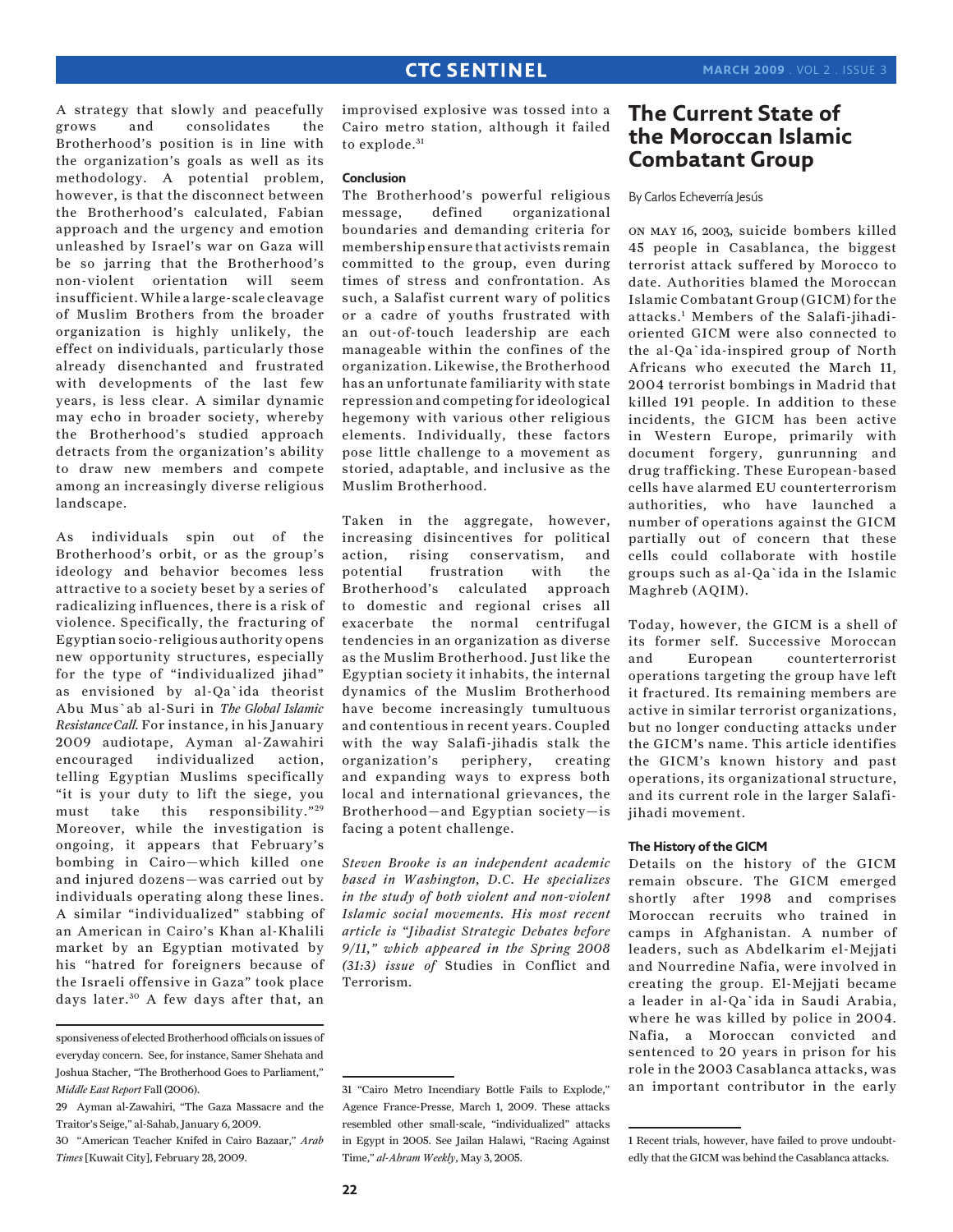A strategy that slowly and peacefully grows and consolidates the Brotherhood's position is in line with the organization's goals as well as its methodology. A potential problem, however, is that the disconnect between the Brotherhood's calculated, Fabian approach and the urgency and emotion unleashed by Israel's war on Gaza will be so jarring that the Brotherhood's non-violent orientation will seem insufficient. While a large-scale cleavage of Muslim Brothers from the broader organization is highly unlikely, the effect on individuals, particularly those already disenchanted and frustrated with developments of the last few years, is less clear. A similar dynamic may echo in broader society, whereby the Brotherhood's studied approach detracts from the organization's ability to draw new members and compete among an increasingly diverse religious landscape.

As individuals spin out of the Brotherhood's orbit, or as the group's ideology and behavior becomes less attractive to a society beset by a series of radicalizing influences, there is a risk of violence. Specifically, the fracturing of Egyptian socio-religious authority opens new opportunity structures, especially for the type of "individualized jihad" as envisioned by al-Qa`ida theorist Abu Mus`ab al-Suri in *The Global Islamic Resistance Call*. For instance, in his January 2009 audiotape, Ayman al-Zawahiri encouraged individualized action, telling Egyptian Muslims specifically "it is your duty to lift the siege, you must take this responsibility."[29] Moreover, while the investigation is ongoing, it appears that February's bombing in Cairo—which killed one and injured dozens—was carried out by individuals operating along these lines. A similar "individualized" stabbing of an American in Cairo's Khan al-Khalili market by an Egyptian motivated by his "hatred for foreigners because of the Israeli offensive in Gaza" took place days later.[30] A few days after that, an improvised explosive was tossed into a Cairo metro station, although it failed to explode.[31]

### Conclusion

The Brotherhood's powerful religious message, defined organizational boundaries and demanding criteria for membership ensure that activists remain committed to the group, even during times of stress and confrontation. As such, a Salafist current wary of politics or a cadre of youths frustrated with an out-of-touch leadership are each manageable within the confines of the organization. Likewise, the Brotherhood has an unfortunate familiarity with state repression and competing for ideological hegemony with various other religious elements. Individually, these factors pose little challenge to a movement as storied, adaptable, and inclusive as the Muslim Brotherhood.

Taken in the aggregate, however, increasing disincentives for political action, rising conservatism, and potential frustration with the Brotherhood's calculated approach to domestic and regional crises all exacerbate the normal centrifugal tendencies in an organization as diverse as the Muslim Brotherhood. Just like the Egyptian society it inhabits, the internal dynamics of the Muslim Brotherhood have become increasingly tumultuous and contentious in recent years. Coupled with the way Salafi-jihadis stalk the organization's periphery, creating and expanding ways to express both local and international grievances, the Brotherhood—and Egyptian society—is facing a potent challenge.

*Steven Brooke is an independent academic based in Washington, D.C. He specializes in the study of both violent and non-violent Islamic social movements. His most recent article is "Jihadist Strategic Debates before 9/11," which appeared in the Spring 2008 (31:3) issue of* Studies in Conflict and Terrorism.

sponsiveness of elected Brotherhood officials on issues of everyday concern. See, for instance, Samer Shehata and Joshua Stacher, "The Brotherhood Goes to Parliament," *Middle East Report* Fall (2006).

29 Ayman al-Zawahiri, "The Gaza Massacre and the Traitor's Seige," al-Sahab, January 6, 2009.

30 "American Teacher Knifed in Cairo Bazaar," *Arab Times* [Kuwait City], February 28, 2009.

31 "Cairo Metro Incendiary Bottle Fails to Explode," Agence France-Presse, March 1, 2009. These attacks resembled other small-scale, "individualized" attacks in Egypt in 2005. See Jailan Halawi, "Racing Against Time," *al-Ahram Weekly*, May 3, 2005.

# The Current State of the Moroccan Islamic Combatant Group

By Carlos Echeverría Jesús

On May 16, 2003, suicide bombers killed 45 people in Casablanca, the biggest terrorist attack suffered by Morocco to date. Authorities blamed the Moroccan Islamic Combatant Group (GICM) for the attacks.[1] Members of the Salafi-jihadi-oriented GICM were also connected to the al-Qa`ida-inspired group of North Africans who executed the March 11, 2004 terrorist bombings in Madrid that killed 191 people. In addition to these incidents, the GICM has been active in Western Europe, primarily with document forgery, gunrunning and drug trafficking. These European-based cells have alarmed EU counterterrorism authorities, who have launched a number of operations against the GICM partially out of concern that these cells could collaborate with hostile groups such as al-Qa`ida in the Islamic Maghreb (AQIM).

Today, however, the GICM is a shell of its former self. Successive Moroccan and European counterterrorist operations targeting the group have left it fractured. Its remaining members are active in similar terrorist organizations, but no longer conducting attacks under the GICM's name. This article identifies the GICM's known history and past operations, its organizational structure, and its current role in the larger Salafi-jihadi movement.

### The History of the GICM

Details on the history of the GICM remain obscure. The GICM emerged shortly after 1998 and comprises Moroccan recruits who trained in camps in Afghanistan. A number of leaders, such as Abdelkarim el-Mejjati and Nourredine Nafia, were involved in creating the group. El-Mejjati became a leader in al-Qa`ida in Saudi Arabia, where he was killed by police in 2004. Nafia, a Moroccan convicted and sentenced to 20 years in prison for his role in the 2003 Casablanca attacks, was an important contributor in the early

1 Recent trials, however, have failed to prove undoubtedly that the GICM was behind the Casablanca attacks.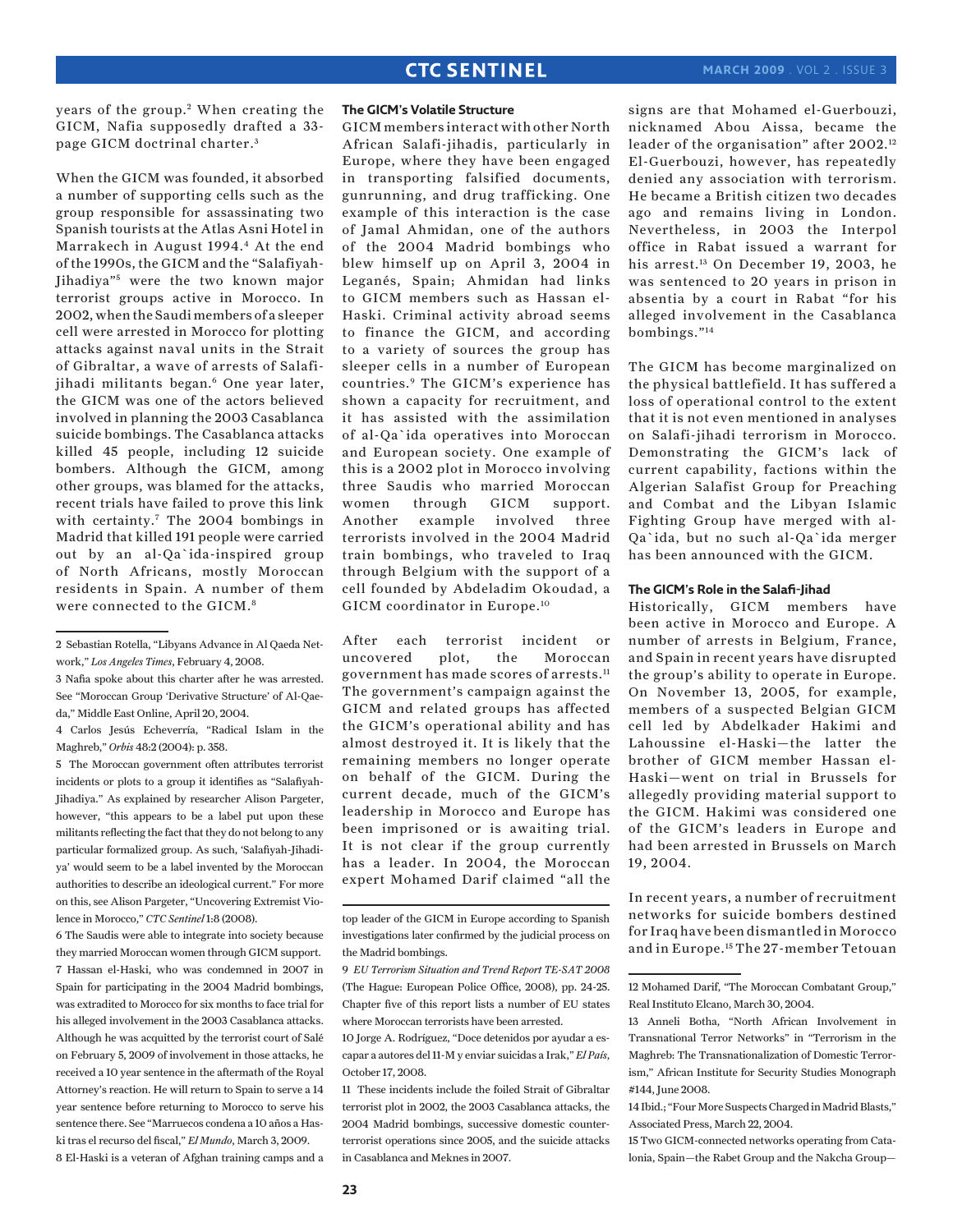years of the group.[2] When creating the GICM, Nafia supposedly drafted a 33-page GICM doctrinal charter.[3]

When the GICM was founded, it absorbed a number of supporting cells such as the group responsible for assassinating two Spanish tourists at the Atlas Asni Hotel in Marrakech in August 1994.[4] At the end of the 1990s, the GICM and the "Salafiyah-Jihadiya"[5] were the two known major terrorist groups active in Morocco. In 2002, when the Saudi members of a sleeper cell were arrested in Morocco for plotting attacks against naval units in the Strait of Gibraltar, a wave of arrests of Salafi-jihadi militants began.[6] One year later, the GICM was one of the actors believed involved in planning the 2003 Casablanca suicide bombings. The Casablanca attacks killed 45 people, including 12 suicide bombers. Although the GICM, among other groups, was blamed for the attacks, recent trials have failed to prove this link with certainty.[7] The 2004 bombings in Madrid that killed 191 people were carried out by an al-Qa`ida-inspired group of North Africans, mostly Moroccan residents in Spain. A number of them were connected to the GICM.[8]

### The GICM's Volatile Structure

GICM members interact with other North African Salafi-jihadis, particularly in Europe, where they have been engaged in transporting falsified documents, gunrunning, and drug trafficking. One example of this interaction is the case of Jamal Ahmidan, one of the authors of the 2004 Madrid bombings who blew himself up on April 3, 2004 in Leganés, Spain; Ahmidan had links to GICM members such as Hassan el-Haski. Criminal activity abroad seems to finance the GICM, and according to a variety of sources the group has sleeper cells in a number of European countries.[9] The GICM's experience has shown a capacity for recruitment, and it has assisted with the assimilation of al-Qa`ida operatives into Moroccan and European society. One example of this is a 2002 plot in Morocco involving three Saudis who married Moroccan women through GICM support. Another example involved three terrorists involved in the 2004 Madrid train bombings, who traveled to Iraq through Belgium with the support of a cell founded by Abdeladim Okoudad, a GICM coordinator in Europe.[10]

After each terrorist incident or uncovered plot, the Moroccan government has made scores of arrests.[11] The government's campaign against the GICM and related groups has affected the GICM's operational ability and has almost destroyed it. It is likely that the remaining members no longer operate on behalf of the GICM. During the current decade, much of the GICM's leadership in Morocco and Europe has been imprisoned or is awaiting trial. It is not clear if the group currently has a leader. In 2004, the Moroccan expert Mohamed Darif claimed "all the signs are that Mohamed el-Guerbouzi, nicknamed Abou Aissa, became the leader of the organisation" after 2002.[12] El-Guerbouzi, however, has repeatedly denied any association with terrorism. He became a British citizen two decades ago and remains living in London. Nevertheless, in 2003 the Interpol office in Rabat issued a warrant for his arrest.[13] On December 19, 2003, he was sentenced to 20 years in prison in absentia by a court in Rabat "for his alleged involvement in the Casablanca bombings."[14]

The GICM has become marginalized on the physical battlefield. It has suffered a loss of operational control to the extent that it is not even mentioned in analyses on Salafi-jihadi terrorism in Morocco. Demonstrating the GICM's lack of current capability, factions within the Algerian Salafist Group for Preaching and Combat and the Libyan Islamic Fighting Group have merged with al-Qa`ida, but no such al-Qa`ida merger has been announced with the GICM.

### The GICM's Role in the Salafi-Jihad

Historically, GICM members have been active in Morocco and Europe. A number of arrests in Belgium, France, and Spain in recent years have disrupted the group's ability to operate in Europe. On November 13, 2005, for example, members of a suspected Belgian GICM cell led by Abdelkader Hakimi and Lahoussine el-Haski—the latter the brother of GICM member Hassan el-Haski—went on trial in Brussels for allegedly providing material support to the GICM. Hakimi was considered one of the GICM's leaders in Europe and had been arrested in Brussels on March 19, 2004.

In recent years, a number of recruitment networks for suicide bombers destined for Iraq have been dismantled in Morocco and in Europe.[15] The 27-member Tetouan

---

2 Sebastian Rotella, "Libyans Advance in Al Qaeda Network," *Los Angeles Times*, February 4, 2008.

3 Nafia spoke about this charter after he was arrested. See "Moroccan Group 'Derivative Structure' of Al-Qaeda," Middle East Online, April 20, 2004.

4 Carlos Jesús Echeverría, "Radical Islam in the Maghreb," *Orbis* 48:2 (2004): p. 358.

5 The Moroccan government often attributes terrorist incidents or plots to a group it identifies as "Salafiyah-Jihadiya." As explained by researcher Alison Pargeter, however, "this appears to be a label put upon these militants reflecting the fact that they do not belong to any particular formalized group. As such, 'Salafiyah-Jihadiya' would seem to be a label invented by the Moroccan authorities to describe an ideological current." For more on this, see Alison Pargeter, "Uncovering Extremist Violence in Morocco," *CTC Sentinel* 1:8 (2008).

6 The Saudis were able to integrate into society because they married Moroccan women through GICM support.

7 Hassan el-Haski, who was condemned in 2007 in Spain for participating in the 2004 Madrid bombings, was extradited to Morocco for six months to face trial for his alleged involvement in the 2003 Casablanca attacks. Although he was acquitted by the terrorist court of Salé on February 5, 2009 of involvement in those attacks, he received a 10 year sentence in the aftermath of the Royal Attorney's reaction. He will return to Spain to serve a 14 year sentence before returning to Morocco to serve his sentence there. See "Marruecos condena a 10 años a Haski tras el recurso del fiscal," *El Mundo*, March 3, 2009.

8 El-Haski is a veteran of Afghan training camps and a top leader of the GICM in Europe according to Spanish investigations later confirmed by the judicial process on the Madrid bombings.

9 *EU Terrorism Situation and Trend Report TE-SAT 2008* (The Hague: European Police Office, 2008), pp. 24-25. Chapter five of this report lists a number of EU states where Moroccan terrorists have been arrested.

10 Jorge A. Rodríguez, "Doce detenidos por ayudar a escapar a autores del 11-M y enviar suicidas a Irak," *El País*, October 17, 2008.

11 These incidents include the foiled Strait of Gibraltar terrorist plot in 2002, the 2003 Casablanca attacks, the 2004 Madrid bombings, successive domestic counterterrorist operations since 2005, and the suicide attacks in Casablanca and Meknes in 2007.

12 Mohamed Darif, "The Moroccan Combatant Group," Real Instituto Elcano, March 30, 2004.

13 Anneli Botha, "North African Involvement in Transnational Terror Networks" in "Terrorism in the Maghreb: The Transnationalization of Domestic Terrorism," African Institute for Security Studies Monograph #144, June 2008.

14 Ibid.; "Four More Suspects Charged in Madrid Blasts," Associated Press, March 22, 2004.

15 Two GICM-connected networks operating from Catalonia, Spain—the Rabet Group and the Nakcha Group—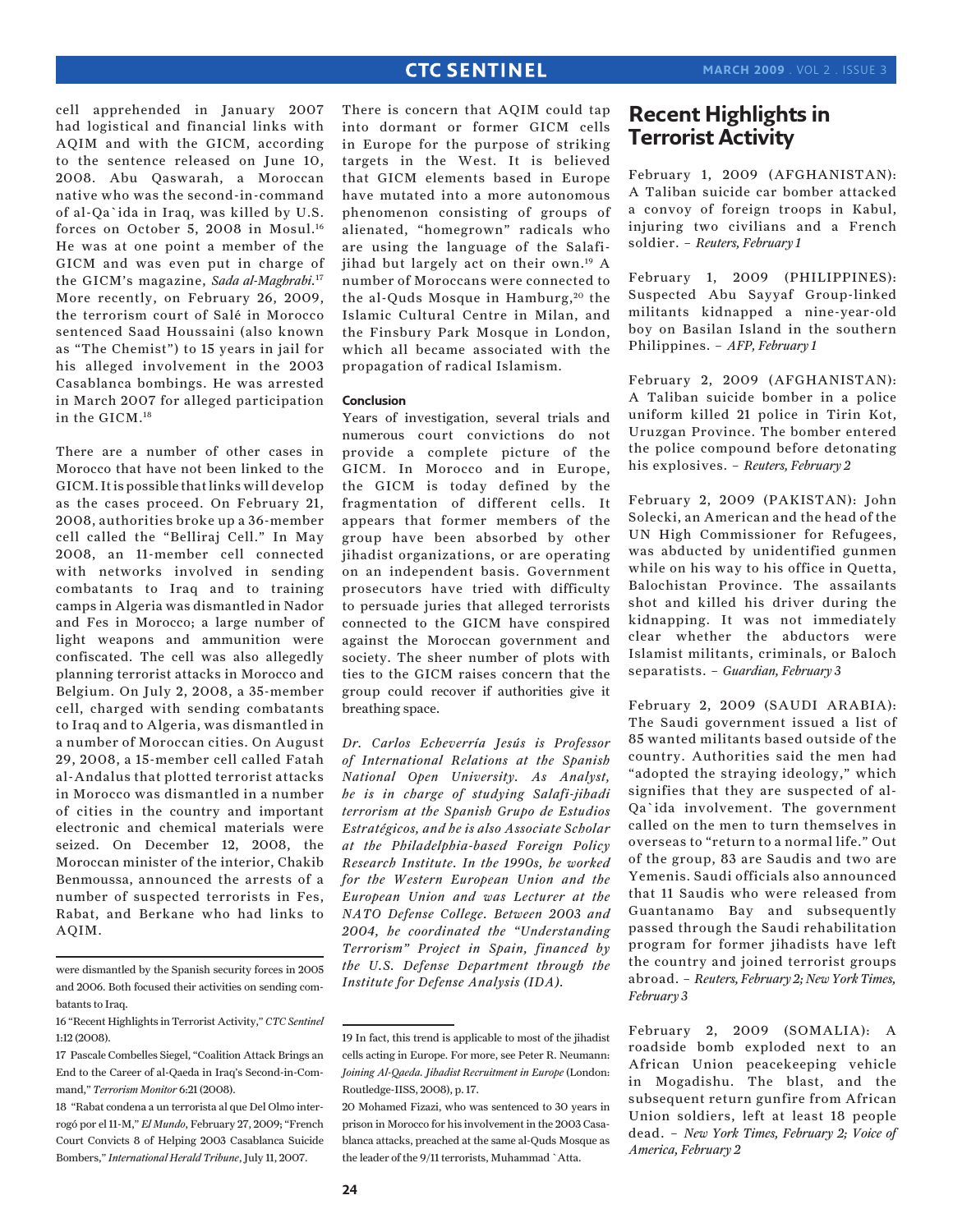cell apprehended in January 2007 had logistical and financial links with AQIM and with the GICM, according to the sentence released on June 10, 2008. Abu Qaswarah, a Moroccan native who was the second-in-command of al-Qa`ida in Iraq, was killed by U.S. forces on October 5, 2008 in Mosul.[16] He was at one point a member of the GICM and was even put in charge of the GICM's magazine, *Sada al-Maghrabi*.[17] More recently, on February 26, 2009, the terrorism court of Salé in Morocco sentenced Saad Houssaini (also known as "The Chemist") to 15 years in jail for his alleged involvement in the 2003 Casablanca bombings. He was arrested in March 2007 for alleged participation in the GICM.[18]

There are a number of other cases in Morocco that have not been linked to the GICM. It is possible that links will develop as the cases proceed. On February 21, 2008, authorities broke up a 36-member cell called the "Belliraj Cell." In May 2008, an 11-member cell connected with networks involved in sending combatants to Iraq and to training camps in Algeria was dismantled in Nador and Fes in Morocco; a large number of light weapons and ammunition were confiscated. The cell was also allegedly planning terrorist attacks in Morocco and Belgium. On July 2, 2008, a 35-member cell, charged with sending combatants to Iraq and to Algeria, was dismantled in a number of Moroccan cities. On August 29, 2008, a 15-member cell called Fatah al-Andalus that plotted terrorist attacks in Morocco was dismantled in a number of cities in the country and important electronic and chemical materials were seized. On December 12, 2008, the Moroccan minister of the interior, Chakib Benmoussa, announced the arrests of a number of suspected terrorists in Fes, Rabat, and Berkane who had links to AQIM.

There is concern that AQIM could tap into dormant or former GICM cells in Europe for the purpose of striking targets in the West. It is believed that GICM elements based in Europe have mutated into a more autonomous phenomenon consisting of groups of alienated, "homegrown" radicals who are using the language of the Salafi-jihad but largely act on their own.[19] A number of Moroccans were connected to the al-Quds Mosque in Hamburg,[20] the Islamic Cultural Centre in Milan, and the Finsbury Park Mosque in London, which all became associated with the propagation of radical Islamism.

### Conclusion

Years of investigation, several trials and numerous court convictions do not provide a complete picture of the GICM. In Morocco and in Europe, the GICM is today defined by the fragmentation of different cells. It appears that former members of the group have been absorbed by other jihadist organizations, or are operating on an independent basis. Government prosecutors have tried with difficulty to persuade juries that alleged terrorists connected to the GICM have conspired against the Moroccan government and society. The sheer number of plots with ties to the GICM raises concern that the group could recover if authorities give it breathing space.

*Dr. Carlos Echeverría Jesús is Professor of International Relations at the Spanish National Open University. As Analyst, he is in charge of studying Salafi-jihadi terrorism at the Spanish Grupo de Estudios Estratégicos, and he is also Associate Scholar at the Philadelphia-based Foreign Policy Research Institute. In the 1990s, he worked for the Western European Union and the European Union and was Lecturer at the NATO Defense College. Between 2003 and 2004, he coordinated the "Understanding Terrorism" Project in Spain, financed by the U.S. Defense Department through the Institute for Defense Analysis (IDA).*

---

were dismantled by the Spanish security forces in 2005 and 2006. Both focused their activities on sending combatants to Iraq.

16 "Recent Highlights in Terrorist Activity," *CTC Sentinel* 1:12 (2008).

17 Pascale Combelles Siegel, "Coalition Attack Brings an End to the Career of al-Qaeda in Iraq's Second-in-Command," *Terrorism Monitor* 6:21 (2008).

18 "Rabat condena a un terrorista al que Del Olmo interrogó por el 11-M," *El Mundo*, February 27, 2009; "French Court Convicts 8 of Helping 2003 Casablanca Suicide Bombers," *International Herald Tribune*, July 11, 2007.

19 In fact, this trend is applicable to most of the jihadist cells acting in Europe. For more, see Peter R. Neumann: *Joining Al-Qaeda. Jihadist Recruitment in Europe* (London: Routledge-IISS, 2008), p. 17.

20 Mohamed Fizazi, who was sentenced to 30 years in prison in Morocco for his involvement in the 2003 Casablanca attacks, preached at the same al-Quds Mosque as the leader of the 9/11 terrorists, Muhammad `Atta.

---

## Recent Highlights in Terrorist Activity

February 1, 2009 (AFGHANISTAN): A Taliban suicide car bomber attacked a convoy of foreign troops in Kabul, injuring two civilians and a French soldier. – *Reuters, February 1*

February 1, 2009 (PHILIPPINES): Suspected Abu Sayyaf Group-linked militants kidnapped a nine-year-old boy on Basilan Island in the southern Philippines. – *AFP, February 1*

February 2, 2009 (AFGHANISTAN): A Taliban suicide bomber in a police uniform killed 21 police in Tirin Kot, Uruzgan Province. The bomber entered the police compound before detonating his explosives. – *Reuters, February 2*

February 2, 2009 (PAKISTAN): John Solecki, an American and the head of the UN High Commissioner for Refugees, was abducted by unidentified gunmen while on his way to his office in Quetta, Balochistan Province. The assailants shot and killed his driver during the kidnapping. It was not immediately clear whether the abductors were Islamist militants, criminals, or Baloch separatists. – *Guardian, February 3*

February 2, 2009 (SAUDI ARABIA): The Saudi government issued a list of 85 wanted militants based outside of the country. Authorities said the men had "adopted the straying ideology," which signifies that they are suspected of al-Qa`ida involvement. The government called on the men to turn themselves in overseas to "return to a normal life." Out of the group, 83 are Saudis and two are Yemenis. Saudi officials also announced that 11 Saudis who were released from Guantanamo Bay and subsequently passed through the Saudi rehabilitation program for former jihadists have left the country and joined terrorist groups abroad. – *Reuters, February 2; New York Times, February 3*

February 2, 2009 (SOMALIA): A roadside bomb exploded next to an African Union peacekeeping vehicle in Mogadishu. The blast, and the subsequent return gunfire from African Union soldiers, left at least 18 people dead. – *New York Times, February 2; Voice of America, February 2*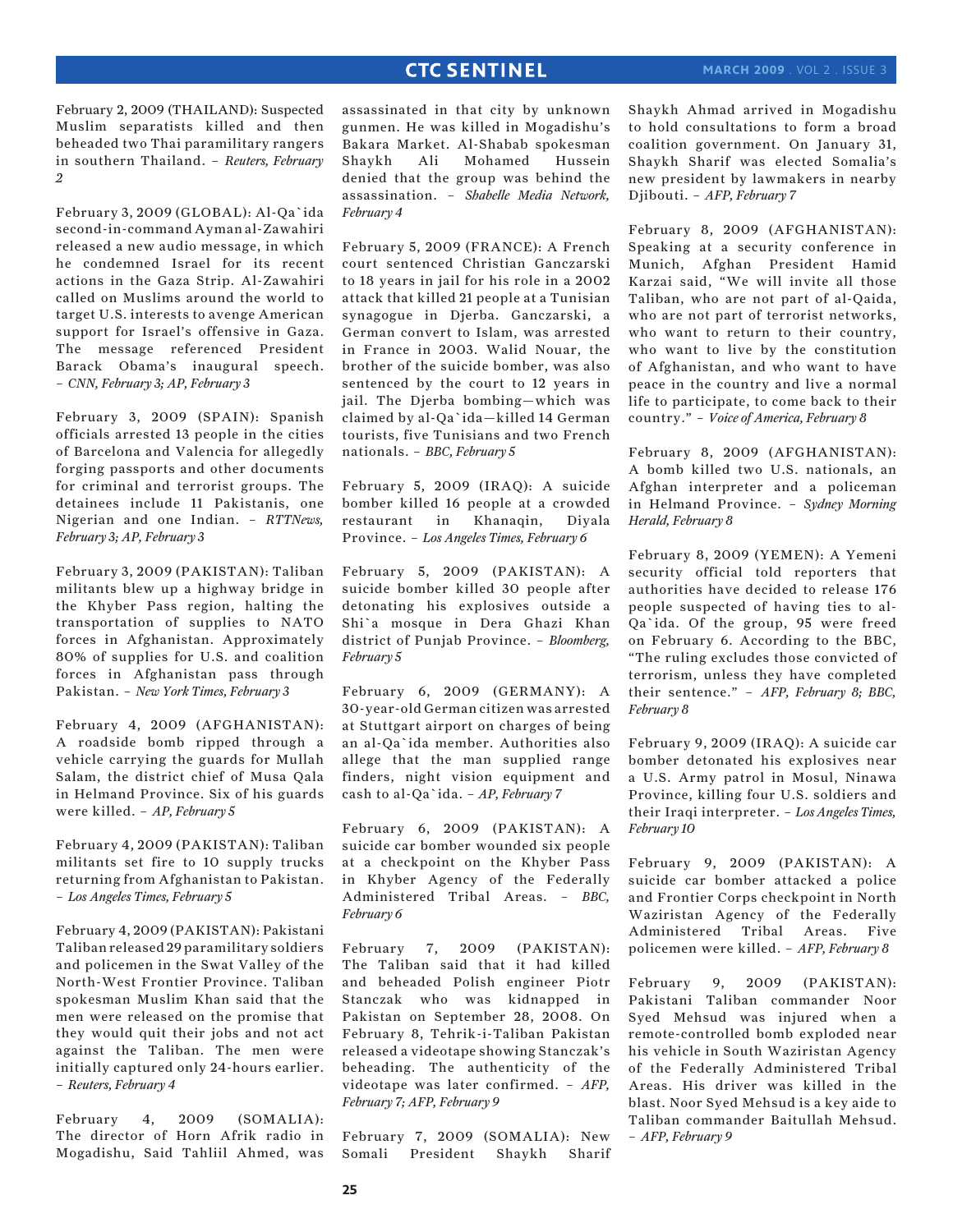February 2, 2009 (THAILAND): Suspected Muslim separatists killed and then beheaded two Thai paramilitary rangers in southern Thailand. – *Reuters, February 2*

February 3, 2009 (GLOBAL): Al-Qa`ida second-in-command Ayman al-Zawahiri released a new audio message, in which he condemned Israel for its recent actions in the Gaza Strip. Al-Zawahiri called on Muslims around the world to target U.S. interests to avenge American support for Israel's offensive in Gaza. The message referenced President Barack Obama's inaugural speech. – *CNN, February 3; AP, February 3*

February 3, 2009 (SPAIN): Spanish officials arrested 13 people in the cities of Barcelona and Valencia for allegedly forging passports and other documents for criminal and terrorist groups. The detainees include 11 Pakistanis, one Nigerian and one Indian. – *RTTNews, February 3; AP, February 3*

February 3, 2009 (PAKISTAN): Taliban militants blew up a highway bridge in the Khyber Pass region, halting the transportation of supplies to NATO forces in Afghanistan. Approximately 80% of supplies for U.S. and coalition forces in Afghanistan pass through Pakistan. – *New York Times, February 3*

February 4, 2009 (AFGHANISTAN): A roadside bomb ripped through a vehicle carrying the guards for Mullah Salam, the district chief of Musa Qala in Helmand Province. Six of his guards were killed. – *AP, February 5*

February 4, 2009 (PAKISTAN): Taliban militants set fire to 10 supply trucks returning from Afghanistan to Pakistan. – *Los Angeles Times, February 5*

February 4, 2009 (PAKISTAN): Pakistani Taliban released 29 paramilitary soldiers and policemen in the Swat Valley of the North-West Frontier Province. Taliban spokesman Muslim Khan said that the men were released on the promise that they would quit their jobs and not act against the Taliban. The men were initially captured only 24-hours earlier. – *Reuters, February 4*

February 4, 2009 (SOMALIA): The director of Horn Afrik radio in Mogadishu, Said Tahliil Ahmed, was assassinated in that city by unknown gunmen. He was killed in Mogadishu's Bakara Market. Al-Shabab spokesman Shaykh Ali Mohamed Hussein denied that the group was behind the assassination. – *Shabelle Media Network, February 4*

February 5, 2009 (FRANCE): A French court sentenced Christian Ganczarski to 18 years in jail for his role in a 2002 attack that killed 21 people at a Tunisian synagogue in Djerba. Ganczarski, a German convert to Islam, was arrested in France in 2003. Walid Nouar, the brother of the suicide bomber, was also sentenced by the court to 12 years in jail. The Djerba bombing—which was claimed by al-Qa`ida—killed 14 German tourists, five Tunisians and two French nationals. – *BBC, February 5*

February 5, 2009 (IRAQ): A suicide bomber killed 16 people at a crowded restaurant in Khanaqin, Diyala Province. – *Los Angeles Times, February 6*

February 5, 2009 (PAKISTAN): A suicide bomber killed 30 people after detonating his explosives outside a Shi`a mosque in Dera Ghazi Khan district of Punjab Province. – *Bloomberg, February 5*

February 6, 2009 (GERMANY): A 30-year-old German citizen was arrested at Stuttgart airport on charges of being an al-Qa`ida member. Authorities also allege that the man supplied range finders, night vision equipment and cash to al-Qa`ida. – *AP, February 7*

February 6, 2009 (PAKISTAN): A suicide car bomber wounded six people at a checkpoint on the Khyber Pass in Khyber Agency of the Federally Administered Tribal Areas. – *BBC, February 6*

February 7, 2009 (PAKISTAN): The Taliban said that it had killed and beheaded Polish engineer Piotr Stanczak who was kidnapped in Pakistan on September 28, 2008. On February 8, Tehrik-i-Taliban Pakistan released a videotape showing Stanczak's beheading. The authenticity of the videotape was later confirmed. – *AFP, February 7; AFP, February 9*

February 7, 2009 (SOMALIA): New Somali President Shaykh Sharif Shaykh Ahmad arrived in Mogadishu to hold consultations to form a broad coalition government. On January 31, Shaykh Sharif was elected Somalia's new president by lawmakers in nearby Djibouti. – *AFP, February 7*

February 8, 2009 (AFGHANISTAN): Speaking at a security conference in Munich, Afghan President Hamid Karzai said, "We will invite all those Taliban, who are not part of al-Qaida, who are not part of terrorist networks, who want to return to their country, who want to live by the constitution of Afghanistan, and who want to have peace in the country and live a normal life to participate, to come back to their country." – *Voice of America, February 8*

February 8, 2009 (AFGHANISTAN): A bomb killed two U.S. nationals, an Afghan interpreter and a policeman in Helmand Province. – *Sydney Morning Herald, February 8*

February 8, 2009 (YEMEN): A Yemeni security official told reporters that authorities have decided to release 176 people suspected of having ties to al-Qa`ida. Of the group, 95 were freed on February 6. According to the BBC, "The ruling excludes those convicted of terrorism, unless they have completed their sentence." – *AFP, February 8; BBC, February 8*

February 9, 2009 (IRAQ): A suicide car bomber detonated his explosives near a U.S. Army patrol in Mosul, Ninawa Province, killing four U.S. soldiers and their Iraqi interpreter. – *Los Angeles Times, February 10*

February 9, 2009 (PAKISTAN): A suicide car bomber attacked a police and Frontier Corps checkpoint in North Waziristan Agency of the Federally Administered Tribal Areas. Five policemen were killed. – *AFP, February 8*

February 9, 2009 (PAKISTAN): Pakistani Taliban commander Noor Syed Mehsud was injured when a remote-controlled bomb exploded near his vehicle in South Waziristan Agency of the Federally Administered Tribal Areas. His driver was killed in the blast. Noor Syed Mehsud is a key aide to Taliban commander Baitullah Mehsud. – *AFP, February 9*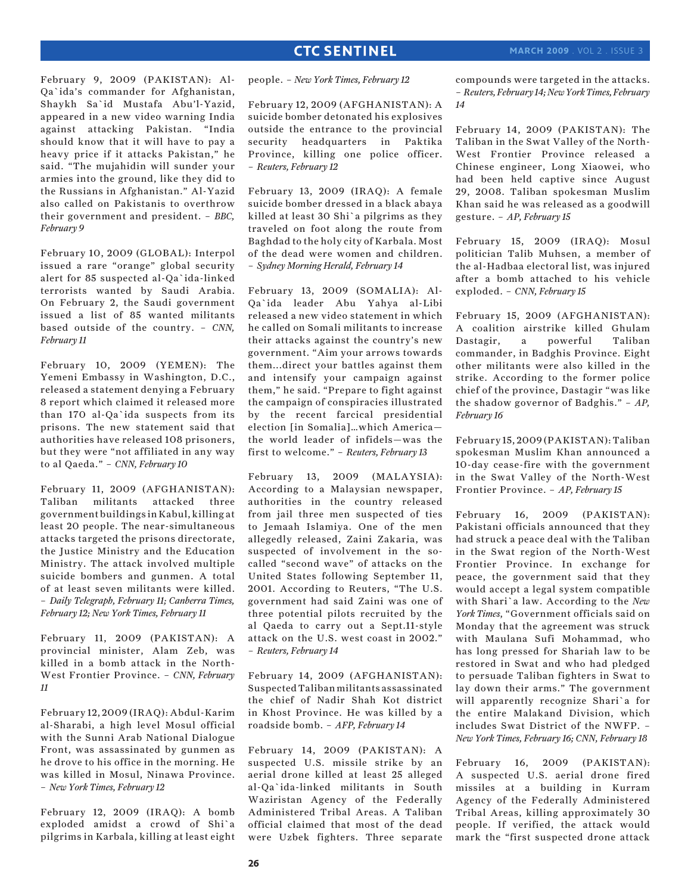February 9, 2009 (PAKISTAN): Al-Qa`ida's commander for Afghanistan, Shaykh Sa`id Mustafa Abu'l-Yazid, appeared in a new video warning India against attacking Pakistan. "India should know that it will have to pay a heavy price if it attacks Pakistan," he said. "The mujahidin will sunder your armies into the ground, like they did to the Russians in Afghanistan." Al-Yazid also called on Pakistanis to overthrow their government and president. – *BBC, February 9*

February 10, 2009 (GLOBAL): Interpol issued a rare "orange" global security alert for 85 suspected al-Qa`ida-linked terrorists wanted by Saudi Arabia. On February 2, the Saudi government issued a list of 85 wanted militants based outside of the country. – *CNN, February 11*

February 10, 2009 (YEMEN): The Yemeni Embassy in Washington, D.C., released a statement denying a February 8 report which claimed it released more than 170 al-Qa`ida suspects from its prisons. The new statement said that authorities have released 108 prisoners, but they were "not affiliated in any way to al Qaeda." – *CNN, February 10*

February 11, 2009 (AFGHANISTAN): Taliban militants attacked three government buildings in Kabul, killing at least 20 people. The near-simultaneous attacks targeted the prisons directorate, the Justice Ministry and the Education Ministry. The attack involved multiple suicide bombers and gunmen. A total of at least seven militants were killed. – *Daily Telegraph, February 11; Canberra Times, February 12; New York Times, February 11*

February 11, 2009 (PAKISTAN): A provincial minister, Alam Zeb, was killed in a bomb attack in the North-West Frontier Province. – *CNN, February 11*

February 12, 2009 (IRAQ): Abdul-Karim al-Sharabi, a high level Mosul official with the Sunni Arab National Dialogue Front, was assassinated by gunmen as he drove to his office in the morning. He was killed in Mosul, Ninawa Province. – *New York Times, February 12*

February 12, 2009 (IRAQ): A bomb exploded amidst a crowd of Shi`a pilgrims in Karbala, killing at least eight people. – *New York Times, February 12*

February 12, 2009 (AFGHANISTAN): A suicide bomber detonated his explosives outside the entrance to the provincial security headquarters in Paktika Province, killing one police officer. – *Reuters, February 12*

February 13, 2009 (IRAQ): A female suicide bomber dressed in a black abaya killed at least 30 Shi`a pilgrims as they traveled on foot along the route from Baghdad to the holy city of Karbala. Most of the dead were women and children. – *Sydney Morning Herald, February 14*

February 13, 2009 (SOMALIA): Al-Qa`ida leader Abu Yahya al-Libi released a new video statement in which he called on Somali militants to increase their attacks against the country's new government. "Aim your arrows towards them...direct your battles against them and intensify your campaign against them," he said. "Prepare to fight against the campaign of conspiracies illustrated by the recent farcical presidential election [in Somalia]...which America—the world leader of infidels—was the first to welcome." – *Reuters, February 13*

February 13, 2009 (MALAYSIA): According to a Malaysian newspaper, authorities in the country released from jail three men suspected of ties to Jemaah Islamiya. One of the men allegedly released, Zaini Zakaria, was suspected of involvement in the so-called "second wave" of attacks on the United States following September 11, 2001. According to Reuters, "The U.S. government had said Zaini was one of three potential pilots recruited by the al Qaeda to carry out a Sept.11-style attack on the U.S. west coast in 2002." – *Reuters, February 14*

February 14, 2009 (AFGHANISTAN): Suspected Taliban militants assassinated the chief of Nadir Shah Kot district in Khost Province. He was killed by a roadside bomb. – *AFP, February 14*

February 14, 2009 (PAKISTAN): A suspected U.S. missile strike by an aerial drone killed at least 25 alleged al-Qa`ida-linked militants in South Waziristan Agency of the Federally Administered Tribal Areas. A Taliban official claimed that most of the dead were Uzbek fighters. Three separate compounds were targeted in the attacks. – *Reuters, February 14; New York Times, February 14*

February 14, 2009 (PAKISTAN): The Taliban in the Swat Valley of the North-West Frontier Province released a Chinese engineer, Long Xiaowei, who had been held captive since August 29, 2008. Taliban spokesman Muslim Khan said he was released as a goodwill gesture. – *AP, February 15*

February 15, 2009 (IRAQ): Mosul politician Talib Muhsen, a member of the al-Hadbaa electoral list, was injured after a bomb attached to his vehicle exploded. – *CNN, February 15*

February 15, 2009 (AFGHANISTAN): A coalition airstrike killed Ghulam Dastagir, a powerful Taliban commander, in Badghis Province. Eight other militants were also killed in the strike. According to the former police chief of the province, Dastagir "was like the shadow governor of Badghis." – *AP, February 16*

February 15, 2009 (PAKISTAN): Taliban spokesman Muslim Khan announced a 10-day cease-fire with the government in the Swat Valley of the North-West Frontier Province. – *AP, February 15*

February 16, 2009 (PAKISTAN): Pakistani officials announced that they had struck a peace deal with the Taliban in the Swat region of the North-West Frontier Province. In exchange for peace, the government said that they would accept a legal system compatible with Shari`a law. According to the *New York Times*, "Government officials said on Monday that the agreement was struck with Maulana Sufi Mohammad, who has long pressed for Shariah law to be restored in Swat and who had pledged to persuade Taliban fighters in Swat to lay down their arms." The government will apparently recognize Shari`a for the entire Malakand Division, which includes Swat District of the NWFP. – *New York Times, February 16; CNN, February 18*

February 16, 2009 (PAKISTAN): A suspected U.S. aerial drone fired missiles at a building in Kurram Agency of the Federally Administered Tribal Areas, killing approximately 30 people. If verified, the attack would mark the "first suspected drone attack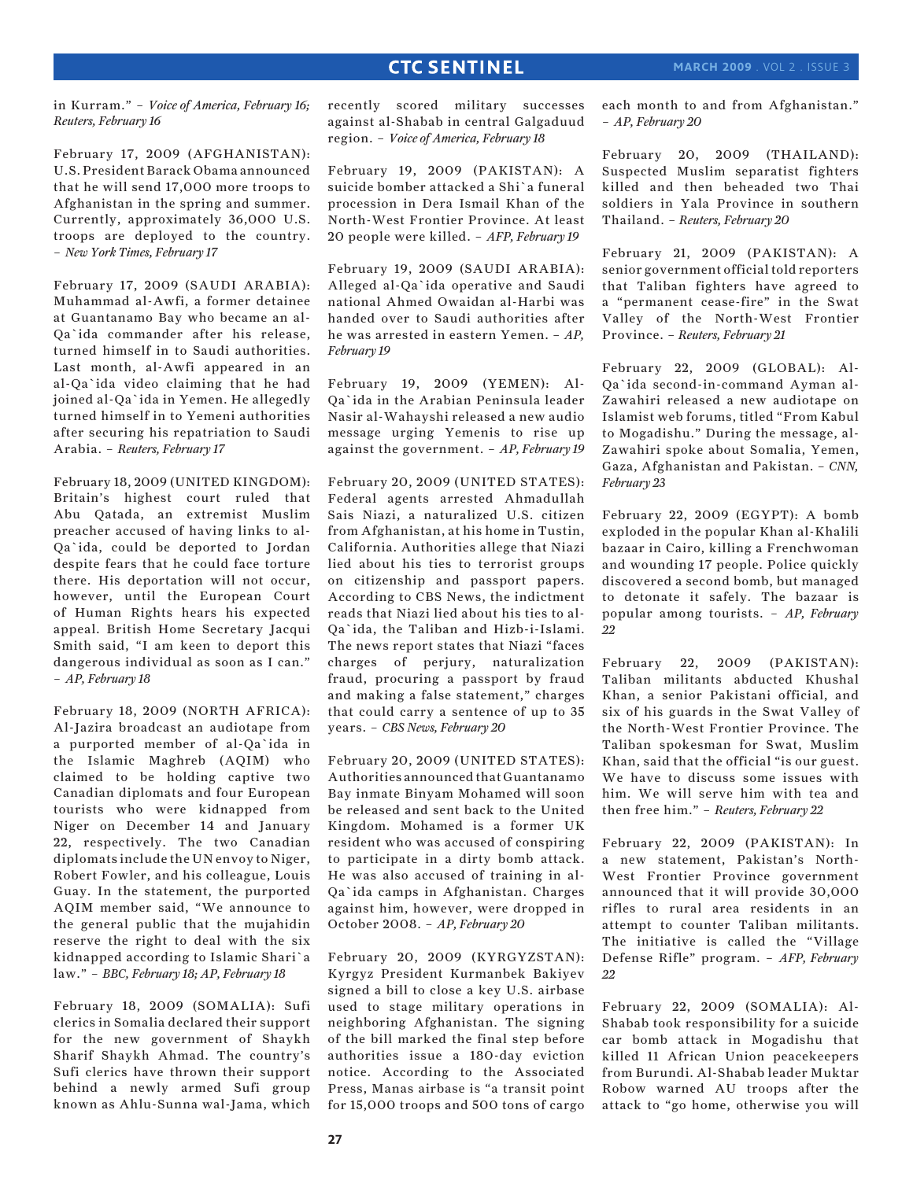in Kurram." – *Voice of America, February 16; Reuters, February 16*

February 17, 2009 (AFGHANISTAN): U.S. President Barack Obama announced that he will send 17,000 more troops to Afghanistan in the spring and summer. Currently, approximately 36,000 U.S. troops are deployed to the country. – *New York Times, February 17*

February 17, 2009 (SAUDI ARABIA): Muhammad al-Awfi, a former detainee at Guantanamo Bay who became an al-Qa`ida commander after his release, turned himself in to Saudi authorities. Last month, al-Awfi appeared in an al-Qa`ida video claiming that he had joined al-Qa`ida in Yemen. He allegedly turned himself in to Yemeni authorities after securing his repatriation to Saudi Arabia. – *Reuters, February 17*

February 18, 2009 (UNITED KINGDOM): Britain's highest court ruled that Abu Qatada, an extremist Muslim preacher accused of having links to al-Qa`ida, could be deported to Jordan despite fears that he could face torture there. His deportation will not occur, however, until the European Court of Human Rights hears his expected appeal. British Home Secretary Jacqui Smith said, "I am keen to deport this dangerous individual as soon as I can." – *AP, February 18*

February 18, 2009 (NORTH AFRICA): Al-Jazira broadcast an audiotape from a purported member of al-Qa`ida in the Islamic Maghreb (AQIM) who claimed to be holding captive two Canadian diplomats and four European tourists who were kidnapped from Niger on December 14 and January 22, respectively. The two Canadian diplomats include the UN envoy to Niger, Robert Fowler, and his colleague, Louis Guay. In the statement, the purported AQIM member said, "We announce to the general public that the mujahidin reserve the right to deal with the six kidnapped according to Islamic Shari`a law." – *BBC, February 18; AP, February 18*

February 18, 2009 (SOMALIA): Sufi clerics in Somalia declared their support for the new government of Shaykh Sharif Shaykh Ahmad. The country's Sufi clerics have thrown their support behind a newly armed Sufi group known as Ahlu-Sunna wal-Jama, which recently scored military successes against al-Shabab in central Galgaduud region. – *Voice of America, February 18*

February 19, 2009 (PAKISTAN): A suicide bomber attacked a Shi`a funeral procession in Dera Ismail Khan of the North-West Frontier Province. At least 20 people were killed. – *AFP, February 19*

February 19, 2009 (SAUDI ARABIA): Alleged al-Qa`ida operative and Saudi national Ahmed Owaidan al-Harbi was handed over to Saudi authorities after he was arrested in eastern Yemen. – *AP, February 19*

February 19, 2009 (YEMEN): Al-Qa`ida in the Arabian Peninsula leader Nasir al-Wahayshi released a new audio message urging Yemenis to rise up against the government. – *AP, February 19*

February 20, 2009 (UNITED STATES): Federal agents arrested Ahmadullah Sais Niazi, a naturalized U.S. citizen from Afghanistan, at his home in Tustin, California. Authorities allege that Niazi lied about his ties to terrorist groups on citizenship and passport papers. According to CBS News, the indictment reads that Niazi lied about his ties to al-Qa`ida, the Taliban and Hizb-i-Islami. The news report states that Niazi "faces charges of perjury, naturalization fraud, procuring a passport by fraud and making a false statement," charges that could carry a sentence of up to 35 years. – *CBS News, February 20*

February 20, 2009 (UNITED STATES): Authorities announced that Guantanamo Bay inmate Binyam Mohamed will soon be released and sent back to the United Kingdom. Mohamed is a former UK resident who was accused of conspiring to participate in a dirty bomb attack. He was also accused of training in al-Qa`ida camps in Afghanistan. Charges against him, however, were dropped in October 2008. – *AP, February 20*

February 20, 2009 (KYRGYZSTAN): Kyrgyz President Kurmanbek Bakiyev signed a bill to close a key U.S. airbase used to stage military operations in neighboring Afghanistan. The signing of the bill marked the final step before authorities issue a 180-day eviction notice. According to the Associated Press, Manas airbase is "a transit point for 15,000 troops and 500 tons of cargo each month to and from Afghanistan." – *AP, February 20*

February 20, 2009 (THAILAND): Suspected Muslim separatist fighters killed and then beheaded two Thai soldiers in Yala Province in southern Thailand. – *Reuters, February 20*

February 21, 2009 (PAKISTAN): A senior government official told reporters that Taliban fighters have agreed to a "permanent cease-fire" in the Swat Valley of the North-West Frontier Province. – *Reuters, February 21*

February 22, 2009 (GLOBAL): Al-Qa`ida second-in-command Ayman al-Zawahiri released a new audiotape on Islamist web forums, titled "From Kabul to Mogadishu." During the message, al-Zawahiri spoke about Somalia, Yemen, Gaza, Afghanistan and Pakistan. – *CNN, February 23*

February 22, 2009 (EGYPT): A bomb exploded in the popular Khan al-Khalili bazaar in Cairo, killing a Frenchwoman and wounding 17 people. Police quickly discovered a second bomb, but managed to detonate it safely. The bazaar is popular among tourists. – *AP, February 22*

February 22, 2009 (PAKISTAN): Taliban militants abducted Khushal Khan, a senior Pakistani official, and six of his guards in the Swat Valley of the North-West Frontier Province. The Taliban spokesman for Swat, Muslim Khan, said that the official "is our guest. We have to discuss some issues with him. We will serve him with tea and then free him." – *Reuters, February 22*

February 22, 2009 (PAKISTAN): In a new statement, Pakistan's North-West Frontier Province government announced that it will provide 30,000 rifles to rural area residents in an attempt to counter Taliban militants. The initiative is called the "Village Defense Rifle" program. – *AFP, February 22*

February 22, 2009 (SOMALIA): Al-Shabab took responsibility for a suicide car bomb attack in Mogadishu that killed 11 African Union peacekeepers from Burundi. Al-Shabab leader Muktar Robow warned AU troops after the attack to "go home, otherwise you will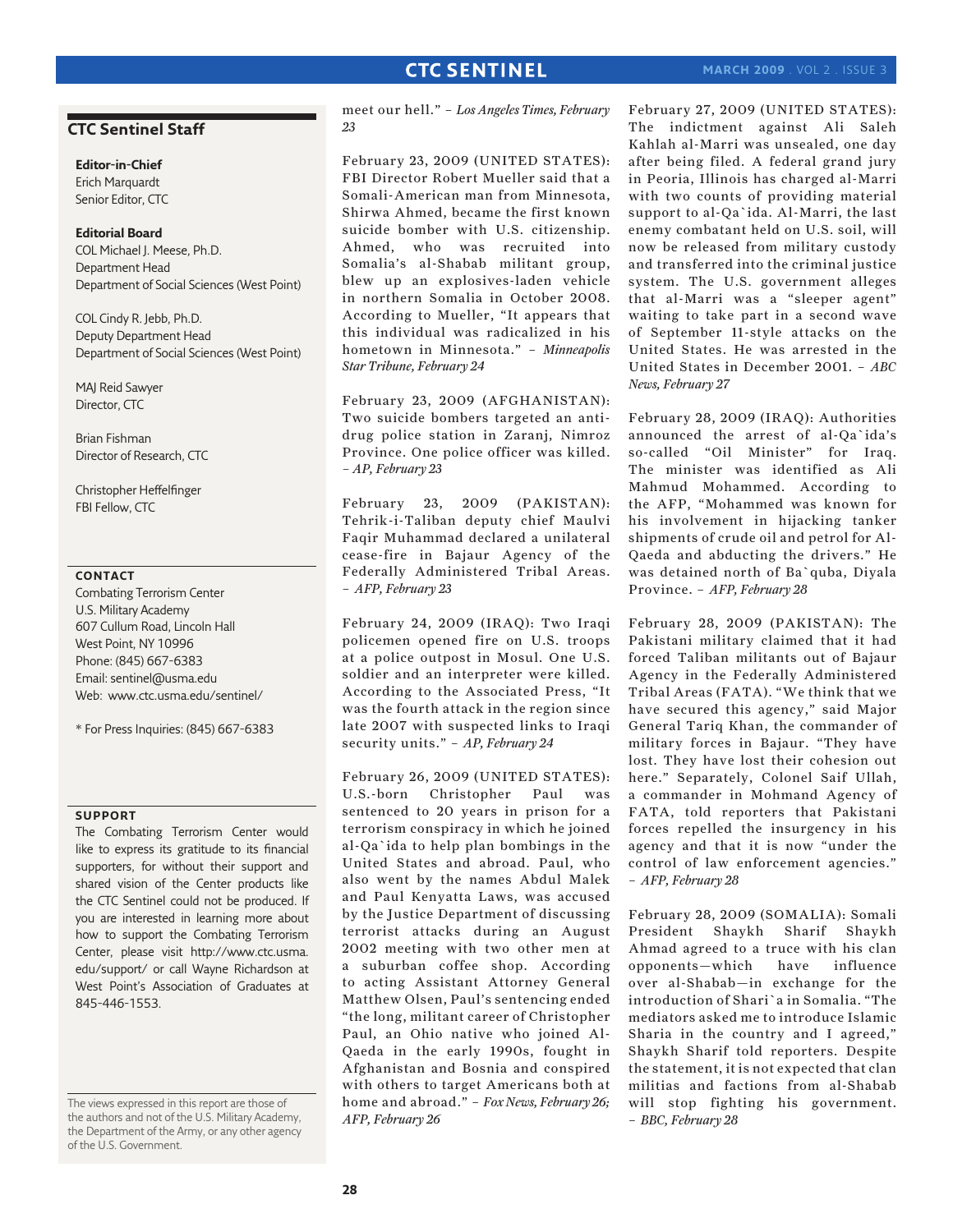## CTC Sentinel Staff

**Editor-in-Chief**
Erich Marquardt
Senior Editor, CTC

**Editorial Board**
COL Michael J. Meese, Ph.D.
Department Head
Department of Social Sciences (West Point)

COL Cindy R. Jebb, Ph.D.
Deputy Department Head
Department of Social Sciences (West Point)

MAJ Reid Sawyer
Director, CTC

Brian Fishman
Director of Research, CTC

Christopher Heffelfinger
FBI Fellow, CTC

### CONTACT

Combating Terrorism Center
U.S. Military Academy
607 Cullum Road, Lincoln Hall
West Point, NY 10996
Phone: (845) 667-6383
Email: sentinel@usma.edu
Web: www.ctc.usma.edu/sentinel/

* For Press Inquiries: (845) 667-6383

### SUPPORT

The Combating Terrorism Center would like to express its gratitude to its financial supporters, for without their support and shared vision of the Center products like the CTC Sentinel could not be produced. If you are interested in learning more about how to support the Combating Terrorism Center, please visit http://www.ctc.usma.edu/support/ or call Wayne Richardson at West Point's Association of Graduates at 845-446-1553.

The views expressed in this report are those of the authors and not of the U.S. Military Academy, the Department of the Army, or any other agency of the U.S. Government.

meet our hell." – *Los Angeles Times, February 23*

February 23, 2009 (UNITED STATES): FBI Director Robert Mueller said that a Somali-American man from Minnesota, Shirwa Ahmed, became the first known suicide bomber with U.S. citizenship. Ahmed, who was recruited into Somalia's al-Shabab militant group, blew up an explosives-laden vehicle in northern Somalia in October 2008. According to Mueller, "It appears that this individual was radicalized in his hometown in Minnesota." – *Minneapolis Star Tribune, February 24*

February 23, 2009 (AFGHANISTAN): Two suicide bombers targeted an anti-drug police station in Zaranj, Nimroz Province. One police officer was killed. – *AP, February 23*

February 23, 2009 (PAKISTAN): Tehrik-i-Taliban deputy chief Maulvi Faqir Muhammad declared a unilateral cease-fire in Bajaur Agency of the Federally Administered Tribal Areas. – *AFP, February 23*

February 24, 2009 (IRAQ): Two Iraqi policemen opened fire on U.S. troops at a police outpost in Mosul. One U.S. soldier and an interpreter were killed. According to the Associated Press, "It was the fourth attack in the region since late 2007 with suspected links to Iraqi security units." – *AP, February 24*

February 26, 2009 (UNITED STATES): U.S.-born Christopher Paul was sentenced to 20 years in prison for a terrorism conspiracy in which he joined al-Qa`ida to help plan bombings in the United States and abroad. Paul, who also went by the names Abdul Malek and Paul Kenyatta Laws, was accused by the Justice Department of discussing terrorist attacks during an August 2002 meeting with two other men at a suburban coffee shop. According to acting Assistant Attorney General Matthew Olsen, Paul's sentencing ended "the long, militant career of Christopher Paul, an Ohio native who joined Al-Qaeda in the early 1990s, fought in Afghanistan and Bosnia and conspired with others to target Americans both at home and abroad." – *Fox News, February 26; AFP, February 26*

February 27, 2009 (UNITED STATES): The indictment against Ali Saleh Kahlah al-Marri was unsealed, one day after being filed. A federal grand jury in Peoria, Illinois has charged al-Marri with two counts of providing material support to al-Qa`ida. Al-Marri, the last enemy combatant held on U.S. soil, will now be released from military custody and transferred into the criminal justice system. The U.S. government alleges that al-Marri was a "sleeper agent" waiting to take part in a second wave of September 11-style attacks on the United States. He was arrested in the United States in December 2001. – *ABC News, February 27*

February 28, 2009 (IRAQ): Authorities announced the arrest of al-Qa`ida's so-called "Oil Minister" for Iraq. The minister was identified as Ali Mahmud Mohammed. According to the AFP, "Mohammed was known for his involvement in hijacking tanker shipments of crude oil and petrol for Al-Qaeda and abducting the drivers." He was detained north of Ba`quba, Diyala Province. – *AFP, February 28*

February 28, 2009 (PAKISTAN): The Pakistani military claimed that it had forced Taliban militants out of Bajaur Agency in the Federally Administered Tribal Areas (FATA). "We think that we have secured this agency," said Major General Tariq Khan, the commander of military forces in Bajaur. "They have lost. They have lost their cohesion out here." Separately, Colonel Saif Ullah, a commander in Mohmand Agency of FATA, told reporters that Pakistani forces repelled the insurgency in his agency and that it is now "under the control of law enforcement agencies." – *AFP, February 28*

February 28, 2009 (SOMALIA): Somali President Shaykh Sharif Shaykh Ahmad agreed to a truce with his clan opponents—which have influence over al-Shabab—in exchange for the introduction of Shari`a in Somalia. "The mediators asked me to introduce Islamic Sharia in the country and I agreed," Shaykh Sharif told reporters. Despite the statement, it is not expected that clan militias and factions from al-Shabab will stop fighting his government. – *BBC, February 28*